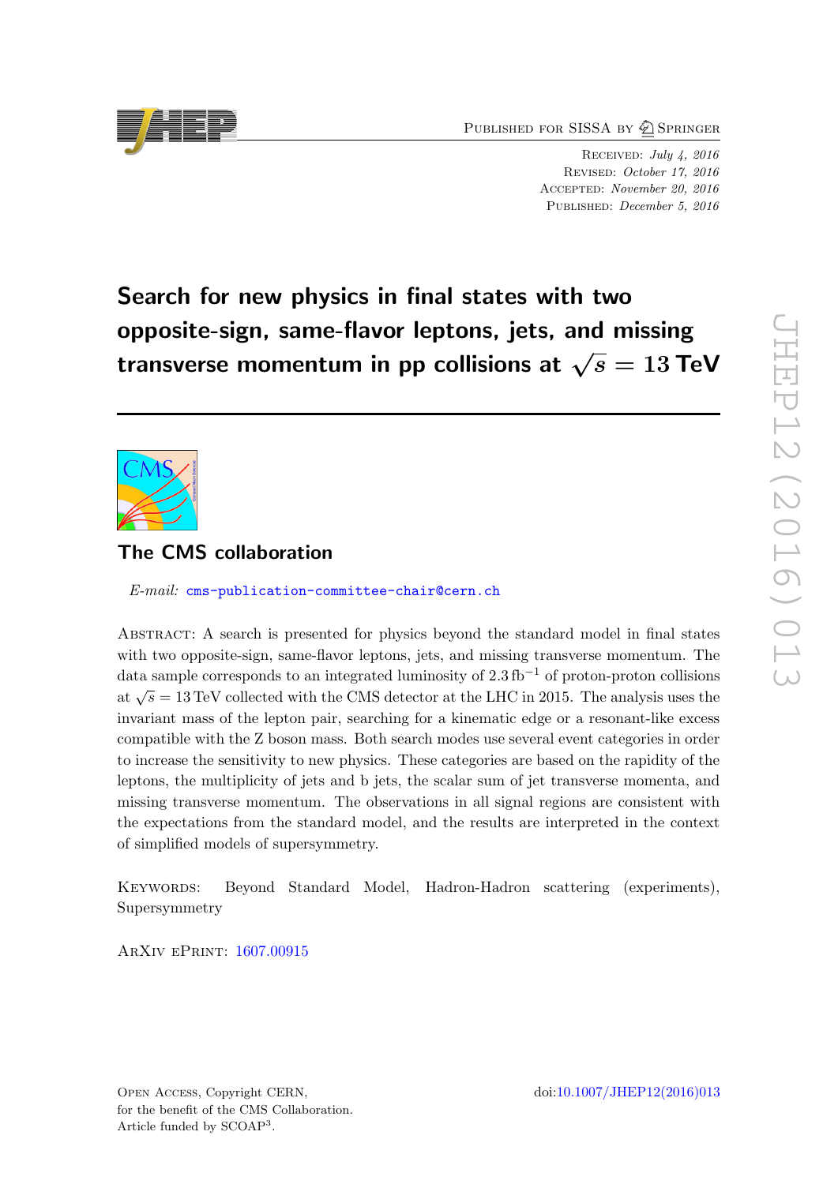Published for SISSA by Springer

Received: *July 4, 2016*
Revised: *October 17, 2016*
Accepted: *November 20, 2016*
Published: *December 5, 2016*

# Search for new physics in final states with two opposite-sign, same-flavor leptons, jets, and missing transverse momentum in pp collisions at $\sqrt{s} = 13$ TeV

## The CMS collaboration

*E-mail:* cms-publication-committee-chair@cern.ch

Abstract: A search is presented for physics beyond the standard model in final states with two opposite-sign, same-flavor leptons, jets, and missing transverse momentum. The data sample corresponds to an integrated luminosity of $2.3\,\text{fb}^{-1}$ of proton-proton collisions at $\sqrt{s} = 13$ TeV collected with the CMS detector at the LHC in 2015. The analysis uses the invariant mass of the lepton pair, searching for a kinematic edge or a resonant-like excess compatible with the Z boson mass. Both search modes use several event categories in order to increase the sensitivity to new physics. These categories are based on the rapidity of the leptons, the multiplicity of jets and b jets, the scalar sum of jet transverse momenta, and missing transverse momentum. The observations in all signal regions are consistent with the expectations from the standard model, and the results are interpreted in the context of simplified models of supersymmetry.

Keywords: Beyond Standard Model, Hadron-Hadron scattering (experiments), Supersymmetry

ArXiv ePrint: 1607.00915

Open Access, Copyright CERN, for the benefit of the CMS Collaboration. Article funded by SCOAP[3].

doi:10.1007/JHEP12(2016)013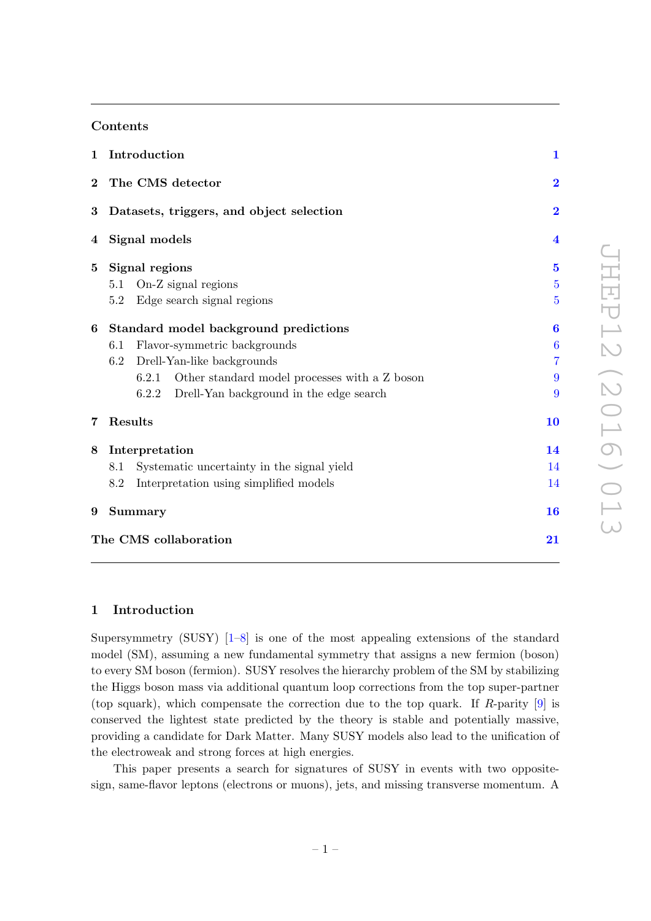## Contents

| | | |
|---|---|---|
| **1** | **Introduction** | **1** |
| **2** | **The CMS detector** | **2** |
| **3** | **Datasets, triggers, and object selection** | **2** |
| **4** | **Signal models** | **4** |
| **5** | **Signal regions** | **5** |
| | 5.1 On-Z signal regions | 5 |
| | 5.2 Edge search signal regions | 5 |
| **6** | **Standard model background predictions** | **6** |
| | 6.1 Flavor-symmetric backgrounds | 6 |
| | 6.2 Drell-Yan-like backgrounds | 7 |
| | 6.2.1 Other standard model processes with a Z boson | 9 |
| | 6.2.2 Drell-Yan background in the edge search | 9 |
| **7** | **Results** | **10** |
| **8** | **Interpretation** | **14** |
| | 8.1 Systematic uncertainty in the signal yield | 14 |
| | 8.2 Interpretation using simplified models | 14 |
| **9** | **Summary** | **16** |
| | **The CMS collaboration** | **21** |

## 1 Introduction

Supersymmetry (SUSY) [1–8] is one of the most appealing extensions of the standard model (SM), assuming a new fundamental symmetry that assigns a new fermion (boson) to every SM boson (fermion). SUSY resolves the hierarchy problem of the SM by stabilizing the Higgs boson mass via additional quantum loop corrections from the top super-partner (top squark), which compensate the correction due to the top quark. If $R$-parity [9] is conserved the lightest state predicted by the theory is stable and potentially massive, providing a candidate for Dark Matter. Many SUSY models also lead to the unification of the electroweak and strong forces at high energies.

This paper presents a search for signatures of SUSY in events with two opposite-sign, same-flavor leptons (electrons or muons), jets, and missing transverse momentum. A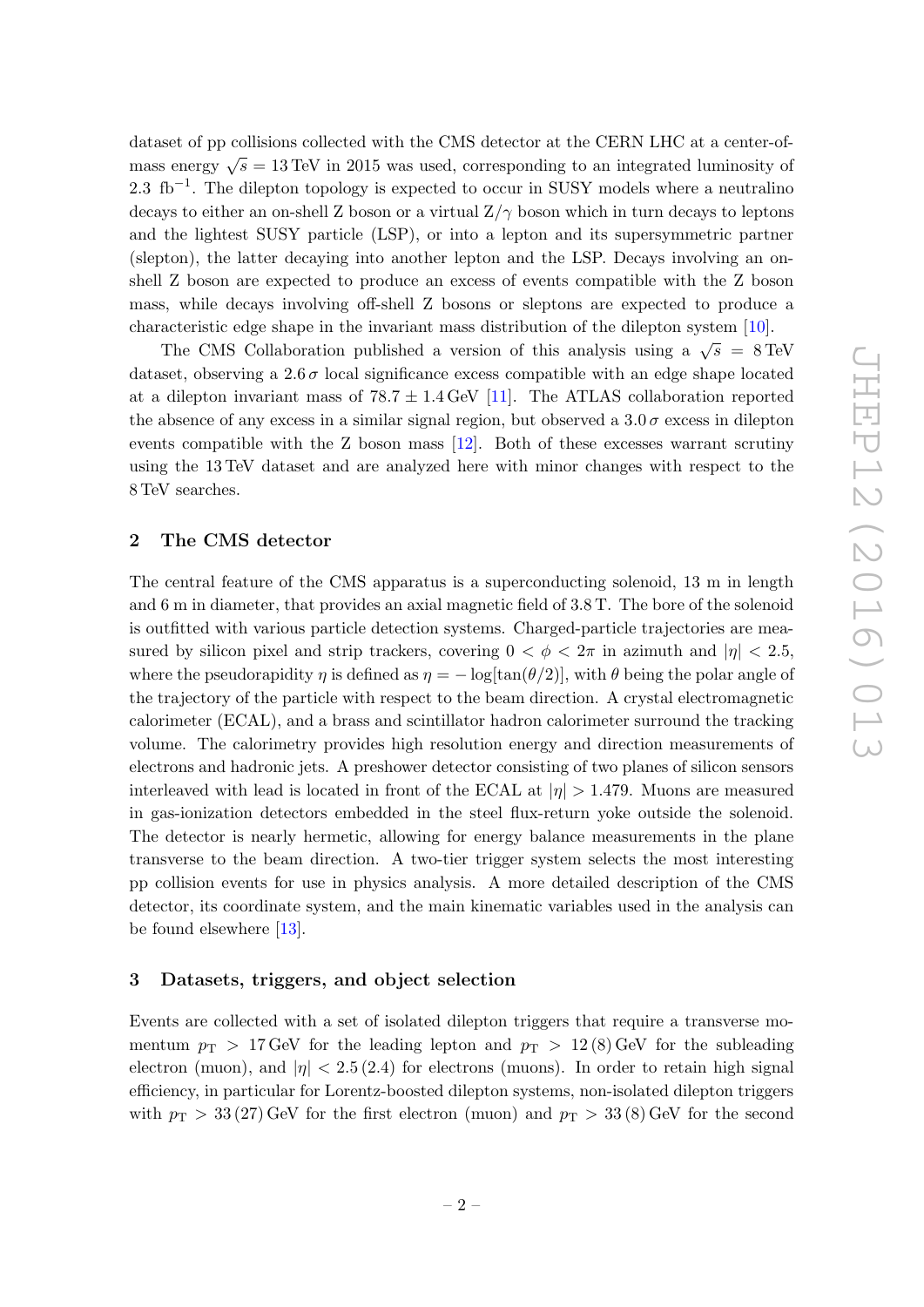dataset of pp collisions collected with the CMS detector at the CERN LHC at a center-of-mass energy $\sqrt{s} = 13\,\text{TeV}$ in 2015 was used, corresponding to an integrated luminosity of $2.3\ \text{fb}^{-1}$. The dilepton topology is expected to occur in SUSY models where a neutralino decays to either an on-shell Z boson or a virtual $Z/\gamma$ boson which in turn decays to leptons and the lightest SUSY particle (LSP), or into a lepton and its supersymmetric partner (slepton), the latter decaying into another lepton and the LSP. Decays involving an on-shell Z boson are expected to produce an excess of events compatible with the Z boson mass, while decays involving off-shell Z bosons or sleptons are expected to produce a characteristic edge shape in the invariant mass distribution of the dilepton system [10].

The CMS Collaboration published a version of this analysis using a $\sqrt{s} = 8\,\text{TeV}$ dataset, observing a $2.6\,\sigma$ local significance excess compatible with an edge shape located at a dilepton invariant mass of $78.7 \pm 1.4\,\text{GeV}$ [11]. The ATLAS collaboration reported the absence of any excess in a similar signal region, but observed a $3.0\,\sigma$ excess in dilepton events compatible with the Z boson mass [12]. Both of these excesses warrant scrutiny using the 13 TeV dataset and are analyzed here with minor changes with respect to the 8 TeV searches.

## 2 The CMS detector

The central feature of the CMS apparatus is a superconducting solenoid, 13 m in length and 6 m in diameter, that provides an axial magnetic field of 3.8 T. The bore of the solenoid is outfitted with various particle detection systems. Charged-particle trajectories are measured by silicon pixel and strip trackers, covering $0 < \phi < 2\pi$ in azimuth and $|\eta| < 2.5$, where the pseudorapidity $\eta$ is defined as $\eta = -\log[\tan(\theta/2)]$, with $\theta$ being the polar angle of the trajectory of the particle with respect to the beam direction. A crystal electromagnetic calorimeter (ECAL), and a brass and scintillator hadron calorimeter surround the tracking volume. The calorimetry provides high resolution energy and direction measurements of electrons and hadronic jets. A preshower detector consisting of two planes of silicon sensors interleaved with lead is located in front of the ECAL at $|\eta| > 1.479$. Muons are measured in gas-ionization detectors embedded in the steel flux-return yoke outside the solenoid. The detector is nearly hermetic, allowing for energy balance measurements in the plane transverse to the beam direction. A two-tier trigger system selects the most interesting pp collision events for use in physics analysis. A more detailed description of the CMS detector, its coordinate system, and the main kinematic variables used in the analysis can be found elsewhere [13].

## 3 Datasets, triggers, and object selection

Events are collected with a set of isolated dilepton triggers that require a transverse momentum $p_{\text{T}} > 17\,\text{GeV}$ for the leading lepton and $p_{\text{T}} > 12\,(8)\,\text{GeV}$ for the subleading electron (muon), and $|\eta| < 2.5\,(2.4)$ for electrons (muons). In order to retain high signal efficiency, in particular for Lorentz-boosted dilepton systems, non-isolated dilepton triggers with $p_{\text{T}} > 33\,(27)\,\text{GeV}$ for the first electron (muon) and $p_{\text{T}} > 33\,(8)\,\text{GeV}$ for the second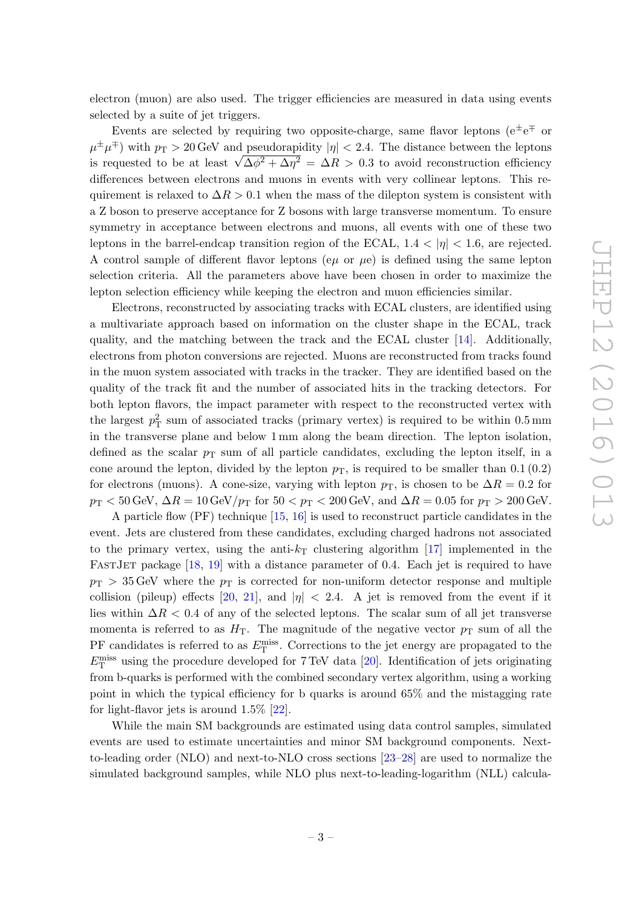electron (muon) are also used. The trigger efficiencies are measured in data using events selected by a suite of jet triggers.

Events are selected by requiring two opposite-charge, same flavor leptons ($e^{\pm}e^{\mp}$ or $\mu^{\pm}\mu^{\mp}$) with $p_{\mathrm{T}} > 20\,\mathrm{GeV}$ and pseudorapidity $|\eta| < 2.4$. The distance between the leptons is requested to be at least $\sqrt{\Delta\phi^2 + \Delta\eta^2} = \Delta R > 0.3$ to avoid reconstruction efficiency differences between electrons and muons in events with very collinear leptons. This requirement is relaxed to $\Delta R > 0.1$ when the mass of the dilepton system is consistent with a Z boson to preserve acceptance for Z bosons with large transverse momentum. To ensure symmetry in acceptance between electrons and muons, all events with one of these two leptons in the barrel-endcap transition region of the ECAL, $1.4 < |\eta| < 1.6$, are rejected. A control sample of different flavor leptons ($e\mu$ or $\mu e$) is defined using the same lepton selection criteria. All the parameters above have been chosen in order to maximize the lepton selection efficiency while keeping the electron and muon efficiencies similar.

Electrons, reconstructed by associating tracks with ECAL clusters, are identified using a multivariate approach based on information on the cluster shape in the ECAL, track quality, and the matching between the track and the ECAL cluster [14]. Additionally, electrons from photon conversions are rejected. Muons are reconstructed from tracks found in the muon system associated with tracks in the tracker. They are identified based on the quality of the track fit and the number of associated hits in the tracking detectors. For both lepton flavors, the impact parameter with respect to the reconstructed vertex with the largest $p_{\mathrm{T}}^2$ sum of associated tracks (primary vertex) is required to be within 0.5 mm in the transverse plane and below 1 mm along the beam direction. The lepton isolation, defined as the scalar $p_{\mathrm{T}}$ sum of all particle candidates, excluding the lepton itself, in a cone around the lepton, divided by the lepton $p_{\mathrm{T}}$, is required to be smaller than 0.1 (0.2) for electrons (muons). A cone-size, varying with lepton $p_{\mathrm{T}}$, is chosen to be $\Delta R = 0.2$ for $p_{\mathrm{T}} < 50\,\mathrm{GeV}$, $\Delta R = 10\,\mathrm{GeV}/p_{\mathrm{T}}$ for $50 < p_{\mathrm{T}} < 200\,\mathrm{GeV}$, and $\Delta R = 0.05$ for $p_{\mathrm{T}} > 200\,\mathrm{GeV}$.

A particle flow (PF) technique [15, 16] is used to reconstruct particle candidates in the event. Jets are clustered from these candidates, excluding charged hadrons not associated to the primary vertex, using the anti-$k_{\mathrm{T}}$ clustering algorithm [17] implemented in the FastJet package [18, 19] with a distance parameter of 0.4. Each jet is required to have $p_{\mathrm{T}} > 35\,\mathrm{GeV}$ where the $p_{\mathrm{T}}$ is corrected for non-uniform detector response and multiple collision (pileup) effects [20, 21], and $|\eta| < 2.4$. A jet is removed from the event if it lies within $\Delta R < 0.4$ of any of the selected leptons. The scalar sum of all jet transverse momenta is referred to as $H_{\mathrm{T}}$. The magnitude of the negative vector $p_{\mathrm{T}}$ sum of all the PF candidates is referred to as $E_{\mathrm{T}}^{\mathrm{miss}}$. Corrections to the jet energy are propagated to the $E_{\mathrm{T}}^{\mathrm{miss}}$ using the procedure developed for 7 TeV data [20]. Identification of jets originating from b-quarks is performed with the combined secondary vertex algorithm, using a working point in which the typical efficiency for b quarks is around 65% and the mistagging rate for light-flavor jets is around 1.5% [22].

While the main SM backgrounds are estimated using data control samples, simulated events are used to estimate uncertainties and minor SM background components. Next-to-leading order (NLO) and next-to-NLO cross sections [23–28] are used to normalize the simulated background samples, while NLO plus next-to-leading-logarithm (NLL) calcula-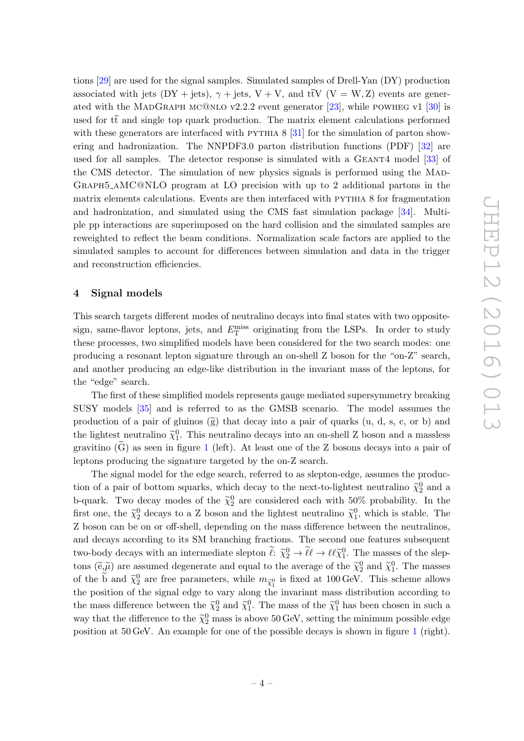tions [29] are used for the signal samples. Simulated samples of Drell-Yan (DY) production associated with jets (DY + jets), $\gamma$ + jets, V + V, and $\mathrm{t\bar{t}V}$ (V = W, Z) events are generated with the MadGraph mc@nlo v2.2.2 event generator [23], while powheg v1 [30] is used for $\mathrm{t\bar{t}}$ and single top quark production. The matrix element calculations performed with these generators are interfaced with pythia 8 [31] for the simulation of parton showering and hadronization. The NNPDF3.0 parton distribution functions (PDF) [32] are used for all samples. The detector response is simulated with a Geant4 model [33] of the CMS detector. The simulation of new physics signals is performed using the MadGraph5_aMC@NLO program at LO precision with up to 2 additional partons in the matrix elements calculations. Events are then interfaced with pythia 8 for fragmentation and hadronization, and simulated using the CMS fast simulation package [34]. Multiple pp interactions are superimposed on the hard collision and the simulated samples are reweighted to reflect the beam conditions. Normalization scale factors are applied to the simulated samples to account for differences between simulation and data in the trigger and reconstruction efficiencies.

## 4 Signal models

This search targets different modes of neutralino decays into final states with two opposite-sign, same-flavor leptons, jets, and $E_{\mathrm{T}}^{\mathrm{miss}}$ originating from the LSPs. In order to study these processes, two simplified models have been considered for the two search modes: one producing a resonant lepton signature through an on-shell Z boson for the "on-Z" search, and another producing an edge-like distribution in the invariant mass of the leptons, for the "edge" search.

The first of these simplified models represents gauge mediated supersymmetry breaking SUSY models [35] and is referred to as the GMSB scenario. The model assumes the production of a pair of gluinos ($\widetilde{\mathrm{g}}$) that decay into a pair of quarks (u, d, s, c, or b) and the lightest neutralino $\widetilde{\chi}_1^0$. This neutralino decays into an on-shell Z boson and a massless gravitino ($\widetilde{\mathrm{G}}$) as seen in figure 1 (left). At least one of the Z bosons decays into a pair of leptons producing the signature targeted by the on-Z search.

The signal model for the edge search, referred to as slepton-edge, assumes the production of a pair of bottom squarks, which decay to the next-to-lightest neutralino $\widetilde{\chi}_2^0$ and a b-quark. Two decay modes of the $\widetilde{\chi}_2^0$ are considered each with 50% probability. In the first one, the $\widetilde{\chi}_2^0$ decays to a Z boson and the lightest neutralino $\widetilde{\chi}_1^0$, which is stable. The Z boson can be on or off-shell, depending on the mass difference between the neutralinos, and decays according to its SM branching fractions. The second one features subsequent two-body decays with an intermediate slepton $\widetilde{\ell}$: $\widetilde{\chi}_2^0 \to \widetilde{\ell}\ell \to \ell\ell\widetilde{\chi}_1^0$. The masses of the sleptons ($\widetilde{\mathrm{e}}$,$\widetilde{\mu}$) are assumed degenerate and equal to the average of the $\widetilde{\chi}_2^0$ and $\widetilde{\chi}_1^0$. The masses of the $\widetilde{\mathrm{b}}$ and $\widetilde{\chi}_2^0$ are free parameters, while $m_{\widetilde{\chi}_1^0}$ is fixed at 100 GeV. This scheme allows the position of the signal edge to vary along the invariant mass distribution according to the mass difference between the $\widetilde{\chi}_2^0$ and $\widetilde{\chi}_1^0$. The mass of the $\widetilde{\chi}_1^0$ has been chosen in such a way that the difference to the $\widetilde{\chi}_2^0$ mass is above 50 GeV, setting the minimum possible edge position at 50 GeV. An example for one of the possible decays is shown in figure 1 (right).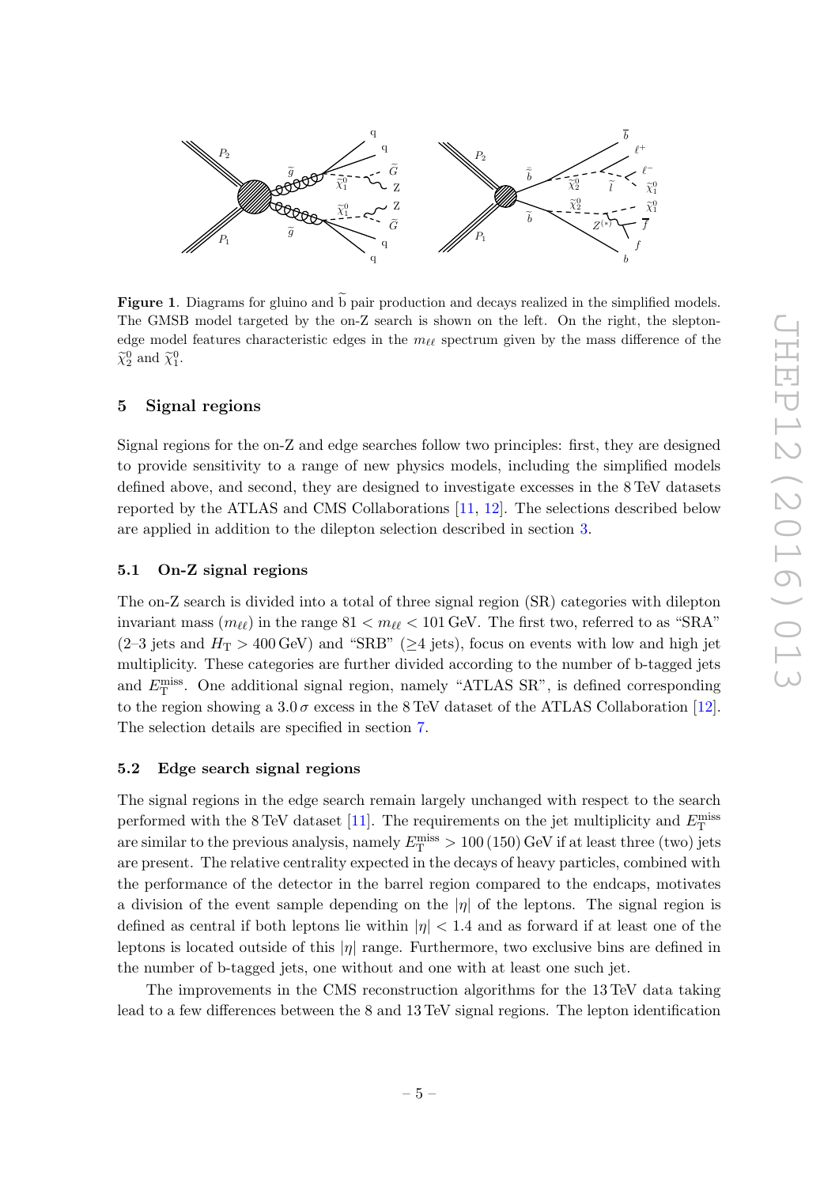**Figure 1**. Diagrams for gluino and $\widetilde{\mathrm{b}}$ pair production and decays realized in the simplified models. The GMSB model targeted by the on-Z search is shown on the left. On the right, the slepton-edge model features characteristic edges in the $m_{\ell\ell}$ spectrum given by the mass difference of the $\widetilde{\chi}_2^0$ and $\widetilde{\chi}_1^0$.

## 5 Signal regions

Signal regions for the on-Z and edge searches follow two principles: first, they are designed to provide sensitivity to a range of new physics models, including the simplified models defined above, and second, they are designed to investigate excesses in the 8 TeV datasets reported by the ATLAS and CMS Collaborations [11, 12]. The selections described below are applied in addition to the dilepton selection described in section 3.

### 5.1 On-Z signal regions

The on-Z search is divided into a total of three signal region (SR) categories with dilepton invariant mass ($m_{\ell\ell}$) in the range $81 < m_{\ell\ell} < 101$ GeV. The first two, referred to as "SRA" (2–3 jets and $H_{\mathrm{T}} > 400$ GeV) and "SRB" ($\geq$4 jets), focus on events with low and high jet multiplicity. These categories are further divided according to the number of b-tagged jets and $E_{\mathrm{T}}^{\mathrm{miss}}$. One additional signal region, namely "ATLAS SR", is defined corresponding to the region showing a $3.0\,\sigma$ excess in the 8 TeV dataset of the ATLAS Collaboration [12]. The selection details are specified in section 7.

### 5.2 Edge search signal regions

The signal regions in the edge search remain largely unchanged with respect to the search performed with the 8 TeV dataset [11]. The requirements on the jet multiplicity and $E_{\mathrm{T}}^{\mathrm{miss}}$ are similar to the previous analysis, namely $E_{\mathrm{T}}^{\mathrm{miss}} > 100\,(150)$ GeV if at least three (two) jets are present. The relative centrality expected in the decays of heavy particles, combined with the performance of the detector in the barrel region compared to the endcaps, motivates a division of the event sample depending on the $|\eta|$ of the leptons. The signal region is defined as central if both leptons lie within $|\eta| < 1.4$ and as forward if at least one of the leptons is located outside of this $|\eta|$ range. Furthermore, two exclusive bins are defined in the number of b-tagged jets, one without and one with at least one such jet.

The improvements in the CMS reconstruction algorithms for the 13 TeV data taking lead to a few differences between the 8 and 13 TeV signal regions. The lepton identification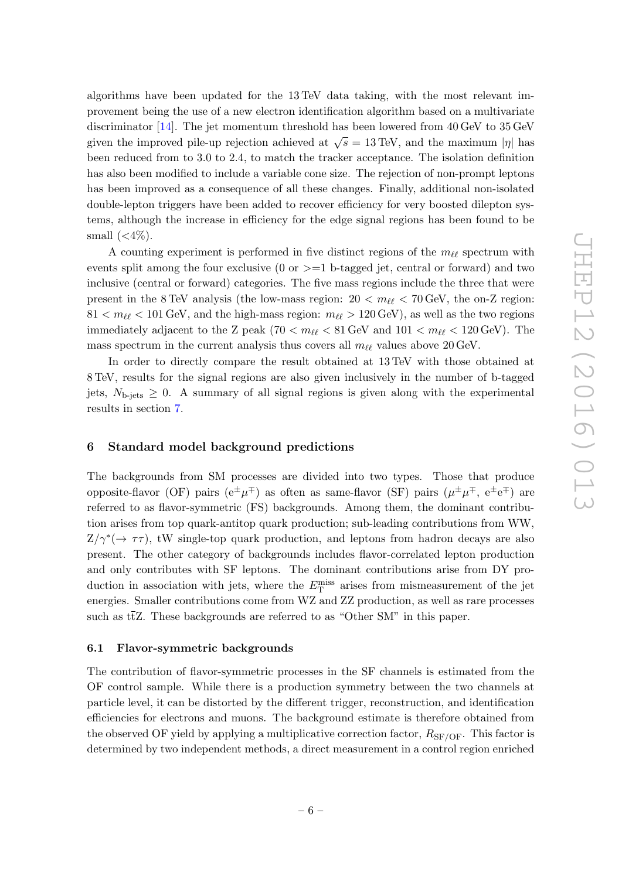algorithms have been updated for the 13 TeV data taking, with the most relevant improvement being the use of a new electron identification algorithm based on a multivariate discriminator [14]. The jet momentum threshold has been lowered from 40 GeV to 35 GeV given the improved pile-up rejection achieved at $\sqrt{s} = 13\,\text{TeV}$, and the maximum $|\eta|$ has been reduced from to 3.0 to 2.4, to match the tracker acceptance. The isolation definition has also been modified to include a variable cone size. The rejection of non-prompt leptons has been improved as a consequence of all these changes. Finally, additional non-isolated double-lepton triggers have been added to recover efficiency for very boosted dilepton systems, although the increase in efficiency for the edge signal regions has been found to be small ($<$4%).

A counting experiment is performed in five distinct regions of the $m_{\ell\ell}$ spectrum with events split among the four exclusive (0 or >=1 b-tagged jet, central or forward) and two inclusive (central or forward) categories. The five mass regions include the three that were present in the 8 TeV analysis (the low-mass region: $20 < m_{\ell\ell} < 70\,\text{GeV}$, the on-Z region: $81 < m_{\ell\ell} < 101\,\text{GeV}$, and the high-mass region: $m_{\ell\ell} > 120\,\text{GeV}$), as well as the two regions immediately adjacent to the Z peak ($70 < m_{\ell\ell} < 81\,\text{GeV}$ and $101 < m_{\ell\ell} < 120\,\text{GeV}$). The mass spectrum in the current analysis thus covers all $m_{\ell\ell}$ values above 20 GeV.

In order to directly compare the result obtained at 13 TeV with those obtained at 8 TeV, results for the signal regions are also given inclusively in the number of b-tagged jets, $N_{\text{b-jets}} \geq 0$. A summary of all signal regions is given along with the experimental results in section 7.

## 6 Standard model background predictions

The backgrounds from SM processes are divided into two types. Those that produce opposite-flavor (OF) pairs ($\mathrm{e}^{\pm}\mu^{\mp}$) as often as same-flavor (SF) pairs ($\mu^{\pm}\mu^{\mp}$, $\mathrm{e}^{\pm}\mathrm{e}^{\mp}$) are referred to as flavor-symmetric (FS) backgrounds. Among them, the dominant contribution arises from top quark-antitop quark production; sub-leading contributions from WW, $\mathrm{Z}/\gamma^{*}(\to \tau\tau)$, tW single-top quark production, and leptons from hadron decays are also present. The other category of backgrounds includes flavor-correlated lepton production and only contributes with SF leptons. The dominant contributions arise from DY production in association with jets, where the $E_{\mathrm{T}}^{\text{miss}}$ arises from mismeasurement of the jet energies. Smaller contributions come from WZ and ZZ production, as well as rare processes such as $\mathrm{t\bar{t}Z}$. These backgrounds are referred to as "Other SM" in this paper.

### 6.1 Flavor-symmetric backgrounds

The contribution of flavor-symmetric processes in the SF channels is estimated from the OF control sample. While there is a production symmetry between the two channels at particle level, it can be distorted by the different trigger, reconstruction, and identification efficiencies for electrons and muons. The background estimate is therefore obtained from the observed OF yield by applying a multiplicative correction factor, $R_{\mathrm{SF/OF}}$. This factor is determined by two independent methods, a direct measurement in a control region enriched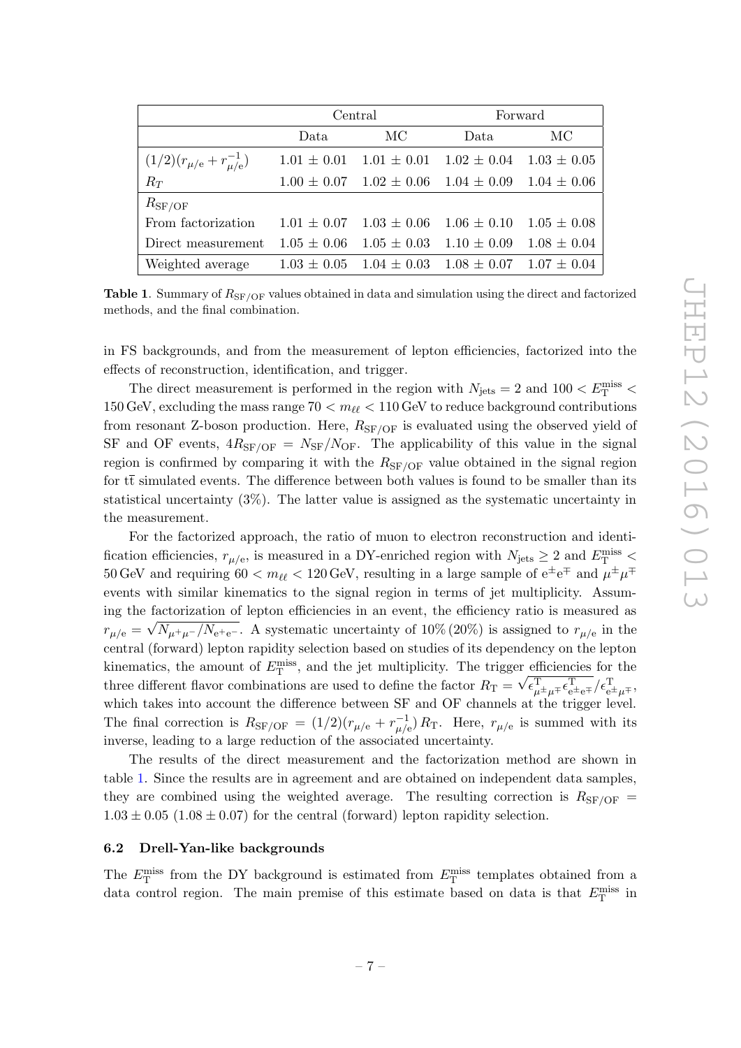|  | Central |  | Forward |  |
|---|---|---|---|---|
|  | Data | MC | Data | MC |
| $(1/2)(r_{\mu/e} + r_{\mu/e}^{-1})$ | $1.01 \pm 0.01$ | $1.01 \pm 0.01$ | $1.02 \pm 0.04$ | $1.03 \pm 0.05$ |
| $R_T$ | $1.00 \pm 0.07$ | $1.02 \pm 0.06$ | $1.04 \pm 0.09$ | $1.04 \pm 0.06$ |
| $R_{\mathrm{SF/OF}}$ |  |  |  |  |
| From factorization | $1.01 \pm 0.07$ | $1.03 \pm 0.06$ | $1.06 \pm 0.10$ | $1.05 \pm 0.08$ |
| Direct measurement | $1.05 \pm 0.06$ | $1.05 \pm 0.03$ | $1.10 \pm 0.09$ | $1.08 \pm 0.04$ |
| Weighted average | $1.03 \pm 0.05$ | $1.04 \pm 0.03$ | $1.08 \pm 0.07$ | $1.07 \pm 0.04$ |

**Table 1**. Summary of $R_{\mathrm{SF/OF}}$ values obtained in data and simulation using the direct and factorized methods, and the final combination.

in FS backgrounds, and from the measurement of lepton efficiencies, factorized into the effects of reconstruction, identification, and trigger.

The direct measurement is performed in the region with $N_{\mathrm{jets}} = 2$ and $100 < E_{\mathrm{T}}^{\mathrm{miss}} < 150\,\mathrm{GeV}$, excluding the mass range $70 < m_{\ell\ell} < 110\,\mathrm{GeV}$ to reduce background contributions from resonant Z-boson production. Here, $R_{\mathrm{SF/OF}}$ is evaluated using the observed yield of SF and OF events, $4R_{\mathrm{SF/OF}} = N_{\mathrm{SF}}/N_{\mathrm{OF}}$. The applicability of this value in the signal region is confirmed by comparing it with the $R_{\mathrm{SF/OF}}$ value obtained in the signal region for $\mathrm{t\bar{t}}$ simulated events. The difference between both values is found to be smaller than its statistical uncertainty (3%). The latter value is assigned as the systematic uncertainty in the measurement.

For the factorized approach, the ratio of muon to electron reconstruction and identification efficiencies, $r_{\mu/e}$, is measured in a DY-enriched region with $N_{\mathrm{jets}} \geq 2$ and $E_{\mathrm{T}}^{\mathrm{miss}} < 50\,\mathrm{GeV}$ and requiring $60 < m_{\ell\ell} < 120\,\mathrm{GeV}$, resulting in a large sample of $\mathrm{e^{\pm}e^{\mp}}$ and $\mu^{\pm}\mu^{\mp}$ events with similar kinematics to the signal region in terms of jet multiplicity. Assuming the factorization of lepton efficiencies in an event, the efficiency ratio is measured as $r_{\mu/e} = \sqrt{N_{\mu^+\mu^-}/N_{\mathrm{e^+e^-}}}$. A systematic uncertainty of 10% (20%) is assigned to $r_{\mu/e}$ in the central (forward) lepton rapidity selection based on studies of its dependency on the lepton kinematics, the amount of $E_{\mathrm{T}}^{\mathrm{miss}}$, and the jet multiplicity. The trigger efficiencies for the three different flavor combinations are used to define the factor $R_{\mathrm{T}} = \sqrt{\epsilon^{\mathrm{T}}_{\mu^{\pm}\mu^{\mp}}\epsilon^{\mathrm{T}}_{\mathrm{e^{\pm}e^{\mp}}}}/\epsilon^{\mathrm{T}}_{\mathrm{e^{\pm}}\mu^{\mp}}$, which takes into account the difference between SF and OF channels at the trigger level. The final correction is $R_{\mathrm{SF/OF}} = (1/2)(r_{\mu/e} + r_{\mu/e}^{-1})\,R_{\mathrm{T}}$. Here, $r_{\mu/e}$ is summed with its inverse, leading to a large reduction of the associated uncertainty.

The results of the direct measurement and the factorization method are shown in table 1. Since the results are in agreement and are obtained on independent data samples, they are combined using the weighted average. The resulting correction is $R_{\mathrm{SF/OF}} = 1.03 \pm 0.05$ ($1.08 \pm 0.07$) for the central (forward) lepton rapidity selection.

### 6.2 Drell-Yan-like backgrounds

The $E_{\mathrm{T}}^{\mathrm{miss}}$ from the DY background is estimated from $E_{\mathrm{T}}^{\mathrm{miss}}$ templates obtained from a data control region. The main premise of this estimate based on data is that $E_{\mathrm{T}}^{\mathrm{miss}}$ in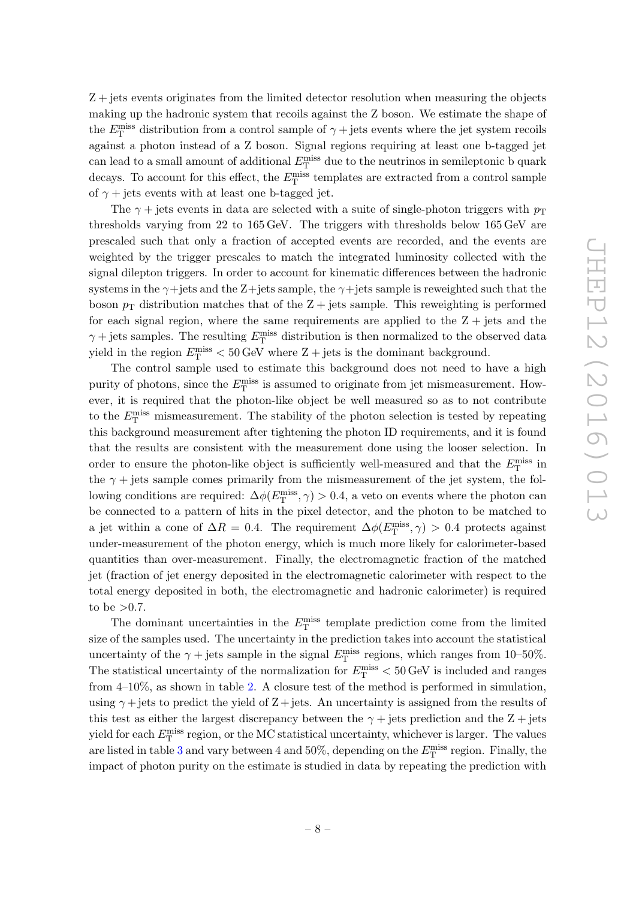$Z +$ jets events originates from the limited detector resolution when measuring the objects making up the hadronic system that recoils against the Z boson. We estimate the shape of the $E_{\mathrm{T}}^{\mathrm{miss}}$ distribution from a control sample of $\gamma +$ jets events where the jet system recoils against a photon instead of a Z boson. Signal regions requiring at least one b-tagged jet can lead to a small amount of additional $E_{\mathrm{T}}^{\mathrm{miss}}$ due to the neutrinos in semileptonic b quark decays. To account for this effect, the $E_{\mathrm{T}}^{\mathrm{miss}}$ templates are extracted from a control sample of $\gamma +$ jets events with at least one b-tagged jet.

The $\gamma +$ jets events in data are selected with a suite of single-photon triggers with $p_{\mathrm{T}}$ thresholds varying from 22 to 165 GeV. The triggers with thresholds below 165 GeV are prescaled such that only a fraction of accepted events are recorded, and the events are weighted by the trigger prescales to match the integrated luminosity collected with the signal dilepton triggers. In order to account for kinematic differences between the hadronic systems in the $\gamma$+jets and the Z+jets sample, the $\gamma$+jets sample is reweighted such that the boson $p_{\mathrm{T}}$ distribution matches that of the $Z +$ jets sample. This reweighting is performed for each signal region, where the same requirements are applied to the $Z +$ jets and the $\gamma +$ jets samples. The resulting $E_{\mathrm{T}}^{\mathrm{miss}}$ distribution is then normalized to the observed data yield in the region $E_{\mathrm{T}}^{\mathrm{miss}} < 50$ GeV where $Z +$ jets is the dominant background.

The control sample used to estimate this background does not need to have a high purity of photons, since the $E_{\mathrm{T}}^{\mathrm{miss}}$ is assumed to originate from jet mismeasurement. However, it is required that the photon-like object be well measured so as to not contribute to the $E_{\mathrm{T}}^{\mathrm{miss}}$ mismeasurement. The stability of the photon selection is tested by repeating this background measurement after tightening the photon ID requirements, and it is found that the results are consistent with the measurement done using the looser selection. In order to ensure the photon-like object is sufficiently well-measured and that the $E_{\mathrm{T}}^{\mathrm{miss}}$ in the $\gamma +$ jets sample comes primarily from the mismeasurement of the jet system, the following conditions are required: $\Delta\phi(E_{\mathrm{T}}^{\mathrm{miss}}, \gamma) > 0.4$, a veto on events where the photon can be connected to a pattern of hits in the pixel detector, and the photon to be matched to a jet within a cone of $\Delta R = 0.4$. The requirement $\Delta\phi(E_{\mathrm{T}}^{\mathrm{miss}}, \gamma) > 0.4$ protects against under-measurement of the photon energy, which is much more likely for calorimeter-based quantities than over-measurement. Finally, the electromagnetic fraction of the matched jet (fraction of jet energy deposited in the electromagnetic calorimeter with respect to the total energy deposited in both, the electromagnetic and hadronic calorimeter) is required to be $>0.7$.

The dominant uncertainties in the $E_{\mathrm{T}}^{\mathrm{miss}}$ template prediction come from the limited size of the samples used. The uncertainty in the prediction takes into account the statistical uncertainty of the $\gamma +$ jets sample in the signal $E_{\mathrm{T}}^{\mathrm{miss}}$ regions, which ranges from 10–50%. The statistical uncertainty of the normalization for $E_{\mathrm{T}}^{\mathrm{miss}} < 50$ GeV is included and ranges from 4–10%, as shown in table 2. A closure test of the method is performed in simulation, using $\gamma +$ jets to predict the yield of $Z +$ jets. An uncertainty is assigned from the results of this test as either the largest discrepancy between the $\gamma +$ jets prediction and the $Z +$ jets yield for each $E_{\mathrm{T}}^{\mathrm{miss}}$ region, or the MC statistical uncertainty, whichever is larger. The values are listed in table 3 and vary between 4 and 50%, depending on the $E_{\mathrm{T}}^{\mathrm{miss}}$ region. Finally, the impact of photon purity on the estimate is studied in data by repeating the prediction with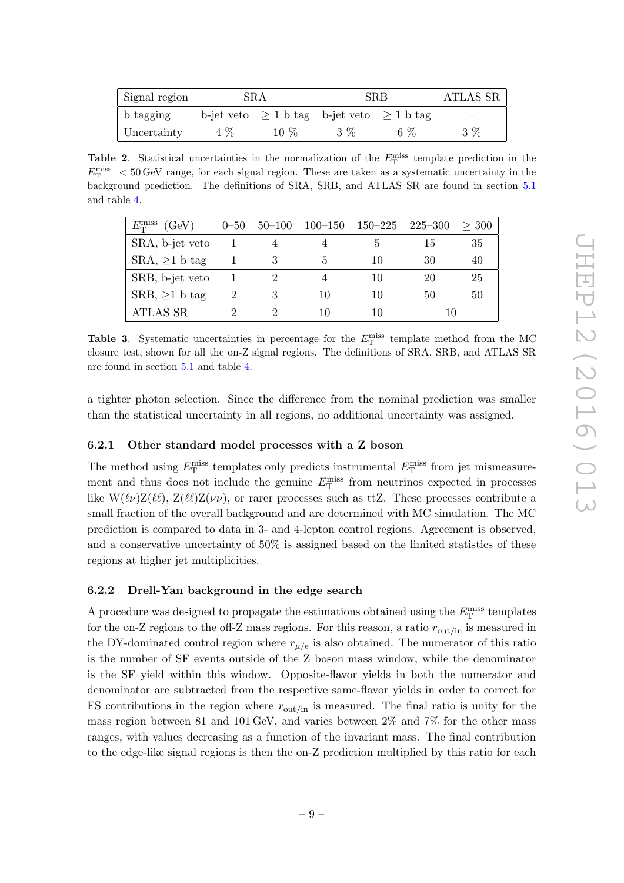| Signal region | SRA | | SRB | | ATLAS SR |
|---|---|---|---|---|---|
| b tagging | b-jet veto | $\geq$ 1 b tag | b-jet veto | $\geq$ 1 b tag | – |
| Uncertainty | 4 % | 10 % | 3 % | 6 % | 3 % |

**Table 2**. Statistical uncertainties in the normalization of the $E_{\mathrm{T}}^{\mathrm{miss}}$ template prediction in the $E_{\mathrm{T}}^{\mathrm{miss}} < 50\,\mathrm{GeV}$ range, for each signal region. These are taken as a systematic uncertainty in the background prediction. The definitions of SRA, SRB, and ATLAS SR are found in section 5.1 and table 4.

| $E_{\mathrm{T}}^{\mathrm{miss}}$ (GeV) | 0–50 | 50–100 | 100–150 | 150–225 | 225–300 | $\geq$ 300 |
|---|---|---|---|---|---|---|
| SRA, b-jet veto | 1 | 4 | 4 | 5 | 15 | 35 |
| SRA, $\geq$1 b tag | 1 | 3 | 5 | 10 | 30 | 40 |
| SRB, b-jet veto | 1 | 2 | 4 | 10 | 20 | 25 |
| SRB, $\geq$1 b tag | 2 | 3 | 10 | 10 | 50 | 50 |
| ATLAS SR | 2 | 2 | 10 | 10 | 10 | |

**Table 3**. Systematic uncertainties in percentage for the $E_{\mathrm{T}}^{\mathrm{miss}}$ template method from the MC closure test, shown for all the on-Z signal regions. The definitions of SRA, SRB, and ATLAS SR are found in section 5.1 and table 4.

a tighter photon selection. Since the difference from the nominal prediction was smaller than the statistical uncertainty in all regions, no additional uncertainty was assigned.

### 6.2.1 Other standard model processes with a Z boson

The method using $E_{\mathrm{T}}^{\mathrm{miss}}$ templates only predicts instrumental $E_{\mathrm{T}}^{\mathrm{miss}}$ from jet mismeasurement and thus does not include the genuine $E_{\mathrm{T}}^{\mathrm{miss}}$ from neutrinos expected in processes like $\mathrm{W}(\ell\nu)\mathrm{Z}(\ell\ell)$, $\mathrm{Z}(\ell\ell)\mathrm{Z}(\nu\nu)$, or rarer processes such as $\mathrm{t\bar{t}Z}$. These processes contribute a small fraction of the overall background and are determined with MC simulation. The MC prediction is compared to data in 3- and 4-lepton control regions. Agreement is observed, and a conservative uncertainty of 50% is assigned based on the limited statistics of these regions at higher jet multiplicities.

### 6.2.2 Drell-Yan background in the edge search

A procedure was designed to propagate the estimations obtained using the $E_{\mathrm{T}}^{\mathrm{miss}}$ templates for the on-Z regions to the off-Z mass regions. For this reason, a ratio $r_{\mathrm{out/in}}$ is measured in the DY-dominated control region where $r_{\mu/\mathrm{e}}$ is also obtained. The numerator of this ratio is the number of SF events outside of the Z boson mass window, while the denominator is the SF yield within this window. Opposite-flavor yields in both the numerator and denominator are subtracted from the respective same-flavor yields in order to correct for FS contributions in the region where $r_{\mathrm{out/in}}$ is measured. The final ratio is unity for the mass region between 81 and 101 GeV, and varies between 2% and 7% for the other mass ranges, with values decreasing as a function of the invariant mass. The final contribution to the edge-like signal regions is then the on-Z prediction multiplied by this ratio for each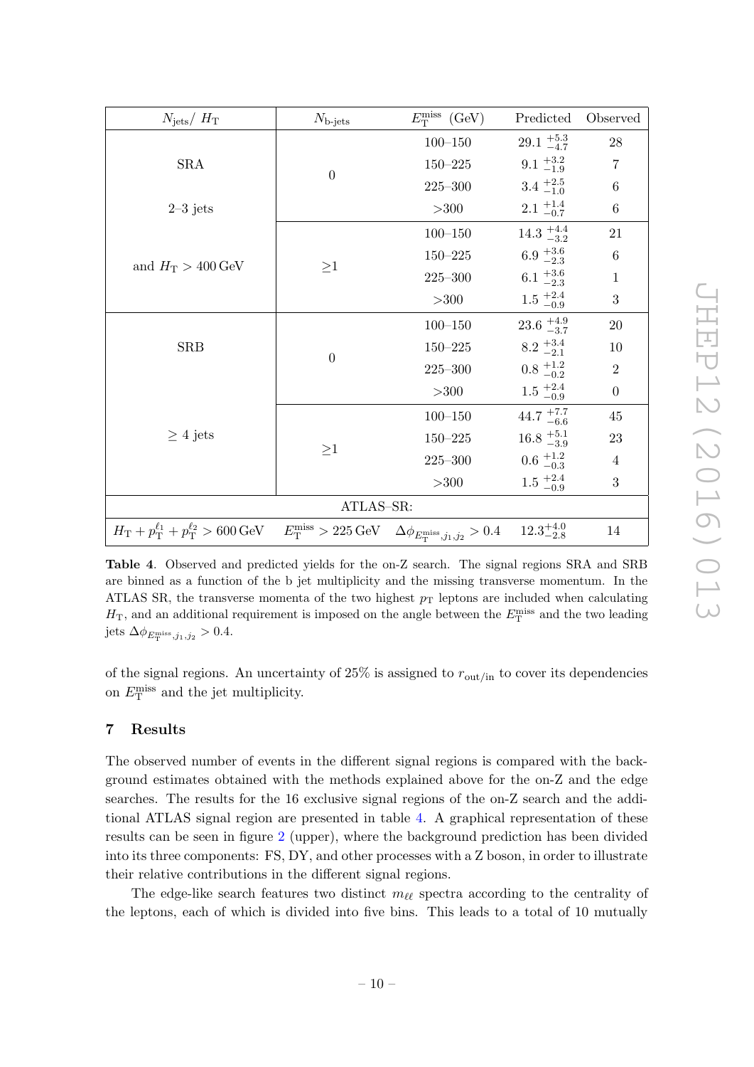| $N_{\text{jets}}$/ $H_{\text{T}}$ | $N_{\text{b-jets}}$ | $E_{\text{T}}^{\text{miss}}$ (GeV) | Predicted | Observed |
|---|---|---|---|---|
| SRA | 0 | 100–150 | $29.1\ ^{+5.3}_{-4.7}$ | 28 |
| | | 150–225 | $9.1\ ^{+3.2}_{-1.9}$ | 7 |
| | | 225–300 | $3.4\ ^{+2.5}_{-1.0}$ | 6 |
| 2–3 jets | | >300 | $2.1\ ^{+1.4}_{-0.7}$ | 6 |
| | ≥1 | 100–150 | $14.3\ ^{+4.4}_{-3.2}$ | 21 |
| and $H_{\text{T}} > 400\,\text{GeV}$ | | 150–225 | $6.9\ ^{+3.6}_{-2.3}$ | 6 |
| | | 225–300 | $6.1\ ^{+3.6}_{-2.3}$ | 1 |
| | | >300 | $1.5\ ^{+2.4}_{-0.9}$ | 3 |
| SRB | 0 | 100–150 | $23.6\ ^{+4.9}_{-3.7}$ | 20 |
| | | 150–225 | $8.2\ ^{+3.4}_{-2.1}$ | 10 |
| | | 225–300 | $0.8\ ^{+1.2}_{-0.2}$ | 2 |
| | | >300 | $1.5\ ^{+2.4}_{-0.9}$ | 0 |
| | ≥1 | 100–150 | $44.7\ ^{+7.7}_{-6.6}$ | 45 |
| ≥ 4 jets | | 150–225 | $16.8\ ^{+5.1}_{-3.9}$ | 23 |
| | | 225–300 | $0.6\ ^{+1.2}_{-0.3}$ | 4 |
| | | >300 | $1.5\ ^{+2.4}_{-0.9}$ | 3 |
| ATLAS–SR: | | | | |
| $H_{\text{T}} + p_{\text{T}}^{\ell_1} + p_{\text{T}}^{\ell_2} > 600\,\text{GeV}$ | $E_{\text{T}}^{\text{miss}} > 225\,\text{GeV}$ | $\Delta\phi_{E_{\text{T}}^{\text{miss}},j_1,j_2} > 0.4$ | $12.3^{+4.0}_{-2.8}$ | 14 |

**Table 4**. Observed and predicted yields for the on-Z search. The signal regions SRA and SRB are binned as a function of the b jet multiplicity and the missing transverse momentum. In the ATLAS SR, the transverse momenta of the two highest $p_{\text{T}}$ leptons are included when calculating $H_{\text{T}}$, and an additional requirement is imposed on the angle between the $E_{\text{T}}^{\text{miss}}$ and the two leading jets $\Delta\phi_{E_{\text{T}}^{\text{miss}},j_1,j_2} > 0.4$.

of the signal regions. An uncertainty of 25% is assigned to $r_{\text{out/in}}$ to cover its dependencies on $E_{\text{T}}^{\text{miss}}$ and the jet multiplicity.

## 7 Results

The observed number of events in the different signal regions is compared with the background estimates obtained with the methods explained above for the on-Z and the edge searches. The results for the 16 exclusive signal regions of the on-Z search and the additional ATLAS signal region are presented in table 4. A graphical representation of these results can be seen in figure 2 (upper), where the background prediction has been divided into its three components: FS, DY, and other processes with a Z boson, in order to illustrate their relative contributions in the different signal regions.

The edge-like search features two distinct $m_{\ell\ell}$ spectra according to the centrality of the leptons, each of which is divided into five bins. This leads to a total of 10 mutually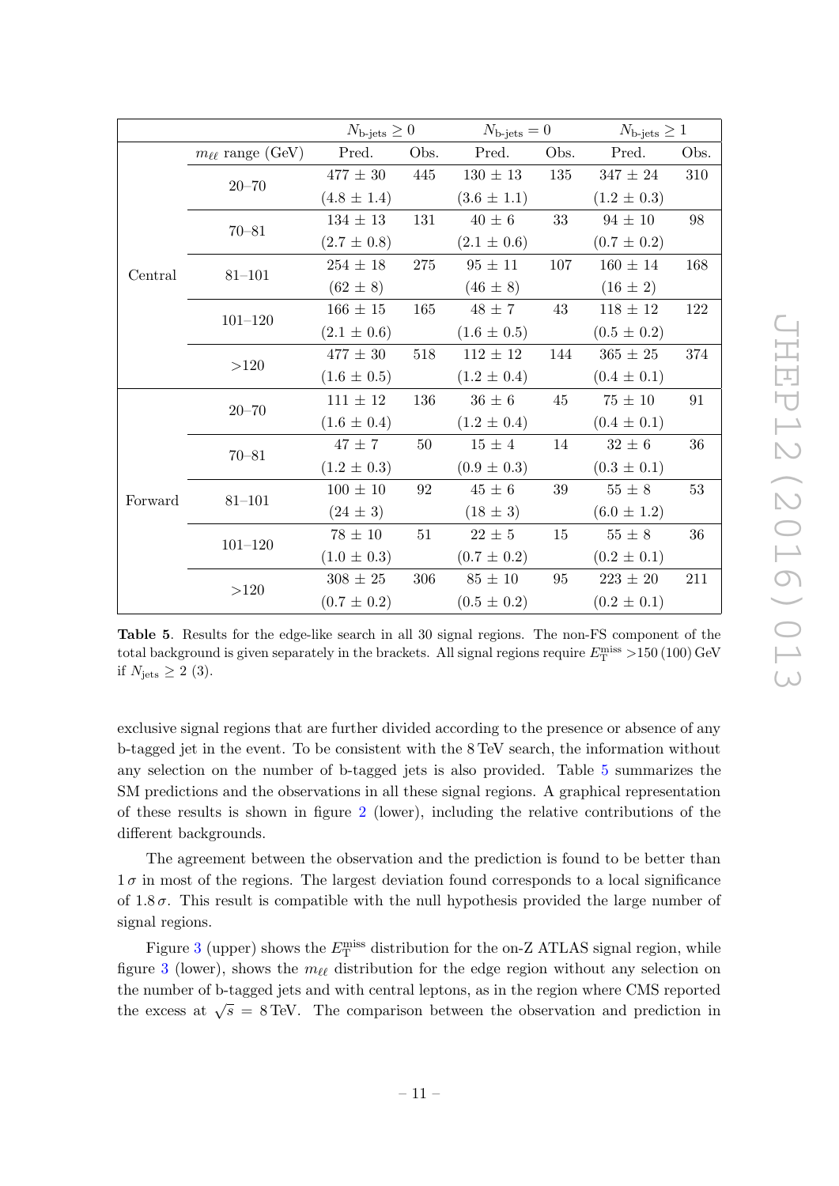| | | $N_{\text{b-jets}} \geq 0$ | | $N_{\text{b-jets}} = 0$ | | $N_{\text{b-jets}} \geq 1$ | |
|---|---|---|---|---|---|---|---|
| | $m_{\ell\ell}$ range (GeV) | Pred. | Obs. | Pred. | Obs. | Pred. | Obs. |
| Central | 20–70 | $477 \pm 30$ | 445 | $130 \pm 13$ | 135 | $347 \pm 24$ | 310 |
| | | $(4.8 \pm 1.4)$ | | $(3.6 \pm 1.1)$ | | $(1.2 \pm 0.3)$ | |
| | 70–81 | $134 \pm 13$ | 131 | $40 \pm 6$ | 33 | $94 \pm 10$ | 98 |
| | | $(2.7 \pm 0.8)$ | | $(2.1 \pm 0.6)$ | | $(0.7 \pm 0.2)$ | |
| | 81–101 | $254 \pm 18$ | 275 | $95 \pm 11$ | 107 | $160 \pm 14$ | 168 |
| | | $(62 \pm 8)$ | | $(46 \pm 8)$ | | $(16 \pm 2)$ | |
| | 101–120 | $166 \pm 15$ | 165 | $48 \pm 7$ | 43 | $118 \pm 12$ | 122 |
| | | $(2.1 \pm 0.6)$ | | $(1.6 \pm 0.5)$ | | $(0.5 \pm 0.2)$ | |
| | >120 | $477 \pm 30$ | 518 | $112 \pm 12$ | 144 | $365 \pm 25$ | 374 |
| | | $(1.6 \pm 0.5)$ | | $(1.2 \pm 0.4)$ | | $(0.4 \pm 0.1)$ | |
| Forward | 20–70 | $111 \pm 12$ | 136 | $36 \pm 6$ | 45 | $75 \pm 10$ | 91 |
| | | $(1.6 \pm 0.4)$ | | $(1.2 \pm 0.4)$ | | $(0.4 \pm 0.1)$ | |
| | 70–81 | $47 \pm 7$ | 50 | $15 \pm 4$ | 14 | $32 \pm 6$ | 36 |
| | | $(1.2 \pm 0.3)$ | | $(0.9 \pm 0.3)$ | | $(0.3 \pm 0.1)$ | |
| | 81–101 | $100 \pm 10$ | 92 | $45 \pm 6$ | 39 | $55 \pm 8$ | 53 |
| | | $(24 \pm 3)$ | | $(18 \pm 3)$ | | $(6.0 \pm 1.2)$ | |
| | 101–120 | $78 \pm 10$ | 51 | $22 \pm 5$ | 15 | $55 \pm 8$ | 36 |
| | | $(1.0 \pm 0.3)$ | | $(0.7 \pm 0.2)$ | | $(0.2 \pm 0.1)$ | |
| | >120 | $308 \pm 25$ | 306 | $85 \pm 10$ | 95 | $223 \pm 20$ | 211 |
| | | $(0.7 \pm 0.2)$ | | $(0.5 \pm 0.2)$ | | $(0.2 \pm 0.1)$ | |

**Table 5**. Results for the edge-like search in all 30 signal regions. The non-FS component of the total background is given separately in the brackets. All signal regions require $E_{\mathrm{T}}^{\mathrm{miss}} > 150\,(100)$ GeV if $N_{\text{jets}} \geq 2$ (3).

exclusive signal regions that are further divided according to the presence or absence of any b-tagged jet in the event. To be consistent with the 8 TeV search, the information without any selection on the number of b-tagged jets is also provided. Table 5 summarizes the SM predictions and the observations in all these signal regions. A graphical representation of these results is shown in figure 2 (lower), including the relative contributions of the different backgrounds.

The agreement between the observation and the prediction is found to be better than $1\,\sigma$ in most of the regions. The largest deviation found corresponds to a local significance of $1.8\,\sigma$. This result is compatible with the null hypothesis provided the large number of signal regions.

Figure 3 (upper) shows the $E_{\mathrm{T}}^{\mathrm{miss}}$ distribution for the on-Z ATLAS signal region, while figure 3 (lower), shows the $m_{\ell\ell}$ distribution for the edge region without any selection on the number of b-tagged jets and with central leptons, as in the region where CMS reported the excess at $\sqrt{s} = 8$ TeV. The comparison between the observation and prediction in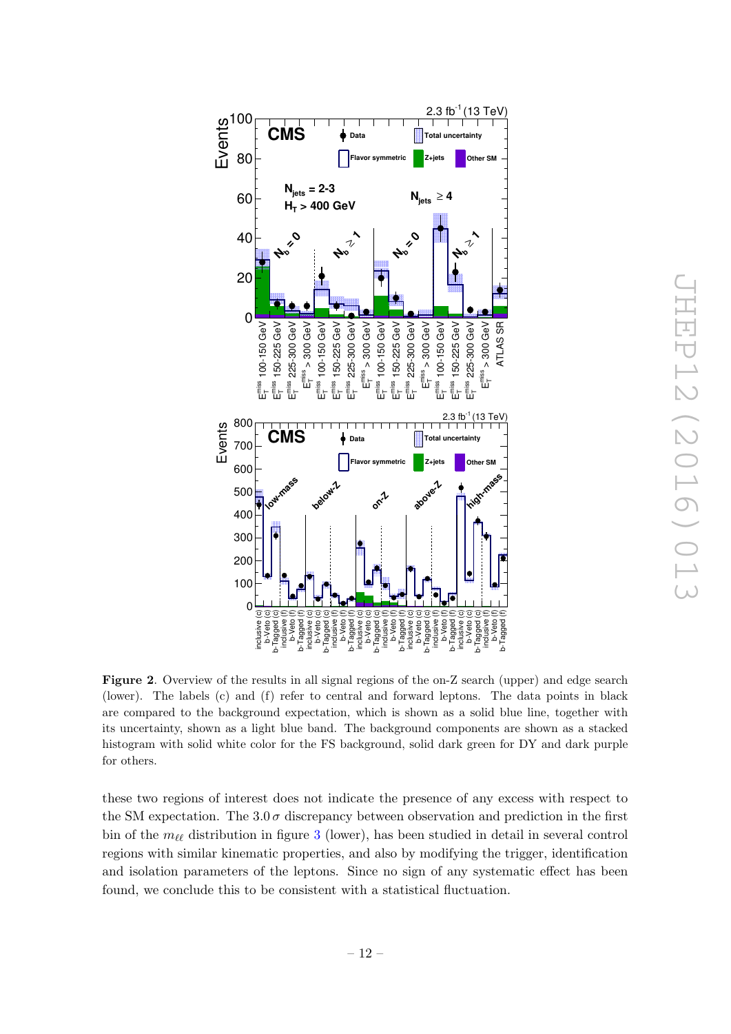**Figure 2**. Overview of the results in all signal regions of the on-Z search (upper) and edge search (lower). The labels (c) and (f) refer to central and forward leptons. The data points in black are compared to the background expectation, which is shown as a solid blue line, together with its uncertainty, shown as a light blue band. The background components are shown as a stacked histogram with solid white color for the FS background, solid dark green for DY and dark purple for others.

these two regions of interest does not indicate the presence of any excess with respect to the SM expectation. The $3.0\,\sigma$ discrepancy between observation and prediction in the first bin of the $m_{\ell\ell}$ distribution in figure 3 (lower), has been studied in detail in several control regions with similar kinematic properties, and also by modifying the trigger, identification and isolation parameters of the leptons. Since no sign of any systematic effect has been found, we conclude this to be consistent with a statistical fluctuation.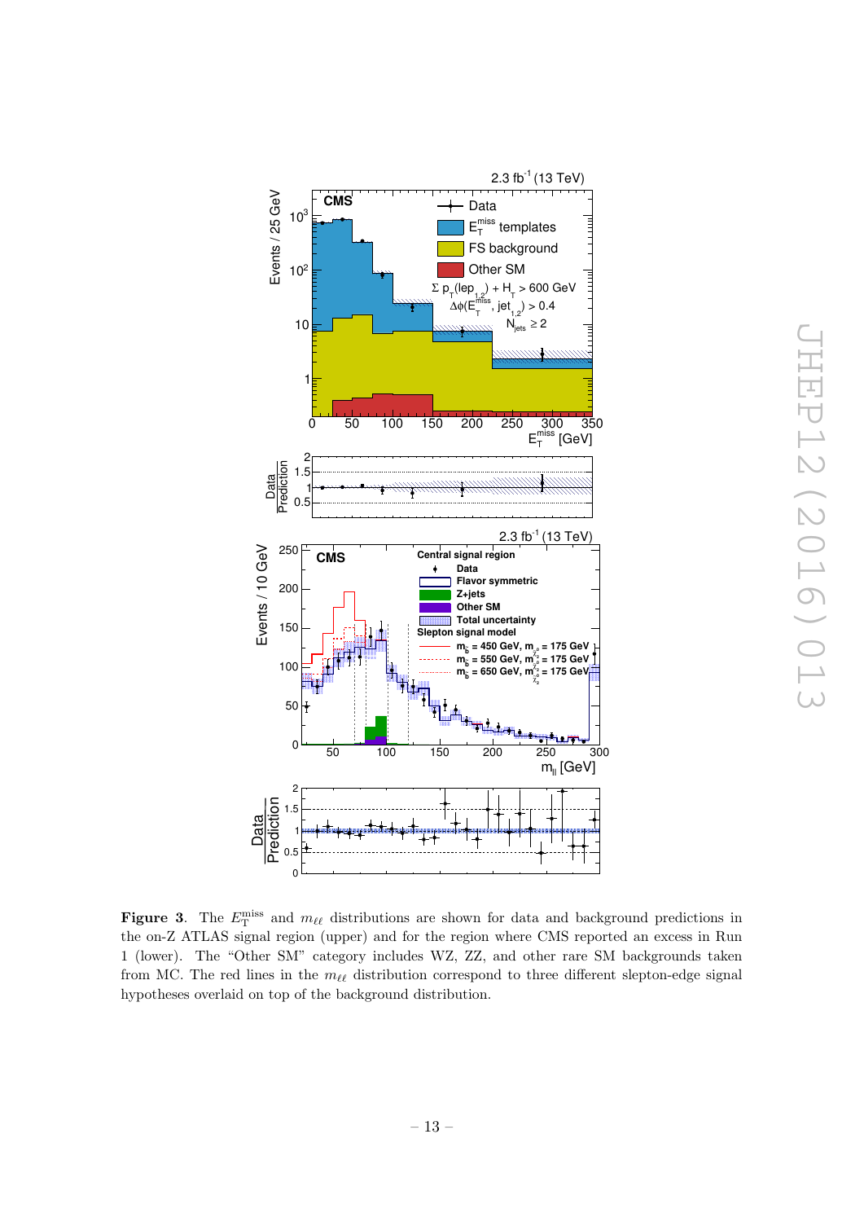**Figure 3**. The $E_{\mathrm{T}}^{\mathrm{miss}}$ and $m_{\ell\ell}$ distributions are shown for data and background predictions in the on-Z ATLAS signal region (upper) and for the region where CMS reported an excess in Run 1 (lower). The "Other SM" category includes WZ, ZZ, and other rare SM backgrounds taken from MC. The red lines in the $m_{\ell\ell}$ distribution correspond to three different slepton-edge signal hypotheses overlaid on top of the background distribution.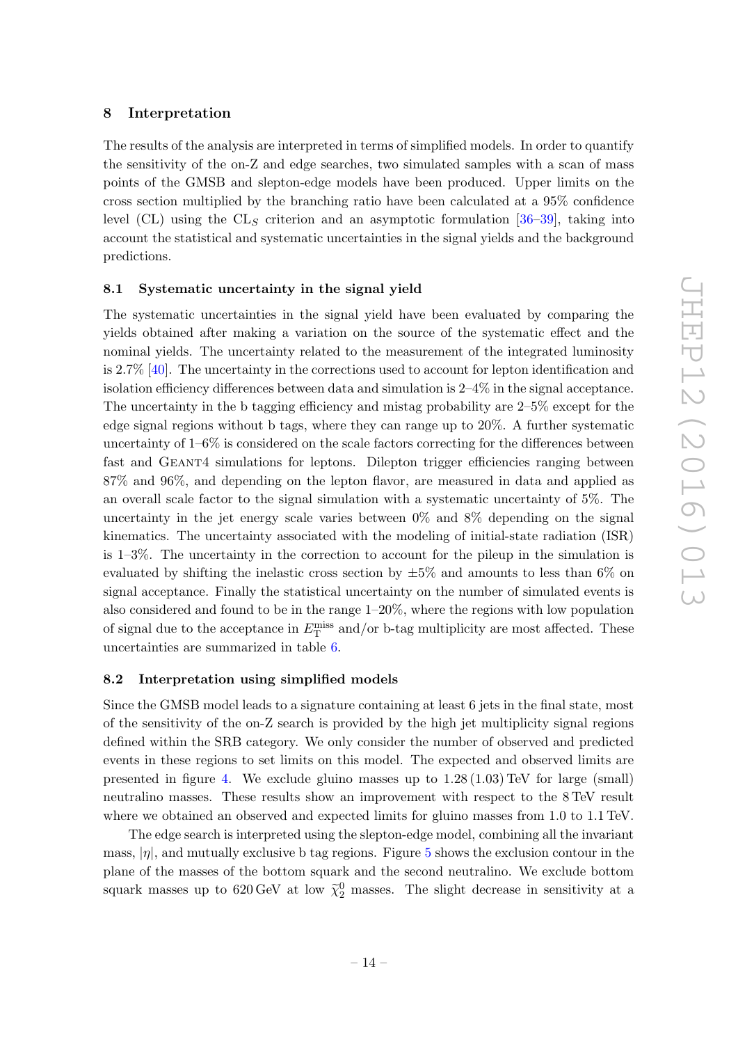## 8 Interpretation

The results of the analysis are interpreted in terms of simplified models. In order to quantify the sensitivity of the on-Z and edge searches, two simulated samples with a scan of mass points of the GMSB and slepton-edge models have been produced. Upper limits on the cross section multiplied by the branching ratio have been calculated at a 95% confidence level (CL) using the $\mathrm{CL}_S$ criterion and an asymptotic formulation [36–39], taking into account the statistical and systematic uncertainties in the signal yields and the background predictions.

### 8.1 Systematic uncertainty in the signal yield

The systematic uncertainties in the signal yield have been evaluated by comparing the yields obtained after making a variation on the source of the systematic effect and the nominal yields. The uncertainty related to the measurement of the integrated luminosity is 2.7% [40]. The uncertainty in the corrections used to account for lepton identification and isolation efficiency differences between data and simulation is 2–4% in the signal acceptance. The uncertainty in the b tagging efficiency and mistag probability are 2–5% except for the edge signal regions without b tags, where they can range up to 20%. A further systematic uncertainty of 1–6% is considered on the scale factors correcting for the differences between fast and Geant4 simulations for leptons. Dilepton trigger efficiencies ranging between 87% and 96%, and depending on the lepton flavor, are measured in data and applied as an overall scale factor to the signal simulation with a systematic uncertainty of 5%. The uncertainty in the jet energy scale varies between 0% and 8% depending on the signal kinematics. The uncertainty associated with the modeling of initial-state radiation (ISR) is 1–3%. The uncertainty in the correction to account for the pileup in the simulation is evaluated by shifting the inelastic cross section by ±5% and amounts to less than 6% on signal acceptance. Finally the statistical uncertainty on the number of simulated events is also considered and found to be in the range 1–20%, where the regions with low population of signal due to the acceptance in $E_{\mathrm{T}}^{\mathrm{miss}}$ and/or b-tag multiplicity are most affected. These uncertainties are summarized in table 6.

### 8.2 Interpretation using simplified models

Since the GMSB model leads to a signature containing at least 6 jets in the final state, most of the sensitivity of the on-Z search is provided by the high jet multiplicity signal regions defined within the SRB category. We only consider the number of observed and predicted events in these regions to set limits on this model. The expected and observed limits are presented in figure 4. We exclude gluino masses up to 1.28 (1.03) TeV for large (small) neutralino masses. These results show an improvement with respect to the 8 TeV result where we obtained an observed and expected limits for gluino masses from 1.0 to 1.1 TeV.

The edge search is interpreted using the slepton-edge model, combining all the invariant mass, $|\eta|$, and mutually exclusive b tag regions. Figure 5 shows the exclusion contour in the plane of the masses of the bottom squark and the second neutralino. We exclude bottom squark masses up to 620 GeV at low $\widetilde{\chi}_2^0$ masses. The slight decrease in sensitivity at a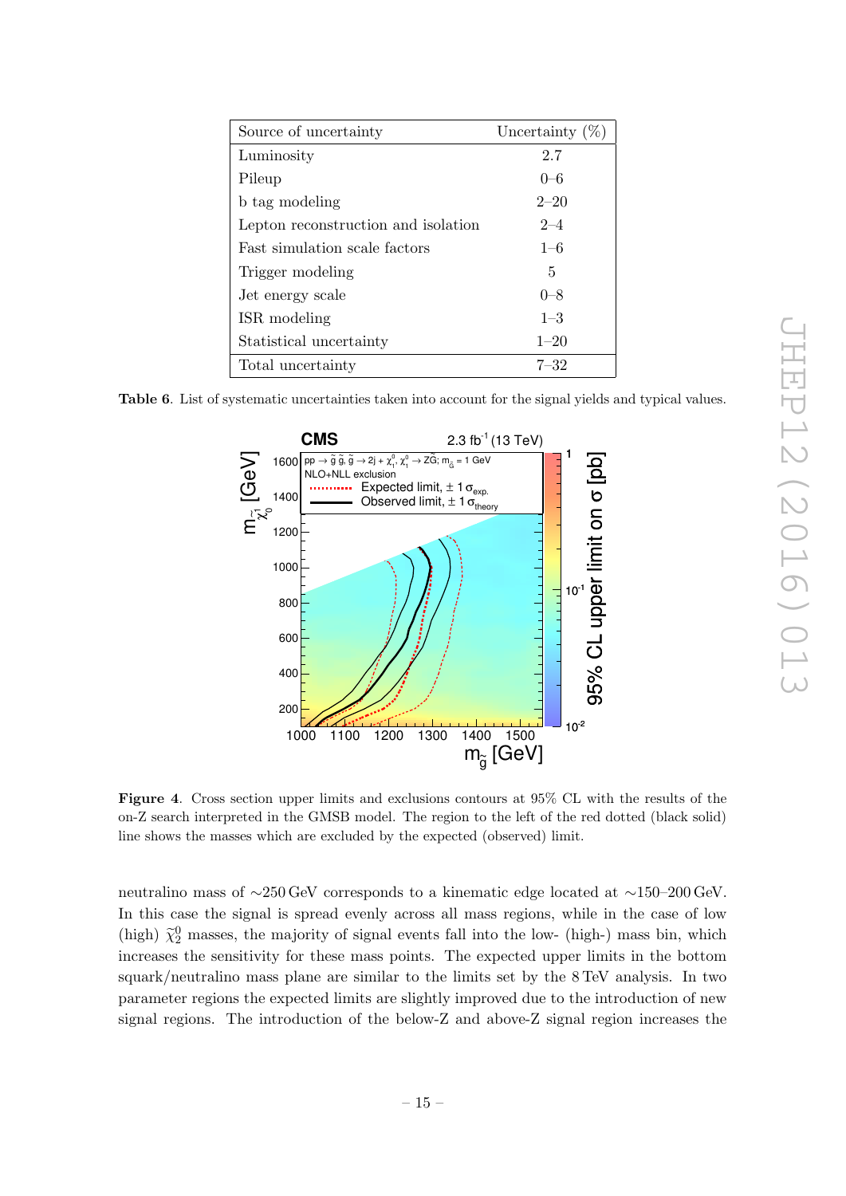| Source of uncertainty | Uncertainty (%) |
|---|---|
| Luminosity | 2.7 |
| Pileup | 0–6 |
| b tag modeling | 2–20 |
| Lepton reconstruction and isolation | 2–4 |
| Fast simulation scale factors | 1–6 |
| Trigger modeling | 5 |
| Jet energy scale | 0–8 |
| ISR modeling | 1–3 |
| Statistical uncertainty | 1–20 |
| Total uncertainty | 7–32 |

**Table 6**. List of systematic uncertainties taken into account for the signal yields and typical values.

**Figure 4**. Cross section upper limits and exclusions contours at 95% CL with the results of the on-Z search interpreted in the GMSB model. The region to the left of the red dotted (black solid) line shows the masses which are excluded by the expected (observed) limit.

neutralino mass of ∼250 GeV corresponds to a kinematic edge located at ∼150–200 GeV. In this case the signal is spread evenly across all mass regions, while in the case of low (high) $\tilde{\chi}^0_2$ masses, the majority of signal events fall into the low- (high-) mass bin, which increases the sensitivity for these mass points. The expected upper limits in the bottom squark/neutralino mass plane are similar to the limits set by the 8 TeV analysis. In two parameter regions the expected limits are slightly improved due to the introduction of new signal regions. The introduction of the below-Z and above-Z signal region increases the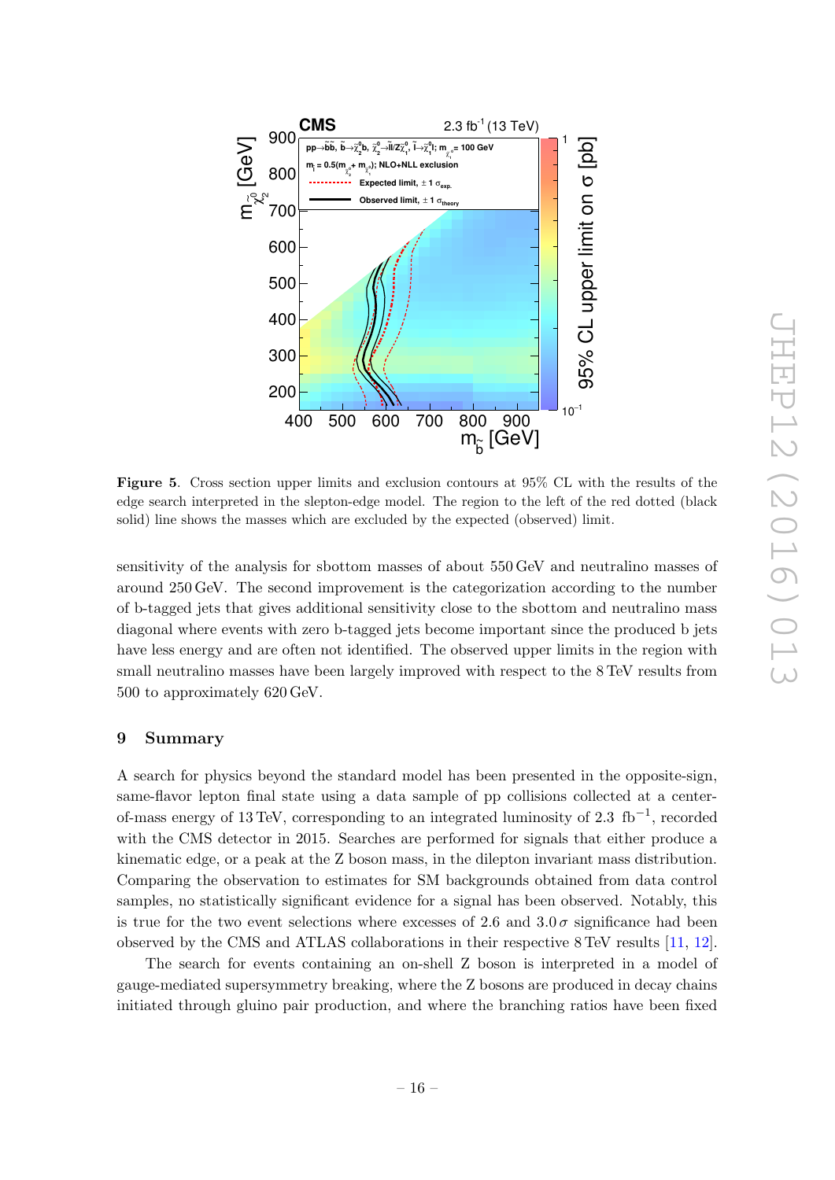**Figure 5**. Cross section upper limits and exclusion contours at 95% CL with the results of the edge search interpreted in the slepton-edge model. The region to the left of the red dotted (black solid) line shows the masses which are excluded by the expected (observed) limit.

sensitivity of the analysis for sbottom masses of about 550 GeV and neutralino masses of around 250 GeV. The second improvement is the categorization according to the number of b-tagged jets that gives additional sensitivity close to the sbottom and neutralino mass diagonal where events with zero b-tagged jets become important since the produced b jets have less energy and are often not identified. The observed upper limits in the region with small neutralino masses have been largely improved with respect to the 8 TeV results from 500 to approximately 620 GeV.

## 9 Summary

A search for physics beyond the standard model has been presented in the opposite-sign, same-flavor lepton final state using a data sample of pp collisions collected at a center-of-mass energy of 13 TeV, corresponding to an integrated luminosity of 2.3 $\text{fb}^{-1}$, recorded with the CMS detector in 2015. Searches are performed for signals that either produce a kinematic edge, or a peak at the Z boson mass, in the dilepton invariant mass distribution. Comparing the observation to estimates for SM backgrounds obtained from data control samples, no statistically significant evidence for a signal has been observed. Notably, this is true for the two event selections where excesses of 2.6 and $3.0\,\sigma$ significance had been observed by the CMS and ATLAS collaborations in their respective 8 TeV results [11, 12].

The search for events containing an on-shell Z boson is interpreted in a model of gauge-mediated supersymmetry breaking, where the Z bosons are produced in decay chains initiated through gluino pair production, and where the branching ratios have been fixed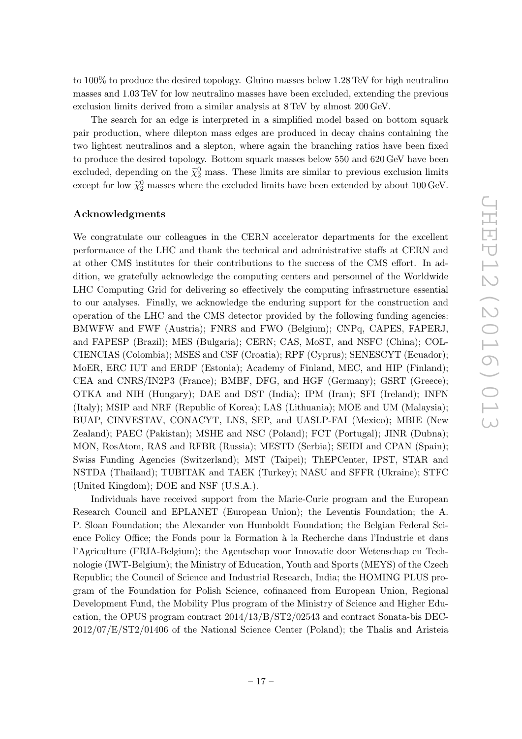to 100% to produce the desired topology. Gluino masses below 1.28 TeV for high neutralino masses and 1.03 TeV for low neutralino masses have been excluded, extending the previous exclusion limits derived from a similar analysis at 8 TeV by almost 200 GeV.

The search for an edge is interpreted in a simplified model based on bottom squark pair production, where dilepton mass edges are produced in decay chains containing the two lightest neutralinos and a slepton, where again the branching ratios have been fixed to produce the desired topology. Bottom squark masses below 550 and 620 GeV have been excluded, depending on the $\widetilde{\chi}^0_2$ mass. These limits are similar to previous exclusion limits except for low $\widetilde{\chi}^0_2$ masses where the excluded limits have been extended by about 100 GeV.

### Acknowledgments

We congratulate our colleagues in the CERN accelerator departments for the excellent performance of the LHC and thank the technical and administrative staffs at CERN and at other CMS institutes for their contributions to the success of the CMS effort. In addition, we gratefully acknowledge the computing centers and personnel of the Worldwide LHC Computing Grid for delivering so effectively the computing infrastructure essential to our analyses. Finally, we acknowledge the enduring support for the construction and operation of the LHC and the CMS detector provided by the following funding agencies: BMWFW and FWF (Austria); FNRS and FWO (Belgium); CNPq, CAPES, FAPERJ, and FAPESP (Brazil); MES (Bulgaria); CERN; CAS, MoST, and NSFC (China); COLCIENCIAS (Colombia); MSES and CSF (Croatia); RPF (Cyprus); SENESCYT (Ecuador); MoER, ERC IUT and ERDF (Estonia); Academy of Finland, MEC, and HIP (Finland); CEA and CNRS/IN2P3 (France); BMBF, DFG, and HGF (Germany); GSRT (Greece); OTKA and NIH (Hungary); DAE and DST (India); IPM (Iran); SFI (Ireland); INFN (Italy); MSIP and NRF (Republic of Korea); LAS (Lithuania); MOE and UM (Malaysia); BUAP, CINVESTAV, CONACYT, LNS, SEP, and UASLP-FAI (Mexico); MBIE (New Zealand); PAEC (Pakistan); MSHE and NSC (Poland); FCT (Portugal); JINR (Dubna); MON, RosAtom, RAS and RFBR (Russia); MESTD (Serbia); SEIDI and CPAN (Spain); Swiss Funding Agencies (Switzerland); MST (Taipei); ThEPCenter, IPST, STAR and NSTDA (Thailand); TUBITAK and TAEK (Turkey); NASU and SFFR (Ukraine); STFC (United Kingdom); DOE and NSF (U.S.A.).

Individuals have received support from the Marie-Curie program and the European Research Council and EPLANET (European Union); the Leventis Foundation; the A. P. Sloan Foundation; the Alexander von Humboldt Foundation; the Belgian Federal Science Policy Office; the Fonds pour la Formation à la Recherche dans l'Industrie et dans l'Agriculture (FRIA-Belgium); the Agentschap voor Innovatie door Wetenschap en Technologie (IWT-Belgium); the Ministry of Education, Youth and Sports (MEYS) of the Czech Republic; the Council of Science and Industrial Research, India; the HOMING PLUS program of the Foundation for Polish Science, cofinanced from European Union, Regional Development Fund, the Mobility Plus program of the Ministry of Science and Higher Education, the OPUS program contract 2014/13/B/ST2/02543 and contract Sonata-bis DEC-2012/07/E/ST2/01406 of the National Science Center (Poland); the Thalis and Aristeia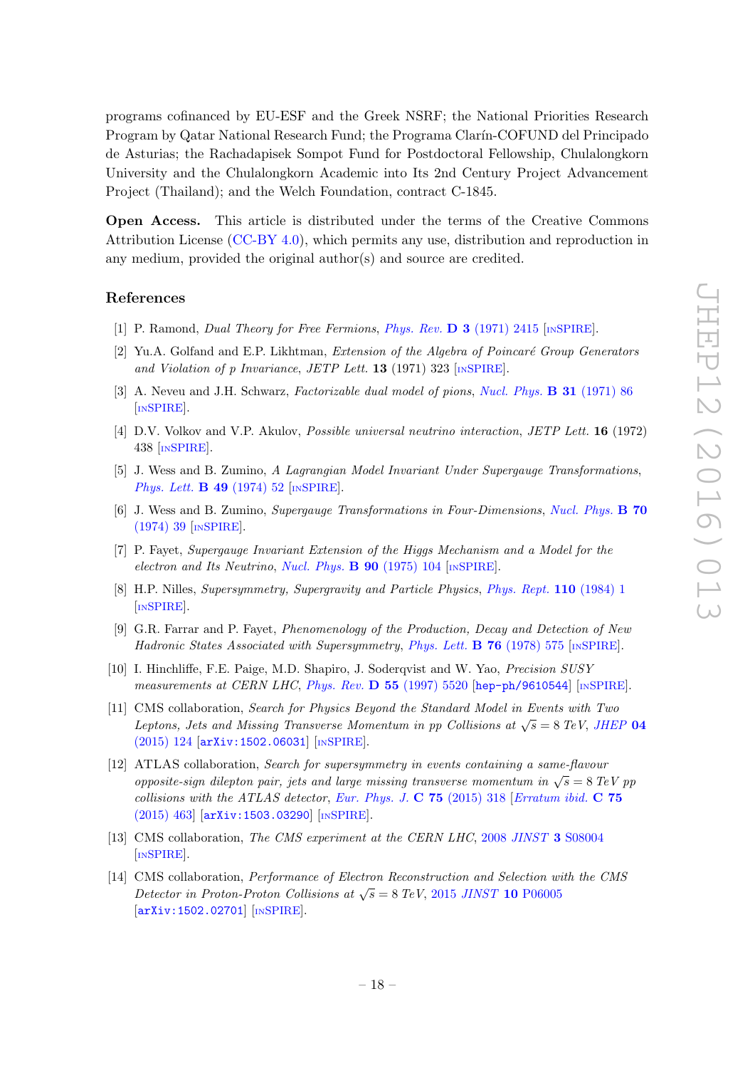programs cofinanced by EU-ESF and the Greek NSRF; the National Priorities Research Program by Qatar National Research Fund; the Programa Clarín-COFUND del Principado de Asturias; the Rachadapisek Sompot Fund for Postdoctoral Fellowship, Chulalongkorn University and the Chulalongkorn Academic into Its 2nd Century Project Advancement Project (Thailand); and the Welch Foundation, contract C-1845.

**Open Access.** This article is distributed under the terms of the Creative Commons Attribution License (CC-BY 4.0), which permits any use, distribution and reproduction in any medium, provided the original author(s) and source are credited.

## References

[1] P. Ramond, *Dual Theory for Free Fermions*, *Phys. Rev.* **D 3** (1971) 2415 [INSPIRE].

[2] Yu.A. Golfand and E.P. Likhtman, *Extension of the Algebra of Poincaré Group Generators and Violation of p Invariance*, *JETP Lett.* **13** (1971) 323 [INSPIRE].

[3] A. Neveu and J.H. Schwarz, *Factorizable dual model of pions*, *Nucl. Phys.* **B 31** (1971) 86 [INSPIRE].

[4] D.V. Volkov and V.P. Akulov, *Possible universal neutrino interaction*, *JETP Lett.* **16** (1972) 438 [INSPIRE].

[5] J. Wess and B. Zumino, *A Lagrangian Model Invariant Under Supergauge Transformations*, *Phys. Lett.* **B 49** (1974) 52 [INSPIRE].

[6] J. Wess and B. Zumino, *Supergauge Transformations in Four-Dimensions*, *Nucl. Phys.* **B 70** (1974) 39 [INSPIRE].

[7] P. Fayet, *Supergauge Invariant Extension of the Higgs Mechanism and a Model for the electron and Its Neutrino*, *Nucl. Phys.* **B 90** (1975) 104 [INSPIRE].

[8] H.P. Nilles, *Supersymmetry, Supergravity and Particle Physics*, *Phys. Rept.* **110** (1984) 1 [INSPIRE].

[9] G.R. Farrar and P. Fayet, *Phenomenology of the Production, Decay and Detection of New Hadronic States Associated with Supersymmetry*, *Phys. Lett.* **B 76** (1978) 575 [INSPIRE].

[10] I. Hinchliffe, F.E. Paige, M.D. Shapiro, J. Soderqvist and W. Yao, *Precision SUSY measurements at CERN LHC*, *Phys. Rev.* **D 55** (1997) 5520 [hep-ph/9610544] [INSPIRE].

[11] CMS collaboration, *Search for Physics Beyond the Standard Model in Events with Two Leptons, Jets and Missing Transverse Momentum in pp Collisions at $\sqrt{s} = 8$ TeV*, *JHEP* **04** (2015) 124 [arXiv:1502.06031] [INSPIRE].

[12] ATLAS collaboration, *Search for supersymmetry in events containing a same-flavour opposite-sign dilepton pair, jets and large missing transverse momentum in $\sqrt{s} = 8$ TeV pp collisions with the ATLAS detector*, *Eur. Phys. J.* **C 75** (2015) 318 [*Erratum ibid.* **C 75** (2015) 463] [arXiv:1503.03290] [INSPIRE].

[13] CMS collaboration, *The CMS experiment at the CERN LHC*, 2008 *JINST* **3** S08004 [INSPIRE].

[14] CMS collaboration, *Performance of Electron Reconstruction and Selection with the CMS Detector in Proton-Proton Collisions at $\sqrt{s} = 8$ TeV*, 2015 *JINST* **10** P06005 [arXiv:1502.02701] [INSPIRE].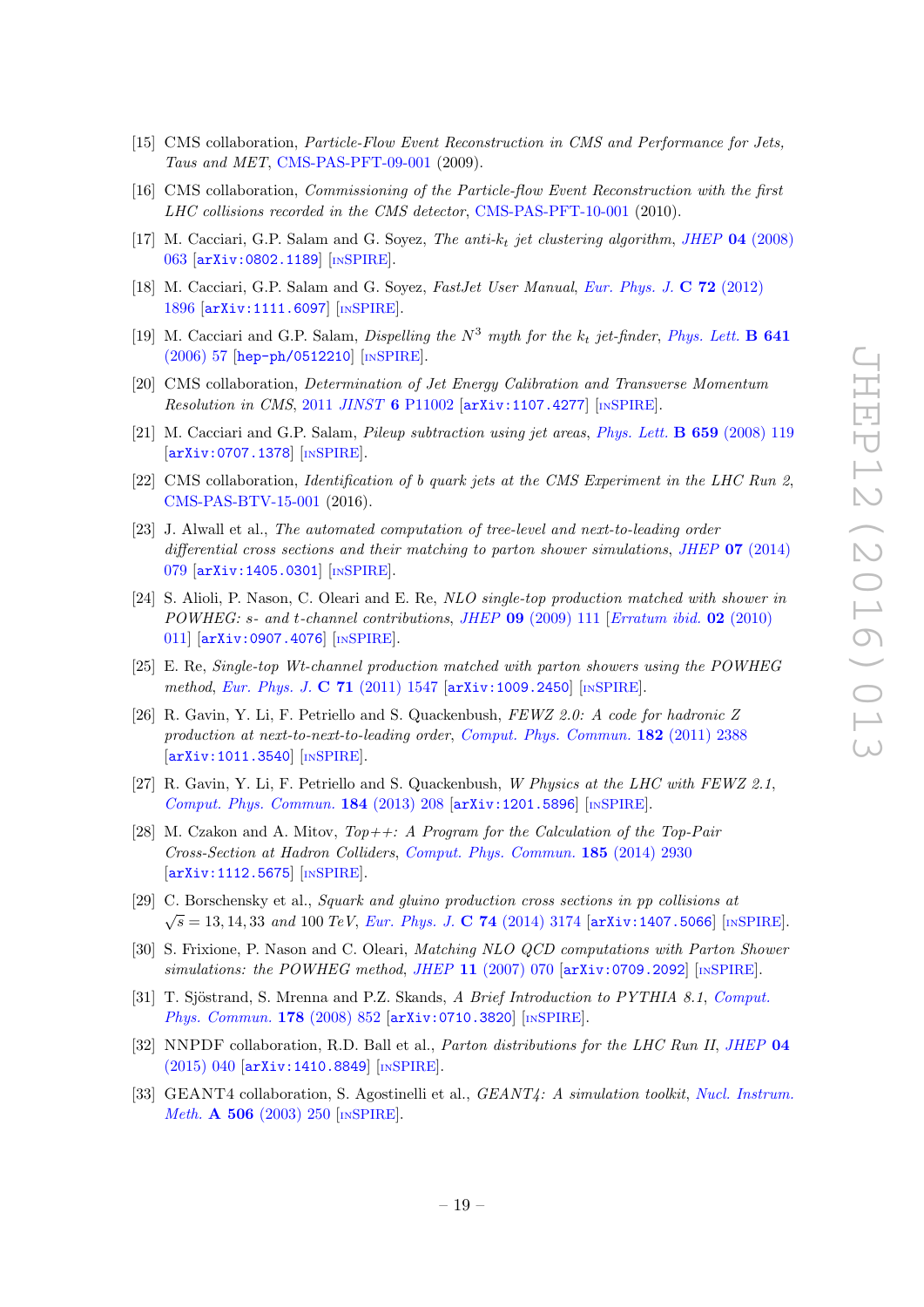[15] CMS collaboration, *Particle-Flow Event Reconstruction in CMS and Performance for Jets, Taus and MET*, CMS-PAS-PFT-09-001 (2009).

[16] CMS collaboration, *Commissioning of the Particle-flow Event Reconstruction with the first LHC collisions recorded in the CMS detector*, CMS-PAS-PFT-10-001 (2010).

[17] M. Cacciari, G.P. Salam and G. Soyez, *The anti-$k_t$ jet clustering algorithm*, JHEP **04** (2008) 063 [arXiv:0802.1189] [INSPIRE].

[18] M. Cacciari, G.P. Salam and G. Soyez, *FastJet User Manual*, Eur. Phys. J. **C 72** (2012) 1896 [arXiv:1111.6097] [INSPIRE].

[19] M. Cacciari and G.P. Salam, *Dispelling the $N^3$ myth for the $k_t$ jet-finder*, Phys. Lett. **B 641** (2006) 57 [hep-ph/0512210] [INSPIRE].

[20] CMS collaboration, *Determination of Jet Energy Calibration and Transverse Momentum Resolution in CMS*, 2011 JINST **6** P11002 [arXiv:1107.4277] [INSPIRE].

[21] M. Cacciari and G.P. Salam, *Pileup subtraction using jet areas*, Phys. Lett. **B 659** (2008) 119 [arXiv:0707.1378] [INSPIRE].

[22] CMS collaboration, *Identification of b quark jets at the CMS Experiment in the LHC Run 2*, CMS-PAS-BTV-15-001 (2016).

[23] J. Alwall et al., *The automated computation of tree-level and next-to-leading order differential cross sections and their matching to parton shower simulations*, JHEP **07** (2014) 079 [arXiv:1405.0301] [INSPIRE].

[24] S. Alioli, P. Nason, C. Oleari and E. Re, *NLO single-top production matched with shower in POWHEG: s- and t-channel contributions*, JHEP **09** (2009) 111 [Erratum ibid. **02** (2010) 011] [arXiv:0907.4076] [INSPIRE].

[25] E. Re, *Single-top Wt-channel production matched with parton showers using the POWHEG method*, Eur. Phys. J. **C 71** (2011) 1547 [arXiv:1009.2450] [INSPIRE].

[26] R. Gavin, Y. Li, F. Petriello and S. Quackenbush, *FEWZ 2.0: A code for hadronic Z production at next-to-next-to-leading order*, Comput. Phys. Commun. **182** (2011) 2388 [arXiv:1011.3540] [INSPIRE].

[27] R. Gavin, Y. Li, F. Petriello and S. Quackenbush, *W Physics at the LHC with FEWZ 2.1*, Comput. Phys. Commun. **184** (2013) 208 [arXiv:1201.5896] [INSPIRE].

[28] M. Czakon and A. Mitov, *Top++: A Program for the Calculation of the Top-Pair Cross-Section at Hadron Colliders*, Comput. Phys. Commun. **185** (2014) 2930 [arXiv:1112.5675] [INSPIRE].

[29] C. Borschensky et al., *Squark and gluino production cross sections in pp collisions at $\sqrt{s} = 13, 14, 33$ and 100 TeV*, Eur. Phys. J. **C 74** (2014) 3174 [arXiv:1407.5066] [INSPIRE].

[30] S. Frixione, P. Nason and C. Oleari, *Matching NLO QCD computations with Parton Shower simulations: the POWHEG method*, JHEP **11** (2007) 070 [arXiv:0709.2092] [INSPIRE].

[31] T. Sjöstrand, S. Mrenna and P.Z. Skands, *A Brief Introduction to PYTHIA 8.1*, Comput. Phys. Commun. **178** (2008) 852 [arXiv:0710.3820] [INSPIRE].

[32] NNPDF collaboration, R.D. Ball et al., *Parton distributions for the LHC Run II*, JHEP **04** (2015) 040 [arXiv:1410.8849] [INSPIRE].

[33] GEANT4 collaboration, S. Agostinelli et al., *GEANT4: A simulation toolkit*, Nucl. Instrum. Meth. **A 506** (2003) 250 [INSPIRE].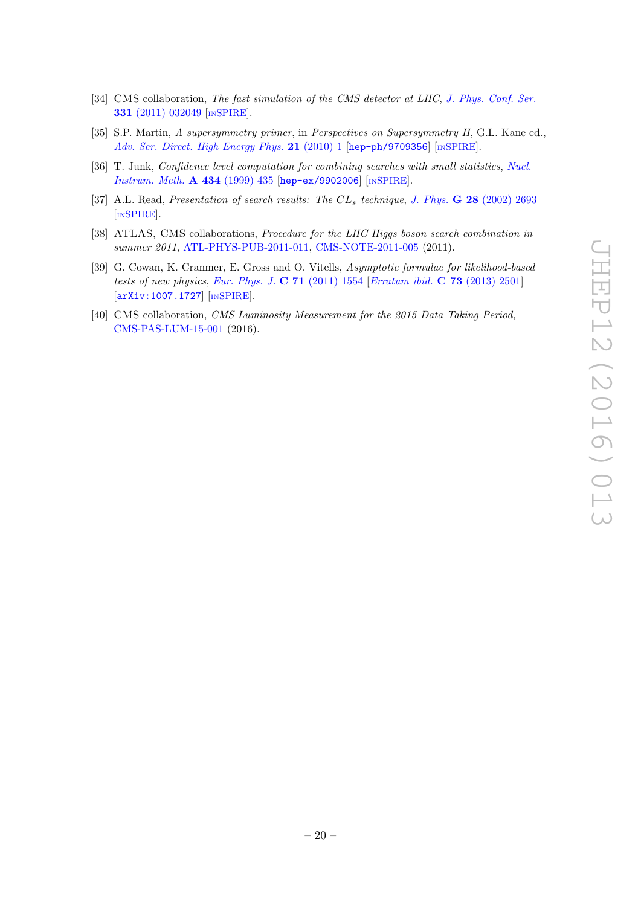[34] CMS collaboration, *The fast simulation of the CMS detector at LHC*, *J. Phys. Conf. Ser.* **331** (2011) 032049 [INSPIRE].

[35] S.P. Martin, *A supersymmetry primer*, in *Perspectives on Supersymmetry II*, G.L. Kane ed., *Adv. Ser. Direct. High Energy Phys.* **21** (2010) 1 [hep-ph/9709356] [INSPIRE].

[36] T. Junk, *Confidence level computation for combining searches with small statistics*, *Nucl. Instrum. Meth.* **A 434** (1999) 435 [hep-ex/9902006] [INSPIRE].

[37] A.L. Read, *Presentation of search results: The $CL_s$ technique*, *J. Phys.* **G 28** (2002) 2693 [INSPIRE].

[38] ATLAS, CMS collaborations, *Procedure for the LHC Higgs boson search combination in summer 2011*, ATL-PHYS-PUB-2011-011, CMS-NOTE-2011-005 (2011).

[39] G. Cowan, K. Cranmer, E. Gross and O. Vitells, *Asymptotic formulae for likelihood-based tests of new physics*, *Eur. Phys. J.* **C 71** (2011) 1554 [*Erratum ibid.* **C 73** (2013) 2501] [arXiv:1007.1727] [INSPIRE].

[40] CMS collaboration, *CMS Luminosity Measurement for the 2015 Data Taking Period*, CMS-PAS-LUM-15-001 (2016).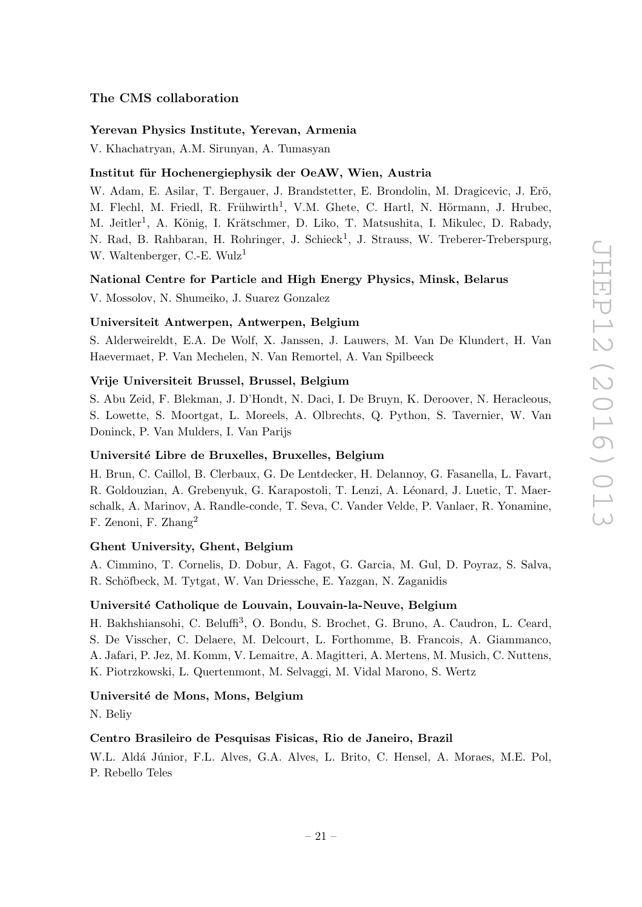## The CMS collaboration

**Yerevan Physics Institute, Yerevan, Armenia**

V. Khachatryan, A.M. Sirunyan, A. Tumasyan

**Institut für Hochenergiephysik der OeAW, Wien, Austria**

W. Adam, E. Asilar, T. Bergauer, J. Brandstetter, E. Brondolin, M. Dragicevic, J. Erö, M. Flechl, M. Friedl, R. Frühwirth[1], V.M. Ghete, C. Hartl, N. Hörmann, J. Hrubec, M. Jeitler[1], A. König, I. Krätschmer, D. Liko, T. Matsushita, I. Mikulec, D. Rabady, N. Rad, B. Rahbaran, H. Rohringer, J. Schieck[1], J. Strauss, W. Treberer-Treberspurg, W. Waltenberger, C.-E. Wulz[1]

**National Centre for Particle and High Energy Physics, Minsk, Belarus**

V. Mossolov, N. Shumeiko, J. Suarez Gonzalez

**Universiteit Antwerpen, Antwerpen, Belgium**

S. Alderweireldt, E.A. De Wolf, X. Janssen, J. Lauwers, M. Van De Klundert, H. Van Haevermaet, P. Van Mechelen, N. Van Remortel, A. Van Spilbeeck

**Vrije Universiteit Brussel, Brussel, Belgium**

S. Abu Zeid, F. Blekman, J. D'Hondt, N. Daci, I. De Bruyn, K. Deroover, N. Heracleous, S. Lowette, S. Moortgat, L. Moreels, A. Olbrechts, Q. Python, S. Tavernier, W. Van Doninck, P. Van Mulders, I. Van Parijs

**Université Libre de Bruxelles, Bruxelles, Belgium**

H. Brun, C. Caillol, B. Clerbaux, G. De Lentdecker, H. Delannoy, G. Fasanella, L. Favart, R. Goldouzian, A. Grebenyuk, G. Karapostoli, T. Lenzi, A. Léonard, J. Luetic, T. Maerschalk, A. Marinov, A. Randle-conde, T. Seva, C. Vander Velde, P. Vanlaer, R. Yonamine, F. Zenoni, F. Zhang[2]

**Ghent University, Ghent, Belgium**

A. Cimmino, T. Cornelis, D. Dobur, A. Fagot, G. Garcia, M. Gul, D. Poyraz, S. Salva, R. Schöfbeck, M. Tytgat, W. Van Driessche, E. Yazgan, N. Zaganidis

**Université Catholique de Louvain, Louvain-la-Neuve, Belgium**

H. Bakhshiansohi, C. Beluffi[3], O. Bondu, S. Brochet, G. Bruno, A. Caudron, L. Ceard, S. De Visscher, C. Delaere, M. Delcourt, L. Forthomme, B. Francois, A. Giammanco, A. Jafari, P. Jez, M. Komm, V. Lemaitre, A. Magitteri, A. Mertens, M. Musich, C. Nuttens, K. Piotrzkowski, L. Quertenmont, M. Selvaggi, M. Vidal Marono, S. Wertz

**Université de Mons, Mons, Belgium**

N. Beliy

**Centro Brasileiro de Pesquisas Fisicas, Rio de Janeiro, Brazil**

W.L. Aldá Júnior, F.L. Alves, G.A. Alves, L. Brito, C. Hensel, A. Moraes, M.E. Pol, P. Rebello Teles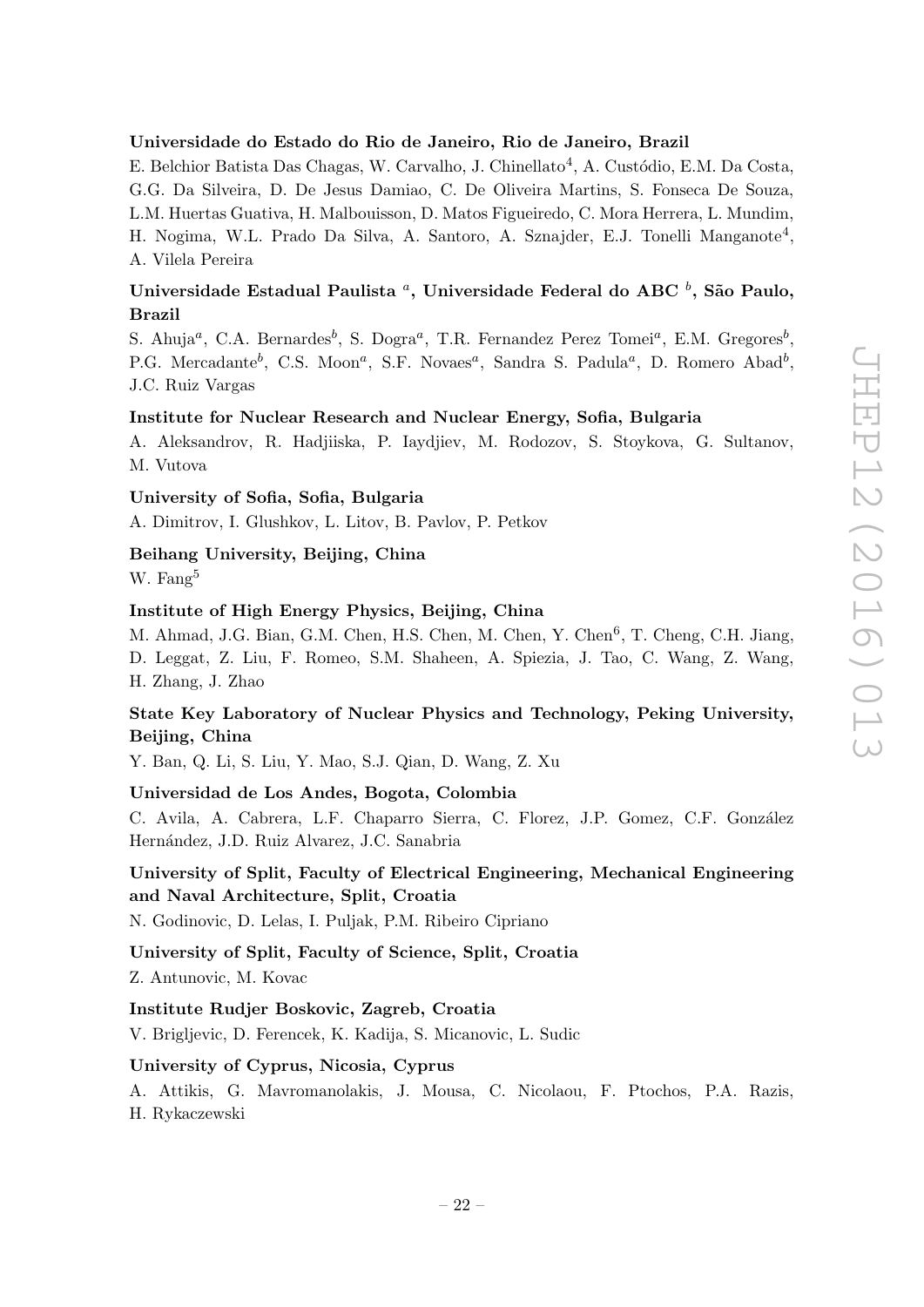**Universidade do Estado do Rio de Janeiro, Rio de Janeiro, Brazil**

E. Belchior Batista Das Chagas, W. Carvalho, J. Chinellato[4], A. Custódio, E.M. Da Costa, G.G. Da Silveira, D. De Jesus Damiao, C. De Oliveira Martins, S. Fonseca De Souza, L.M. Huertas Guativa, H. Malbouisson, D. Matos Figueiredo, C. Mora Herrera, L. Mundim, H. Nogima, W.L. Prado Da Silva, A. Santoro, A. Sznajder, E.J. Tonelli Manganote[4], A. Vilela Pereira

**Universidade Estadual Paulista [a], Universidade Federal do ABC [b], São Paulo, Brazil**

S. Ahuja[a], C.A. Bernardes[b], S. Dogra[a], T.R. Fernandez Perez Tomei[a], E.M. Gregores[b], P.G. Mercadante[b], C.S. Moon[a], S.F. Novaes[a], Sandra S. Padula[a], D. Romero Abad[b], J.C. Ruiz Vargas

**Institute for Nuclear Research and Nuclear Energy, Sofia, Bulgaria**

A. Aleksandrov, R. Hadjiiska, P. Iaydjiev, M. Rodozov, S. Stoykova, G. Sultanov, M. Vutova

**University of Sofia, Sofia, Bulgaria**

A. Dimitrov, I. Glushkov, L. Litov, B. Pavlov, P. Petkov

**Beihang University, Beijing, China**

W. Fang[5]

**Institute of High Energy Physics, Beijing, China**

M. Ahmad, J.G. Bian, G.M. Chen, H.S. Chen, M. Chen, Y. Chen[6], T. Cheng, C.H. Jiang, D. Leggat, Z. Liu, F. Romeo, S.M. Shaheen, A. Spiezia, J. Tao, C. Wang, Z. Wang, H. Zhang, J. Zhao

**State Key Laboratory of Nuclear Physics and Technology, Peking University, Beijing, China**

Y. Ban, Q. Li, S. Liu, Y. Mao, S.J. Qian, D. Wang, Z. Xu

**Universidad de Los Andes, Bogota, Colombia**

C. Avila, A. Cabrera, L.F. Chaparro Sierra, C. Florez, J.P. Gomez, C.F. González Hernández, J.D. Ruiz Alvarez, J.C. Sanabria

**University of Split, Faculty of Electrical Engineering, Mechanical Engineering and Naval Architecture, Split, Croatia**

N. Godinovic, D. Lelas, I. Puljak, P.M. Ribeiro Cipriano

**University of Split, Faculty of Science, Split, Croatia**

Z. Antunovic, M. Kovac

**Institute Rudjer Boskovic, Zagreb, Croatia**

V. Brigljevic, D. Ferencek, K. Kadija, S. Micanovic, L. Sudic

**University of Cyprus, Nicosia, Cyprus**

A. Attikis, G. Mavromanolakis, J. Mousa, C. Nicolaou, F. Ptochos, P.A. Razis, H. Rykaczewski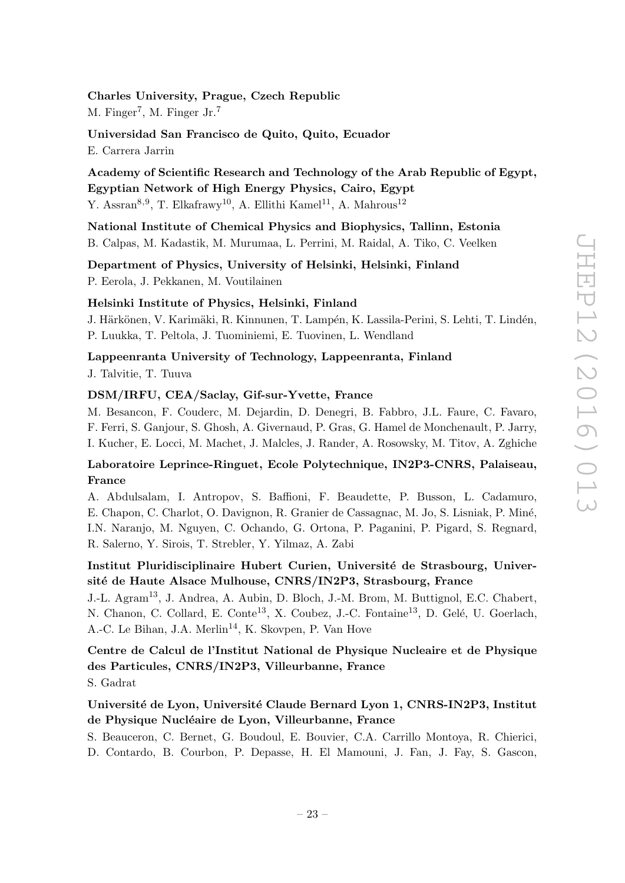**Charles University, Prague, Czech Republic**

M. Finger[7], M. Finger Jr.[7]

**Universidad San Francisco de Quito, Quito, Ecuador**

E. Carrera Jarrin

**Academy of Scientific Research and Technology of the Arab Republic of Egypt, Egyptian Network of High Energy Physics, Cairo, Egypt**

Y. Assran[8,9], T. Elkafrawy[10], A. Ellithi Kamel[11], A. Mahrous[12]

**National Institute of Chemical Physics and Biophysics, Tallinn, Estonia**

B. Calpas, M. Kadastik, M. Murumaa, L. Perrini, M. Raidal, A. Tiko, C. Veelken

**Department of Physics, University of Helsinki, Helsinki, Finland**

P. Eerola, J. Pekkanen, M. Voutilainen

**Helsinki Institute of Physics, Helsinki, Finland**

J. Härkönen, V. Karimäki, R. Kinnunen, T. Lampén, K. Lassila-Perini, S. Lehti, T. Lindén, P. Luukka, T. Peltola, J. Tuominiemi, E. Tuovinen, L. Wendland

**Lappeenranta University of Technology, Lappeenranta, Finland**

J. Talvitie, T. Tuuva

**DSM/IRFU, CEA/Saclay, Gif-sur-Yvette, France**

M. Besancon, F. Couderc, M. Dejardin, D. Denegri, B. Fabbro, J.L. Faure, C. Favaro, F. Ferri, S. Ganjour, S. Ghosh, A. Givernaud, P. Gras, G. Hamel de Monchenault, P. Jarry, I. Kucher, E. Locci, M. Machet, J. Malcles, J. Rander, A. Rosowsky, M. Titov, A. Zghiche

**Laboratoire Leprince-Ringuet, Ecole Polytechnique, IN2P3-CNRS, Palaiseau, France**

A. Abdulsalam, I. Antropov, S. Baffioni, F. Beaudette, P. Busson, L. Cadamuro, E. Chapon, C. Charlot, O. Davignon, R. Granier de Cassagnac, M. Jo, S. Lisniak, P. Miné, I.N. Naranjo, M. Nguyen, C. Ochando, G. Ortona, P. Paganini, P. Pigard, S. Regnard, R. Salerno, Y. Sirois, T. Strebler, Y. Yilmaz, A. Zabi

**Institut Pluridisciplinaire Hubert Curien, Université de Strasbourg, Université de Haute Alsace Mulhouse, CNRS/IN2P3, Strasbourg, France**

J.-L. Agram[13], J. Andrea, A. Aubin, D. Bloch, J.-M. Brom, M. Buttignol, E.C. Chabert, N. Chanon, C. Collard, E. Conte[13], X. Coubez, J.-C. Fontaine[13], D. Gelé, U. Goerlach, A.-C. Le Bihan, J.A. Merlin[14], K. Skovpen, P. Van Hove

**Centre de Calcul de l'Institut National de Physique Nucleaire et de Physique des Particules, CNRS/IN2P3, Villeurbanne, France**

S. Gadrat

**Université de Lyon, Université Claude Bernard Lyon 1, CNRS-IN2P3, Institut de Physique Nucléaire de Lyon, Villeurbanne, France**

S. Beauceron, C. Bernet, G. Boudoul, E. Bouvier, C.A. Carrillo Montoya, R. Chierici, D. Contardo, B. Courbon, P. Depasse, H. El Mamouni, J. Fan, J. Fay, S. Gascon,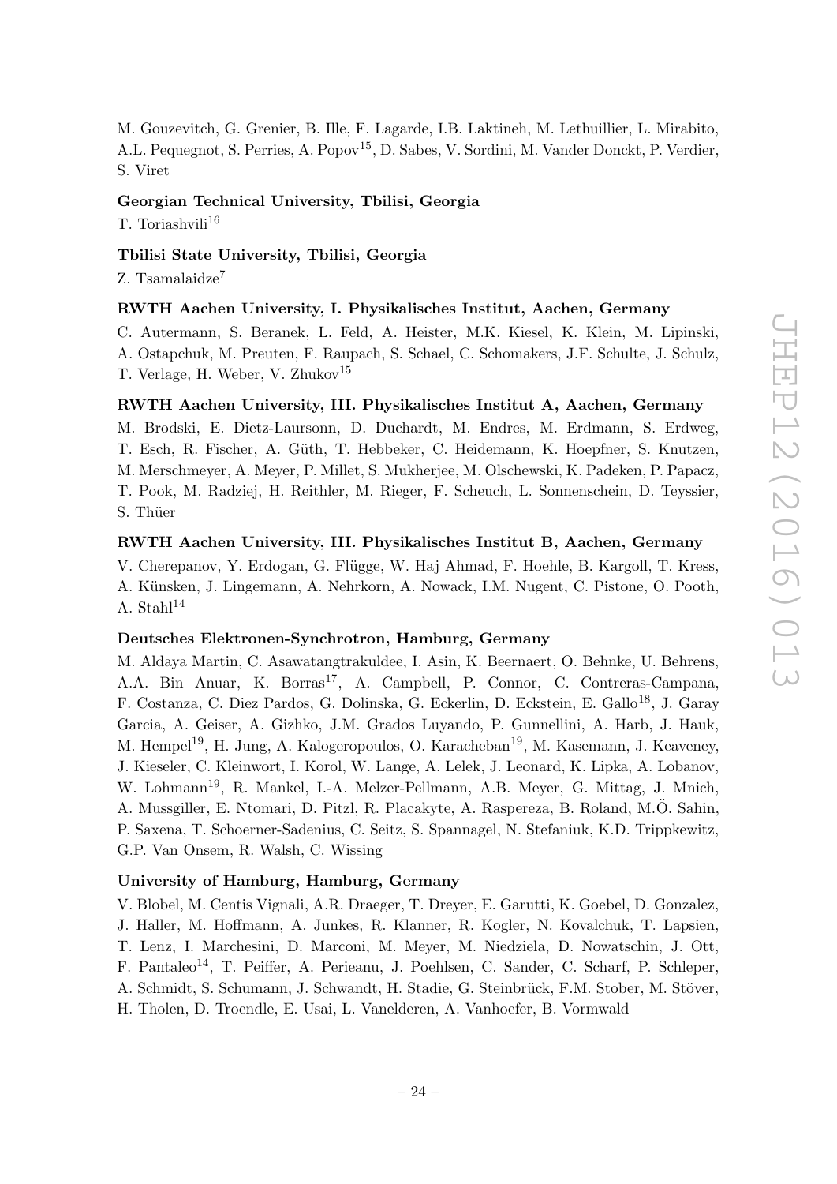M. Gouzevitch, G. Grenier, B. Ille, F. Lagarde, I.B. Laktineh, M. Lethuillier, L. Mirabito, A.L. Pequegnot, S. Perries, A. Popov[15], D. Sabes, V. Sordini, M. Vander Donckt, P. Verdier, S. Viret

**Georgian Technical University, Tbilisi, Georgia**

T. Toriashvili[16]

**Tbilisi State University, Tbilisi, Georgia**

Z. Tsamalaidze[7]

**RWTH Aachen University, I. Physikalisches Institut, Aachen, Germany**

C. Autermann, S. Beranek, L. Feld, A. Heister, M.K. Kiesel, K. Klein, M. Lipinski, A. Ostapchuk, M. Preuten, F. Raupach, S. Schael, C. Schomakers, J.F. Schulte, J. Schulz, T. Verlage, H. Weber, V. Zhukov[15]

**RWTH Aachen University, III. Physikalisches Institut A, Aachen, Germany**

M. Brodski, E. Dietz-Laursonn, D. Duchardt, M. Endres, M. Erdmann, S. Erdweg, T. Esch, R. Fischer, A. Güth, T. Hebbeker, C. Heidemann, K. Hoepfner, S. Knutzen, M. Merschmeyer, A. Meyer, P. Millet, S. Mukherjee, M. Olschewski, K. Padeken, P. Papacz, T. Pook, M. Radziej, H. Reithler, M. Rieger, F. Scheuch, L. Sonnenschein, D. Teyssier, S. Thüer

**RWTH Aachen University, III. Physikalisches Institut B, Aachen, Germany**

V. Cherepanov, Y. Erdogan, G. Flügge, W. Haj Ahmad, F. Hoehle, B. Kargoll, T. Kress, A. Künsken, J. Lingemann, A. Nehrkorn, A. Nowack, I.M. Nugent, C. Pistone, O. Pooth, A. Stahl[14]

**Deutsches Elektronen-Synchrotron, Hamburg, Germany**

M. Aldaya Martin, C. Asawatangtrakuldee, I. Asin, K. Beernaert, O. Behnke, U. Behrens, A.A. Bin Anuar, K. Borras[17], A. Campbell, P. Connor, C. Contreras-Campana, F. Costanza, C. Diez Pardos, G. Dolinska, G. Eckerlin, D. Eckstein, E. Gallo[18], J. Garay Garcia, A. Geiser, A. Gizhko, J.M. Grados Luyando, P. Gunnellini, A. Harb, J. Hauk, M. Hempel[19], H. Jung, A. Kalogeropoulos, O. Karacheban[19], M. Kasemann, J. Keaveney, J. Kieseler, C. Kleinwort, I. Korol, W. Lange, A. Lelek, J. Leonard, K. Lipka, A. Lobanov, W. Lohmann[19], R. Mankel, I.-A. Melzer-Pellmann, A.B. Meyer, G. Mittag, J. Mnich, A. Mussgiller, E. Ntomari, D. Pitzl, R. Placakyte, A. Raspereza, B. Roland, M.Ö. Sahin, P. Saxena, T. Schoerner-Sadenius, C. Seitz, S. Spannagel, N. Stefaniuk, K.D. Trippkewitz, G.P. Van Onsem, R. Walsh, C. Wissing

**University of Hamburg, Hamburg, Germany**

V. Blobel, M. Centis Vignali, A.R. Draeger, T. Dreyer, E. Garutti, K. Goebel, D. Gonzalez, J. Haller, M. Hoffmann, A. Junkes, R. Klanner, R. Kogler, N. Kovalchuk, T. Lapsien, T. Lenz, I. Marchesini, D. Marconi, M. Meyer, M. Niedziela, D. Nowatschin, J. Ott, F. Pantaleo[14], T. Peiffer, A. Perieanu, J. Poehlsen, C. Sander, C. Scharf, P. Schleper, A. Schmidt, S. Schumann, J. Schwandt, H. Stadie, G. Steinbrück, F.M. Stober, M. Stöver, H. Tholen, D. Troendle, E. Usai, L. Vanelderen, A. Vanhoefer, B. Vormwald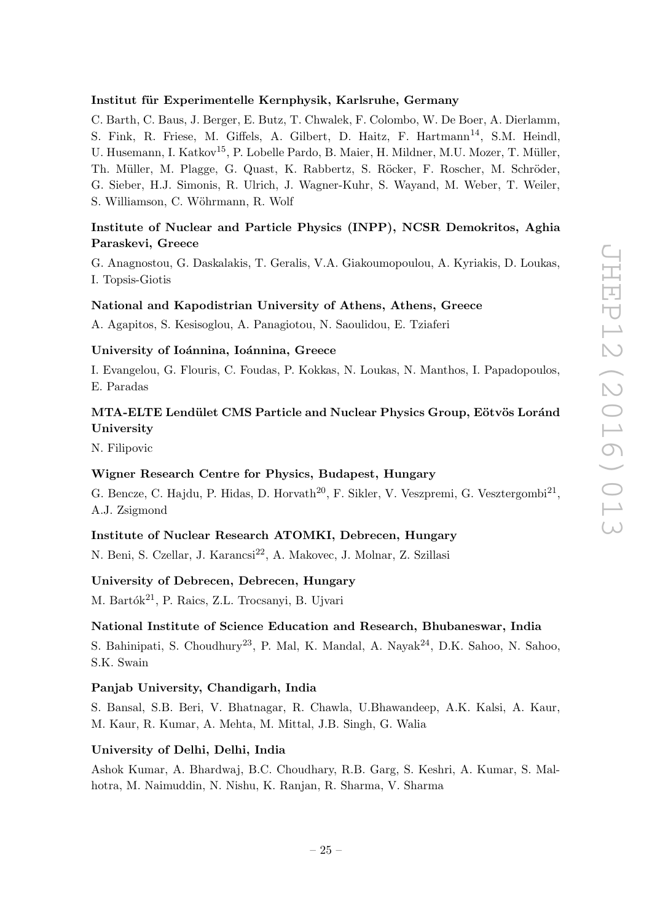**Institut für Experimentelle Kernphysik, Karlsruhe, Germany**

C. Barth, C. Baus, J. Berger, E. Butz, T. Chwalek, F. Colombo, W. De Boer, A. Dierlamm, S. Fink, R. Friese, M. Giffels, A. Gilbert, D. Haitz, F. Hartmann[14], S.M. Heindl, U. Husemann, I. Katkov[15], P. Lobelle Pardo, B. Maier, H. Mildner, M.U. Mozer, T. Müller, Th. Müller, M. Plagge, G. Quast, K. Rabbertz, S. Röcker, F. Roscher, M. Schröder, G. Sieber, H.J. Simonis, R. Ulrich, J. Wagner-Kuhr, S. Wayand, M. Weber, T. Weiler, S. Williamson, C. Wöhrmann, R. Wolf

**Institute of Nuclear and Particle Physics (INPP), NCSR Demokritos, Aghia Paraskevi, Greece**

G. Anagnostou, G. Daskalakis, T. Geralis, V.A. Giakoumopoulou, A. Kyriakis, D. Loukas, I. Topsis-Giotis

**National and Kapodistrian University of Athens, Athens, Greece**

A. Agapitos, S. Kesisoglou, A. Panagiotou, N. Saoulidou, E. Tziaferi

**University of Ioánnina, Ioánnina, Greece**

I. Evangelou, G. Flouris, C. Foudas, P. Kokkas, N. Loukas, N. Manthos, I. Papadopoulos, E. Paradas

**MTA-ELTE Lendület CMS Particle and Nuclear Physics Group, Eötvös Loránd University**

N. Filipovic

**Wigner Research Centre for Physics, Budapest, Hungary**

G. Bencze, C. Hajdu, P. Hidas, D. Horvath[20], F. Sikler, V. Veszpremi, G. Vesztergombi[21], A.J. Zsigmond

**Institute of Nuclear Research ATOMKI, Debrecen, Hungary**

N. Beni, S. Czellar, J. Karancsi[22], A. Makovec, J. Molnar, Z. Szillasi

**University of Debrecen, Debrecen, Hungary**

M. Bartók[21], P. Raics, Z.L. Trocsanyi, B. Ujvari

**National Institute of Science Education and Research, Bhubaneswar, India**

S. Bahinipati, S. Choudhury[23], P. Mal, K. Mandal, A. Nayak[24], D.K. Sahoo, N. Sahoo, S.K. Swain

**Panjab University, Chandigarh, India**

S. Bansal, S.B. Beri, V. Bhatnagar, R. Chawla, U.Bhawandeep, A.K. Kalsi, A. Kaur, M. Kaur, R. Kumar, A. Mehta, M. Mittal, J.B. Singh, G. Walia

**University of Delhi, Delhi, India**

Ashok Kumar, A. Bhardwaj, B.C. Choudhary, R.B. Garg, S. Keshri, A. Kumar, S. Malhotra, M. Naimuddin, N. Nishu, K. Ranjan, R. Sharma, V. Sharma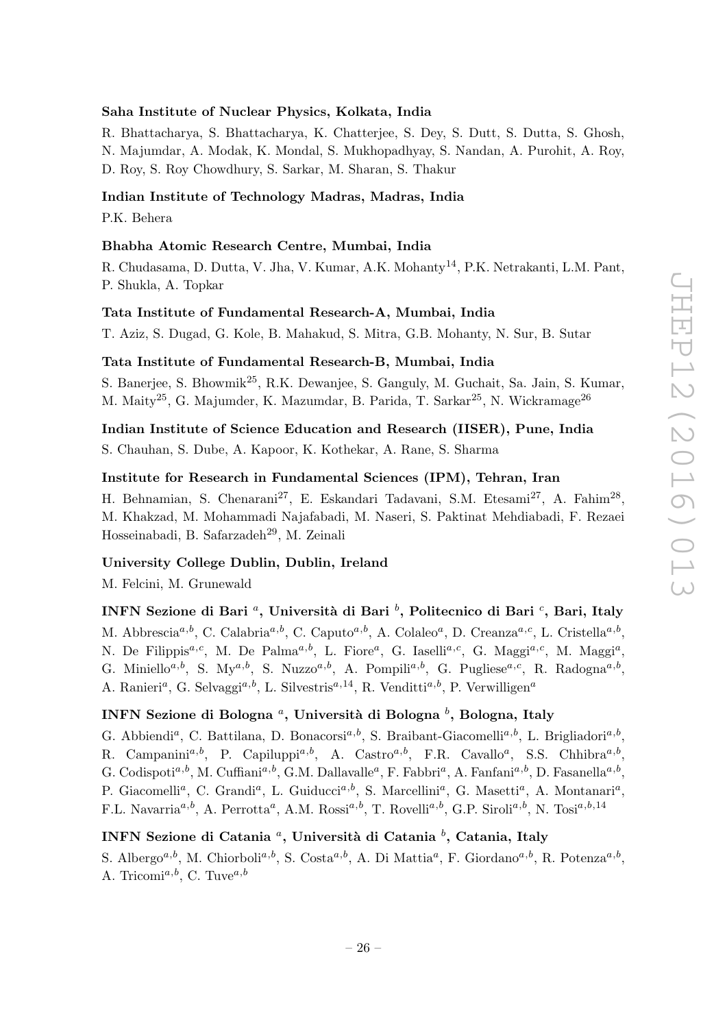**Saha Institute of Nuclear Physics, Kolkata, India**

R. Bhattacharya, S. Bhattacharya, K. Chatterjee, S. Dey, S. Dutt, S. Dutta, S. Ghosh, N. Majumdar, A. Modak, K. Mondal, S. Mukhopadhyay, S. Nandan, A. Purohit, A. Roy, D. Roy, S. Roy Chowdhury, S. Sarkar, M. Sharan, S. Thakur

**Indian Institute of Technology Madras, Madras, India**

P.K. Behera

**Bhabha Atomic Research Centre, Mumbai, India**

R. Chudasama, D. Dutta, V. Jha, V. Kumar, A.K. Mohanty[14], P.K. Netrakanti, L.M. Pant, P. Shukla, A. Topkar

**Tata Institute of Fundamental Research-A, Mumbai, India**

T. Aziz, S. Dugad, G. Kole, B. Mahakud, S. Mitra, G.B. Mohanty, N. Sur, B. Sutar

**Tata Institute of Fundamental Research-B, Mumbai, India**

S. Banerjee, S. Bhowmik[25], R.K. Dewanjee, S. Ganguly, M. Guchait, Sa. Jain, S. Kumar, M. Maity[25], G. Majumder, K. Mazumdar, B. Parida, T. Sarkar[25], N. Wickramage[26]

**Indian Institute of Science Education and Research (IISER), Pune, India**

S. Chauhan, S. Dube, A. Kapoor, K. Kothekar, A. Rane, S. Sharma

**Institute for Research in Fundamental Sciences (IPM), Tehran, Iran**

H. Behnamian, S. Chenarani[27], E. Eskandari Tadavani, S.M. Etesami[27], A. Fahim[28], M. Khakzad, M. Mohammadi Najafabadi, M. Naseri, S. Paktinat Mehdiabadi, F. Rezaei Hosseinabadi, B. Safarzadeh[29], M. Zeinali

**University College Dublin, Dublin, Ireland**

M. Felcini, M. Grunewald

**INFN Sezione di Bari [a], Università di Bari [b], Politecnico di Bari [c], Bari, Italy**

M. Abbrescia[a,b], C. Calabria[a,b], C. Caputo[a,b], A. Colaleo[a], D. Creanza[a,c], L. Cristella[a,b], N. De Filippis[a,c], M. De Palma[a,b], L. Fiore[a], G. Iaselli[a,c], G. Maggi[a,c], M. Maggi[a], G. Miniello[a,b], S. My[a,b], S. Nuzzo[a,b], A. Pompili[a,b], G. Pugliese[a,c], R. Radogna[a,b], A. Ranieri[a], G. Selvaggi[a,b], L. Silvestris[a,14], R. Venditti[a,b], P. Verwilligen[a]

**INFN Sezione di Bologna [a], Università di Bologna [b], Bologna, Italy**

G. Abbiendi[a], C. Battilana, D. Bonacorsi[a,b], S. Braibant-Giacomelli[a,b], L. Brigliadori[a,b], R. Campanini[a,b], P. Capiluppi[a,b], A. Castro[a,b], F.R. Cavallo[a], S.S. Chhibra[a,b], G. Codispoti[a,b], M. Cuffiani[a,b], G.M. Dallavalle[a], F. Fabbri[a], A. Fanfani[a,b], D. Fasanella[a,b], P. Giacomelli[a], C. Grandi[a], L. Guiducci[a,b], S. Marcellini[a], G. Masetti[a], A. Montanari[a], F.L. Navarria[a,b], A. Perrotta[a], A.M. Rossi[a,b], T. Rovelli[a,b], G.P. Siroli[a,b], N. Tosi[a,b,14]

**INFN Sezione di Catania [a], Università di Catania [b], Catania, Italy**

S. Albergo[a,b], M. Chiorboli[a,b], S. Costa[a,b], A. Di Mattia[a], F. Giordano[a,b], R. Potenza[a,b], A. Tricomi[a,b], C. Tuve[a,b]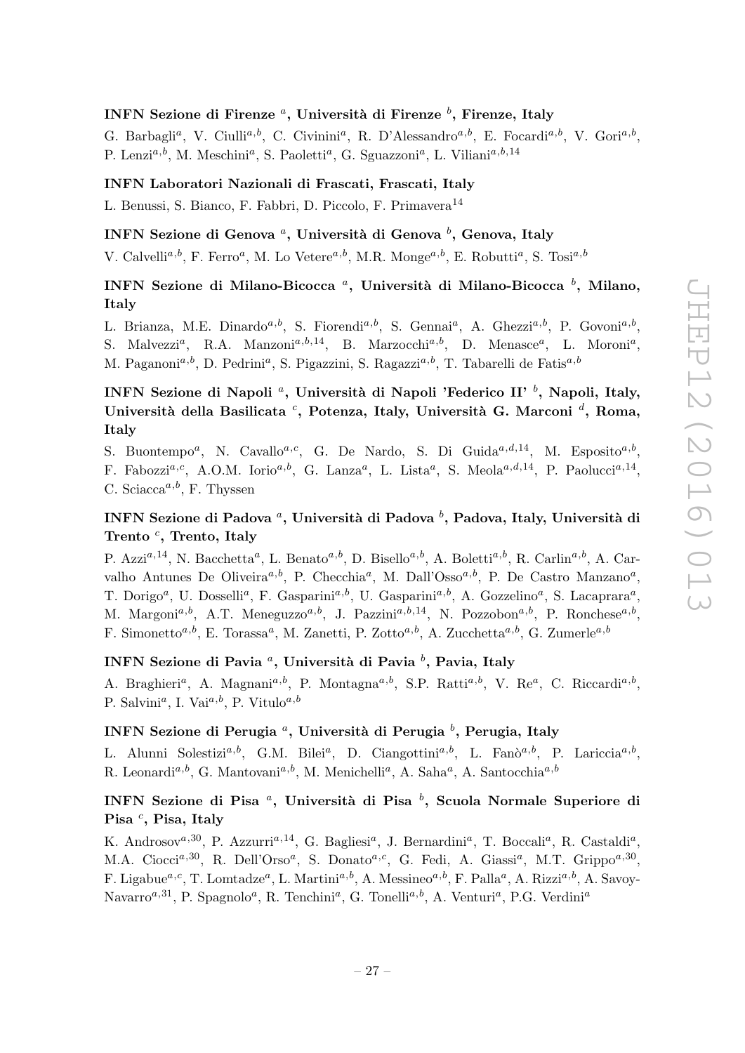**INFN Sezione di Firenze [a], Università di Firenze [b], Firenze, Italy**

G. Barbagli[a], V. Ciulli[a,b], C. Civinini[a], R. D'Alessandro[a,b], E. Focardi[a,b], V. Gori[a,b], P. Lenzi[a,b], M. Meschini[a], S. Paoletti[a], G. Sguazzoni[a], L. Viliani[a,b,14]

**INFN Laboratori Nazionali di Frascati, Frascati, Italy**

L. Benussi, S. Bianco, F. Fabbri, D. Piccolo, F. Primavera[14]

**INFN Sezione di Genova [a], Università di Genova [b], Genova, Italy**

V. Calvelli[a,b], F. Ferro[a], M. Lo Vetere[a,b], M.R. Monge[a,b], E. Robutti[a], S. Tosi[a,b]

**INFN Sezione di Milano-Bicocca [a], Università di Milano-Bicocca [b], Milano, Italy**

L. Brianza, M.E. Dinardo[a,b], S. Fiorendi[a,b], S. Gennai[a], A. Ghezzi[a,b], P. Govoni[a,b], S. Malvezzi[a], R.A. Manzoni[a,b,14], B. Marzocchi[a,b], D. Menasce[a], L. Moroni[a], M. Paganoni[a,b], D. Pedrini[a], S. Pigazzini, S. Ragazzi[a,b], T. Tabarelli de Fatis[a,b]

**INFN Sezione di Napoli [a], Università di Napoli 'Federico II' [b], Napoli, Italy, Università della Basilicata [c], Potenza, Italy, Università G. Marconi [d], Roma, Italy**

S. Buontempo[a], N. Cavallo[a,c], G. De Nardo, S. Di Guida[a,d,14], M. Esposito[a,b], F. Fabozzi[a,c], A.O.M. Iorio[a,b], G. Lanza[a], L. Lista[a], S. Meola[a,d,14], P. Paolucci[a,14], C. Sciacca[a,b], F. Thyssen

**INFN Sezione di Padova [a], Università di Padova [b], Padova, Italy, Università di Trento [c], Trento, Italy**

P. Azzi[a,14], N. Bacchetta[a], L. Benato[a,b], D. Bisello[a,b], A. Boletti[a,b], R. Carlin[a,b], A. Carvalho Antunes De Oliveira[a,b], P. Checchia[a], M. Dall'Osso[a,b], P. De Castro Manzano[a], T. Dorigo[a], U. Dosselli[a], F. Gasparini[a,b], U. Gasparini[a,b], A. Gozzelino[a], S. Lacaprara[a], M. Margoni[a,b], A.T. Meneguzzo[a,b], J. Pazzini[a,b,14], N. Pozzobon[a,b], P. Ronchese[a,b], F. Simonetto[a,b], E. Torassa[a], M. Zanetti, P. Zotto[a,b], A. Zucchetta[a,b], G. Zumerle[a,b]

**INFN Sezione di Pavia [a], Università di Pavia [b], Pavia, Italy**

A. Braghieri[a], A. Magnani[a,b], P. Montagna[a,b], S.P. Ratti[a,b], V. Re[a], C. Riccardi[a,b], P. Salvini[a], I. Vai[a,b], P. Vitulo[a,b]

**INFN Sezione di Perugia [a], Università di Perugia [b], Perugia, Italy**

L. Alunni Solestizi[a,b], G.M. Bilei[a], D. Ciangottini[a,b], L. Fanò[a,b], P. Lariccia[a,b], R. Leonardi[a,b], G. Mantovani[a,b], M. Menichelli[a], A. Saha[a], A. Santocchia[a,b]

**INFN Sezione di Pisa [a], Università di Pisa [b], Scuola Normale Superiore di Pisa [c], Pisa, Italy**

K. Androsov[a,30], P. Azzurri[a,14], G. Bagliesi[a], J. Bernardini[a], T. Boccali[a], R. Castaldi[a], M.A. Ciocci[a,30], R. Dell'Orso[a], S. Donato[a,c], G. Fedi, A. Giassi[a], M.T. Grippo[a,30], F. Ligabue[a,c], T. Lomtadze[a], L. Martini[a,b], A. Messineo[a,b], F. Palla[a], A. Rizzi[a,b], A. Savoy-Navarro[a,31], P. Spagnolo[a], R. Tenchini[a], G. Tonelli[a,b], A. Venturi[a], P.G. Verdini[a]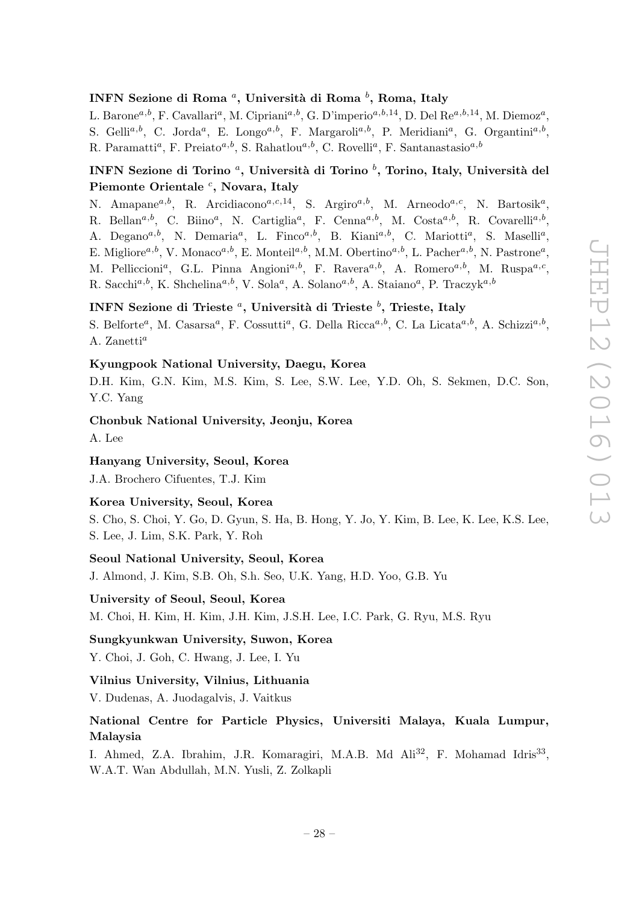**INFN Sezione di Roma [a], Università di Roma [b], Roma, Italy**

L. Barone[a,b], F. Cavallari[a], M. Cipriani[a,b], G. D'imperio[a,b,14], D. Del Re[a,b,14], M. Diemoz[a], S. Gelli[a,b], C. Jorda[a], E. Longo[a,b], F. Margaroli[a,b], P. Meridiani[a], G. Organtini[a,b], R. Paramatti[a], F. Preiato[a,b], S. Rahatlou[a,b], C. Rovelli[a], F. Santanastasio[a,b]

**INFN Sezione di Torino [a], Università di Torino [b], Torino, Italy, Università del Piemonte Orientale [c], Novara, Italy**

N. Amapane[a,b], R. Arcidiacono[a,c,14], S. Argiro[a,b], M. Arneodo[a,c], N. Bartosik[a], R. Bellan[a,b], C. Biino[a], N. Cartiglia[a], F. Cenna[a,b], M. Costa[a,b], R. Covarelli[a,b], A. Degano[a,b], N. Demaria[a], L. Finco[a,b], B. Kiani[a,b], C. Mariotti[a], S. Maselli[a], E. Migliore[a,b], V. Monaco[a,b], E. Monteil[a,b], M.M. Obertino[a,b], L. Pacher[a,b], N. Pastrone[a], M. Pelliccioni[a], G.L. Pinna Angioni[a,b], F. Ravera[a,b], A. Romero[a,b], M. Ruspa[a,c], R. Sacchi[a,b], K. Shchelina[a,b], V. Sola[a], A. Solano[a,b], A. Staiano[a], P. Traczyk[a,b]

**INFN Sezione di Trieste [a], Università di Trieste [b], Trieste, Italy**

S. Belforte[a], M. Casarsa[a], F. Cossutti[a], G. Della Ricca[a,b], C. La Licata[a,b], A. Schizzi[a,b], A. Zanetti[a]

**Kyungpook National University, Daegu, Korea**

D.H. Kim, G.N. Kim, M.S. Kim, S. Lee, S.W. Lee, Y.D. Oh, S. Sekmen, D.C. Son, Y.C. Yang

**Chonbuk National University, Jeonju, Korea**

A. Lee

**Hanyang University, Seoul, Korea**

J.A. Brochero Cifuentes, T.J. Kim

**Korea University, Seoul, Korea**

S. Cho, S. Choi, Y. Go, D. Gyun, S. Ha, B. Hong, Y. Jo, Y. Kim, B. Lee, K. Lee, K.S. Lee, S. Lee, J. Lim, S.K. Park, Y. Roh

**Seoul National University, Seoul, Korea**

J. Almond, J. Kim, S.B. Oh, S.h. Seo, U.K. Yang, H.D. Yoo, G.B. Yu

**University of Seoul, Seoul, Korea**

M. Choi, H. Kim, H. Kim, J.H. Kim, J.S.H. Lee, I.C. Park, G. Ryu, M.S. Ryu

**Sungkyunkwan University, Suwon, Korea**

Y. Choi, J. Goh, C. Hwang, J. Lee, I. Yu

**Vilnius University, Vilnius, Lithuania**

V. Dudenas, A. Juodagalvis, J. Vaitkus

**National Centre for Particle Physics, Universiti Malaya, Kuala Lumpur, Malaysia**

I. Ahmed, Z.A. Ibrahim, J.R. Komaragiri, M.A.B. Md Ali[32], F. Mohamad Idris[33], W.A.T. Wan Abdullah, M.N. Yusli, Z. Zolkapli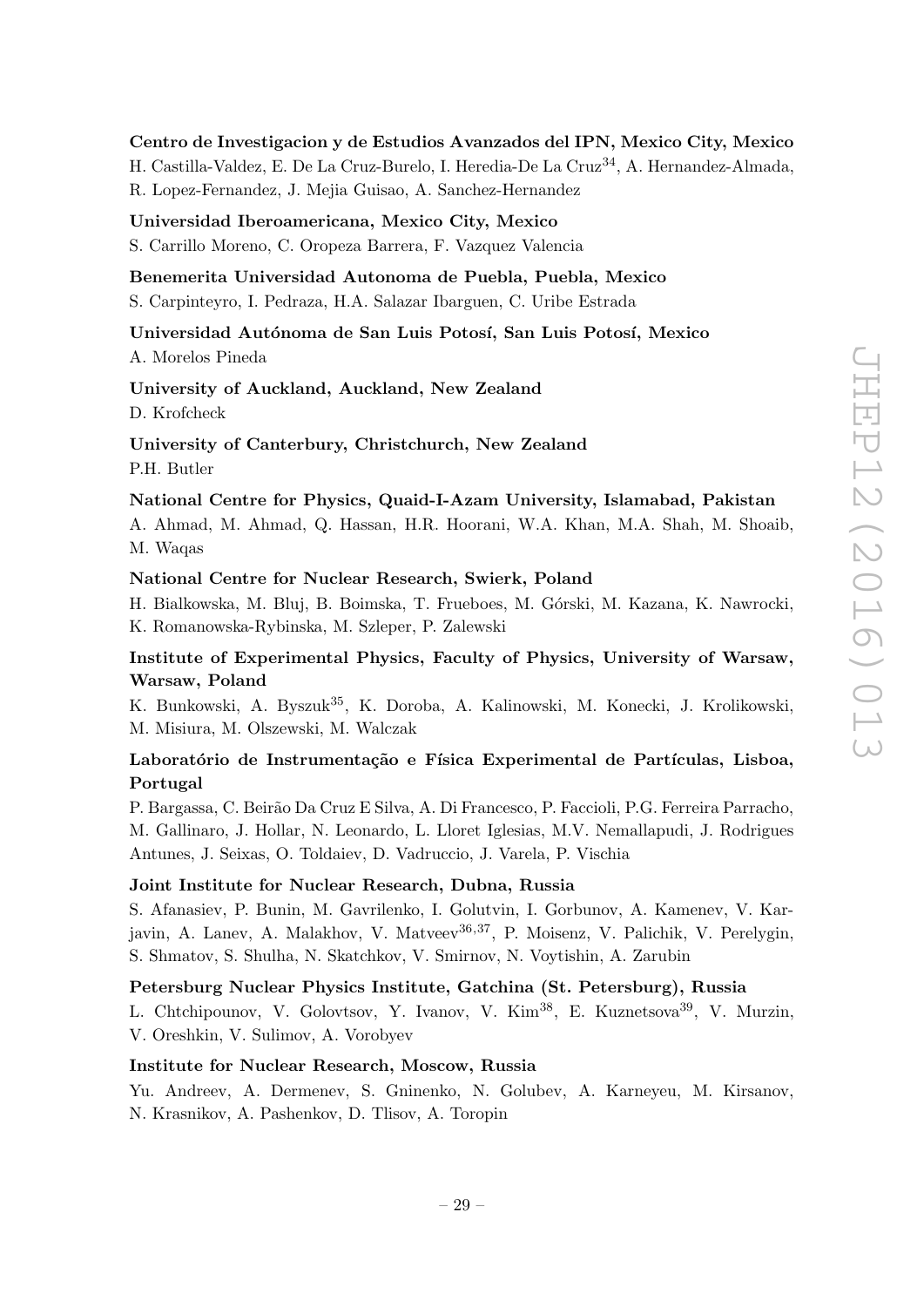**Centro de Investigacion y de Estudios Avanzados del IPN, Mexico City, Mexico**
H. Castilla-Valdez, E. De La Cruz-Burelo, I. Heredia-De La Cruz[34], A. Hernandez-Almada, R. Lopez-Fernandez, J. Mejia Guisao, A. Sanchez-Hernandez

**Universidad Iberoamericana, Mexico City, Mexico**
S. Carrillo Moreno, C. Oropeza Barrera, F. Vazquez Valencia

**Benemerita Universidad Autonoma de Puebla, Puebla, Mexico**
S. Carpinteyro, I. Pedraza, H.A. Salazar Ibarguen, C. Uribe Estrada

**Universidad Autónoma de San Luis Potosí, San Luis Potosí, Mexico**
A. Morelos Pineda

**University of Auckland, Auckland, New Zealand**
D. Krofcheck

**University of Canterbury, Christchurch, New Zealand**
P.H. Butler

**National Centre for Physics, Quaid-I-Azam University, Islamabad, Pakistan**
A. Ahmad, M. Ahmad, Q. Hassan, H.R. Hoorani, W.A. Khan, M.A. Shah, M. Shoaib, M. Waqas

**National Centre for Nuclear Research, Swierk, Poland**
H. Bialkowska, M. Bluj, B. Boimska, T. Frueboes, M. Górski, M. Kazana, K. Nawrocki, K. Romanowska-Rybinska, M. Szleper, P. Zalewski

**Institute of Experimental Physics, Faculty of Physics, University of Warsaw, Warsaw, Poland**
K. Bunkowski, A. Byszuk[35], K. Doroba, A. Kalinowski, M. Konecki, J. Krolikowski, M. Misiura, M. Olszewski, M. Walczak

**Laboratório de Instrumentação e Física Experimental de Partículas, Lisboa, Portugal**
P. Bargassa, C. Beirão Da Cruz E Silva, A. Di Francesco, P. Faccioli, P.G. Ferreira Parracho, M. Gallinaro, J. Hollar, N. Leonardo, L. Lloret Iglesias, M.V. Nemallapudi, J. Rodrigues Antunes, J. Seixas, O. Toldaiev, D. Vadruccio, J. Varela, P. Vischia

**Joint Institute for Nuclear Research, Dubna, Russia**
S. Afanasiev, P. Bunin, M. Gavrilenko, I. Golutvin, I. Gorbunov, A. Kamenev, V. Karjavin, A. Lanev, A. Malakhov, V. Matveev[36,37], P. Moisenz, V. Palichik, V. Perelygin, S. Shmatov, S. Shulha, N. Skatchkov, V. Smirnov, N. Voytishin, A. Zarubin

**Petersburg Nuclear Physics Institute, Gatchina (St. Petersburg), Russia**
L. Chtchipounov, V. Golovtsov, Y. Ivanov, V. Kim[38], E. Kuznetsova[39], V. Murzin, V. Oreshkin, V. Sulimov, A. Vorobyev

**Institute for Nuclear Research, Moscow, Russia**
Yu. Andreev, A. Dermenev, S. Gninenko, N. Golubev, A. Karneyeu, M. Kirsanov, N. Krasnikov, A. Pashenkov, D. Tlisov, A. Toropin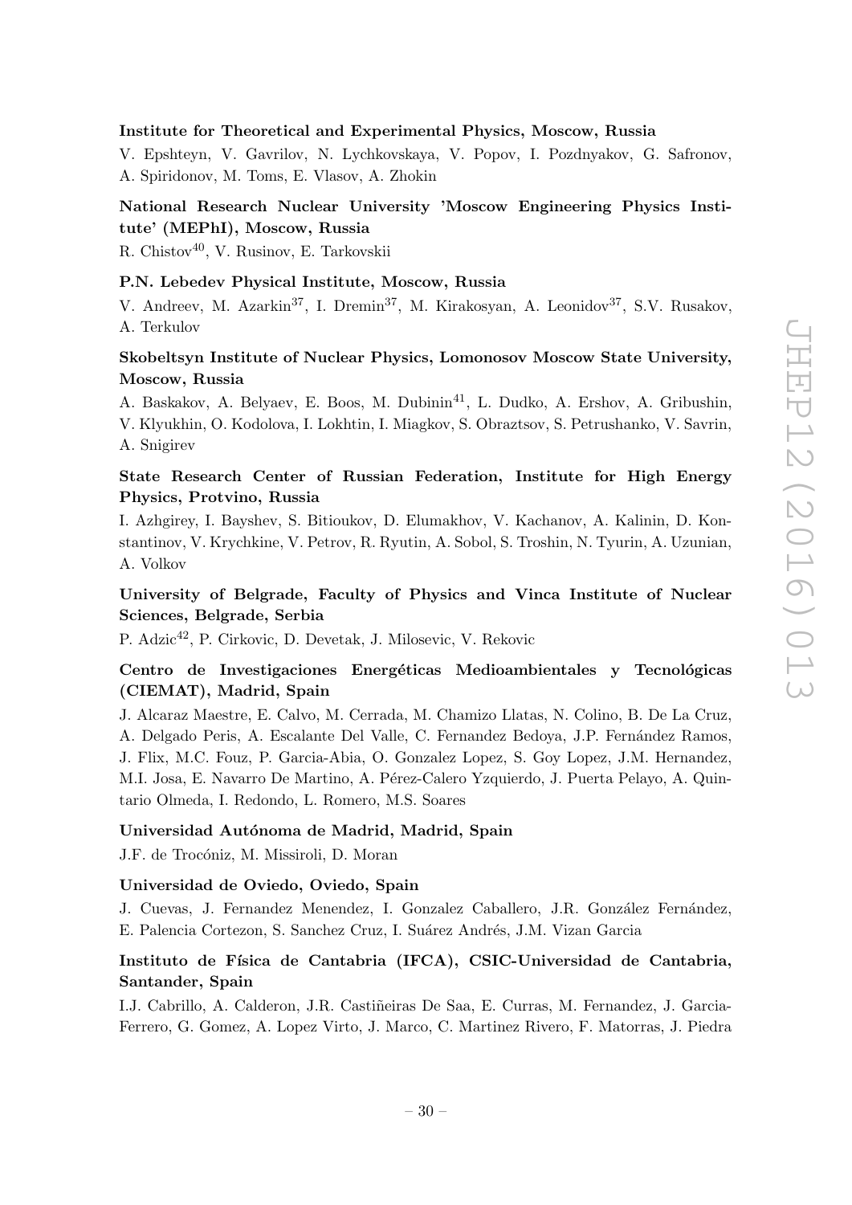**Institute for Theoretical and Experimental Physics, Moscow, Russia**

V. Epshteyn, V. Gavrilov, N. Lychkovskaya, V. Popov, I. Pozdnyakov, G. Safronov, A. Spiridonov, M. Toms, E. Vlasov, A. Zhokin

**National Research Nuclear University 'Moscow Engineering Physics Institute' (MEPhI), Moscow, Russia**

R. Chistov[40], V. Rusinov, E. Tarkovskii

**P.N. Lebedev Physical Institute, Moscow, Russia**

V. Andreev, M. Azarkin[37], I. Dremin[37], M. Kirakosyan, A. Leonidov[37], S.V. Rusakov, A. Terkulov

**Skobeltsyn Institute of Nuclear Physics, Lomonosov Moscow State University, Moscow, Russia**

A. Baskakov, A. Belyaev, E. Boos, M. Dubinin[41], L. Dudko, A. Ershov, A. Gribushin, V. Klyukhin, O. Kodolova, I. Lokhtin, I. Miagkov, S. Obraztsov, S. Petrushanko, V. Savrin, A. Snigirev

**State Research Center of Russian Federation, Institute for High Energy Physics, Protvino, Russia**

I. Azhgirey, I. Bayshev, S. Bitioukov, D. Elumakhov, V. Kachanov, A. Kalinin, D. Konstantinov, V. Krychkine, V. Petrov, R. Ryutin, A. Sobol, S. Troshin, N. Tyurin, A. Uzunian, A. Volkov

**University of Belgrade, Faculty of Physics and Vinca Institute of Nuclear Sciences, Belgrade, Serbia**

P. Adzic[42], P. Cirkovic, D. Devetak, J. Milosevic, V. Rekovic

**Centro de Investigaciones Energéticas Medioambientales y Tecnológicas (CIEMAT), Madrid, Spain**

J. Alcaraz Maestre, E. Calvo, M. Cerrada, M. Chamizo Llatas, N. Colino, B. De La Cruz, A. Delgado Peris, A. Escalante Del Valle, C. Fernandez Bedoya, J.P. Fernández Ramos, J. Flix, M.C. Fouz, P. Garcia-Abia, O. Gonzalez Lopez, S. Goy Lopez, J.M. Hernandez, M.I. Josa, E. Navarro De Martino, A. Pérez-Calero Yzquierdo, J. Puerta Pelayo, A. Quintario Olmeda, I. Redondo, L. Romero, M.S. Soares

**Universidad Autónoma de Madrid, Madrid, Spain**

J.F. de Trocóniz, M. Missiroli, D. Moran

**Universidad de Oviedo, Oviedo, Spain**

J. Cuevas, J. Fernandez Menendez, I. Gonzalez Caballero, J.R. González Fernández, E. Palencia Cortezon, S. Sanchez Cruz, I. Suárez Andrés, J.M. Vizan Garcia

**Instituto de Física de Cantabria (IFCA), CSIC-Universidad de Cantabria, Santander, Spain**

I.J. Cabrillo, A. Calderon, J.R. Castiñeiras De Saa, E. Curras, M. Fernandez, J. Garcia-Ferrero, G. Gomez, A. Lopez Virto, J. Marco, C. Martinez Rivero, F. Matorras, J. Piedra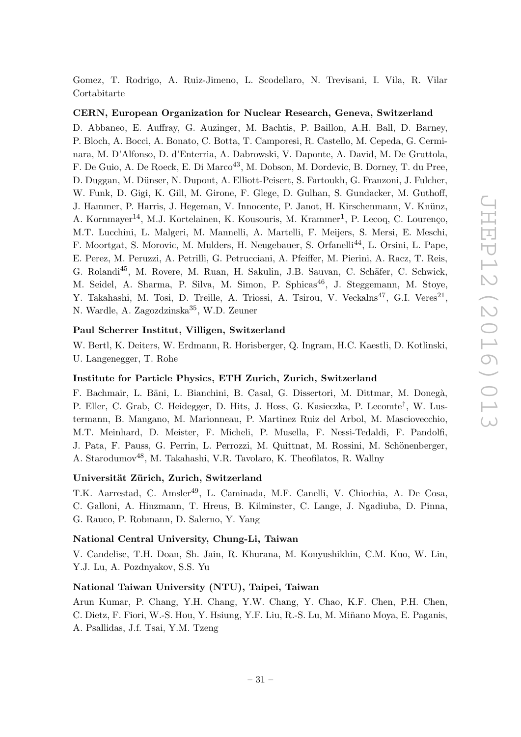Gomez, T. Rodrigo, A. Ruiz-Jimeno, L. Scodellaro, N. Trevisani, I. Vila, R. Vilar Cortabitarte

**CERN, European Organization for Nuclear Research, Geneva, Switzerland**

D. Abbaneo, E. Auffray, G. Auzinger, M. Bachtis, P. Baillon, A.H. Ball, D. Barney, P. Bloch, A. Bocci, A. Bonato, C. Botta, T. Camporesi, R. Castello, M. Cepeda, G. Cerminara, M. D'Alfonso, D. d'Enterria, A. Dabrowski, V. Daponte, A. David, M. De Gruttola, F. De Guio, A. De Roeck, E. Di Marco[43], M. Dobson, M. Dordevic, B. Dorney, T. du Pree, D. Duggan, M. Dünser, N. Dupont, A. Elliott-Peisert, S. Fartoukh, G. Franzoni, J. Fulcher, W. Funk, D. Gigi, K. Gill, M. Girone, F. Glege, D. Gulhan, S. Gundacker, M. Guthoff, J. Hammer, P. Harris, J. Hegeman, V. Innocente, P. Janot, H. Kirschenmann, V. Knünz, A. Kornmayer[14], M.J. Kortelainen, K. Kousouris, M. Krammer[1], P. Lecoq, C. Lourenço, M.T. Lucchini, L. Malgeri, M. Mannelli, A. Martelli, F. Meijers, S. Mersi, E. Meschi, F. Moortgat, S. Morovic, M. Mulders, H. Neugebauer, S. Orfanelli[44], L. Orsini, L. Pape, E. Perez, M. Peruzzi, A. Petrilli, G. Petrucciani, A. Pfeiffer, M. Pierini, A. Racz, T. Reis, G. Rolandi[45], M. Rovere, M. Ruan, H. Sakulin, J.B. Sauvan, C. Schäfer, C. Schwick, M. Seidel, A. Sharma, P. Silva, M. Simon, P. Sphicas[46], J. Steggemann, M. Stoye, Y. Takahashi, M. Tosi, D. Treille, A. Triossi, A. Tsirou, V. Veckalns[47], G.I. Veres[21], N. Wardle, A. Zagozdzinska[35], W.D. Zeuner

**Paul Scherrer Institut, Villigen, Switzerland**

W. Bertl, K. Deiters, W. Erdmann, R. Horisberger, Q. Ingram, H.C. Kaestli, D. Kotlinski, U. Langenegger, T. Rohe

**Institute for Particle Physics, ETH Zurich, Zurich, Switzerland**

F. Bachmair, L. Bäni, L. Bianchini, B. Casal, G. Dissertori, M. Dittmar, M. Donegà, P. Eller, C. Grab, C. Heidegger, D. Hits, J. Hoss, G. Kasieczka, P. Lecomte[†], W. Lustermann, B. Mangano, M. Marionneau, P. Martinez Ruiz del Arbol, M. Masciovecchio, M.T. Meinhard, D. Meister, F. Micheli, P. Musella, F. Nessi-Tedaldi, F. Pandolfi, J. Pata, F. Pauss, G. Perrin, L. Perrozzi, M. Quittnat, M. Rossini, M. Schönenberger, A. Starodumov[48], M. Takahashi, V.R. Tavolaro, K. Theofilatos, R. Wallny

**Universität Zürich, Zurich, Switzerland**

T.K. Aarrestad, C. Amsler[49], L. Caminada, M.F. Canelli, V. Chiochia, A. De Cosa, C. Galloni, A. Hinzmann, T. Hreus, B. Kilminster, C. Lange, J. Ngadiuba, D. Pinna, G. Rauco, P. Robmann, D. Salerno, Y. Yang

**National Central University, Chung-Li, Taiwan**

V. Candelise, T.H. Doan, Sh. Jain, R. Khurana, M. Konyushikhin, C.M. Kuo, W. Lin, Y.J. Lu, A. Pozdnyakov, S.S. Yu

**National Taiwan University (NTU), Taipei, Taiwan**

Arun Kumar, P. Chang, Y.H. Chang, Y.W. Chang, Y. Chao, K.F. Chen, P.H. Chen, C. Dietz, F. Fiori, W.-S. Hou, Y. Hsiung, Y.F. Liu, R.-S. Lu, M. Miñano Moya, E. Paganis, A. Psallidas, J.f. Tsai, Y.M. Tzeng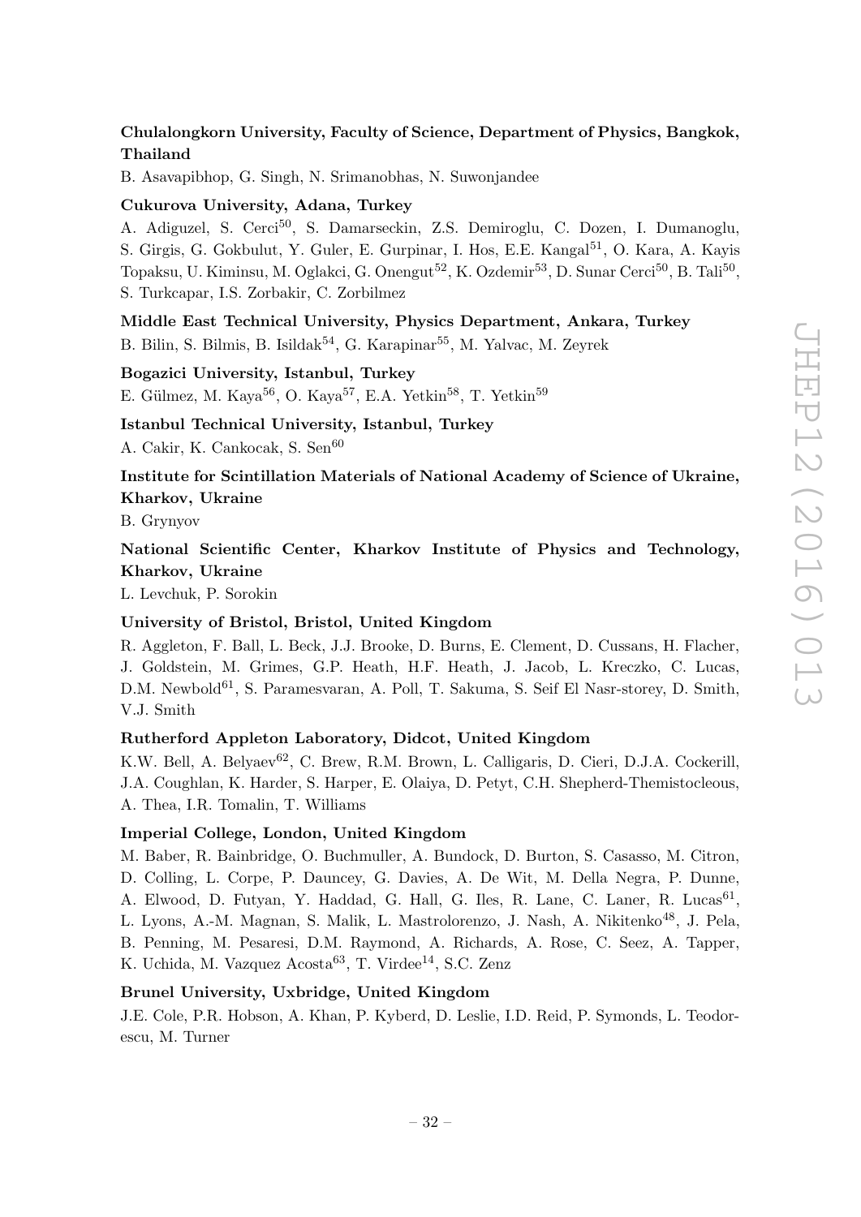**Chulalongkorn University, Faculty of Science, Department of Physics, Bangkok, Thailand**

B. Asavapibhop, G. Singh, N. Srimanobhas, N. Suwonjandee

**Cukurova University, Adana, Turkey**

A. Adiguzel, S. Cerci[50], S. Damarseckin, Z.S. Demiroglu, C. Dozen, I. Dumanoglu, S. Girgis, G. Gokbulut, Y. Guler, E. Gurpinar, I. Hos, E.E. Kangal[51], O. Kara, A. Kayis Topaksu, U. Kiminsu, M. Oglakci, G. Onengut[52], K. Ozdemir[53], D. Sunar Cerci[50], B. Tali[50], S. Turkcapar, I.S. Zorbakir, C. Zorbilmez

**Middle East Technical University, Physics Department, Ankara, Turkey**

B. Bilin, S. Bilmis, B. Isildak[54], G. Karapinar[55], M. Yalvac, M. Zeyrek

**Bogazici University, Istanbul, Turkey**

E. Gülmez, M. Kaya[56], O. Kaya[57], E.A. Yetkin[58], T. Yetkin[59]

**Istanbul Technical University, Istanbul, Turkey**

A. Cakir, K. Cankocak, S. Sen[60]

**Institute for Scintillation Materials of National Academy of Science of Ukraine, Kharkov, Ukraine**

B. Grynyov

**National Scientific Center, Kharkov Institute of Physics and Technology, Kharkov, Ukraine**

L. Levchuk, P. Sorokin

**University of Bristol, Bristol, United Kingdom**

R. Aggleton, F. Ball, L. Beck, J.J. Brooke, D. Burns, E. Clement, D. Cussans, H. Flacher, J. Goldstein, M. Grimes, G.P. Heath, H.F. Heath, J. Jacob, L. Kreczko, C. Lucas, D.M. Newbold[61], S. Paramesvaran, A. Poll, T. Sakuma, S. Seif El Nasr-storey, D. Smith, V.J. Smith

**Rutherford Appleton Laboratory, Didcot, United Kingdom**

K.W. Bell, A. Belyaev[62], C. Brew, R.M. Brown, L. Calligaris, D. Cieri, D.J.A. Cockerill, J.A. Coughlan, K. Harder, S. Harper, E. Olaiya, D. Petyt, C.H. Shepherd-Themistocleous, A. Thea, I.R. Tomalin, T. Williams

**Imperial College, London, United Kingdom**

M. Baber, R. Bainbridge, O. Buchmuller, A. Bundock, D. Burton, S. Casasso, M. Citron, D. Colling, L. Corpe, P. Dauncey, G. Davies, A. De Wit, M. Della Negra, P. Dunne, A. Elwood, D. Futyan, Y. Haddad, G. Hall, G. Iles, R. Lane, C. Laner, R. Lucas[61], L. Lyons, A.-M. Magnan, S. Malik, L. Mastrolorenzo, J. Nash, A. Nikitenko[48], J. Pela, B. Penning, M. Pesaresi, D.M. Raymond, A. Richards, A. Rose, C. Seez, A. Tapper, K. Uchida, M. Vazquez Acosta[63], T. Virdee[14], S.C. Zenz

**Brunel University, Uxbridge, United Kingdom**

J.E. Cole, P.R. Hobson, A. Khan, P. Kyberd, D. Leslie, I.D. Reid, P. Symonds, L. Teodorescu, M. Turner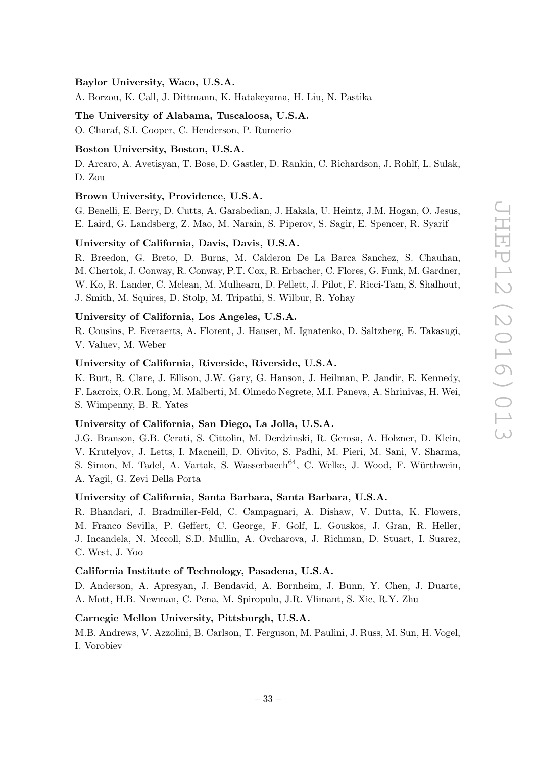**Baylor University, Waco, U.S.A.**

A. Borzou, K. Call, J. Dittmann, K. Hatakeyama, H. Liu, N. Pastika

**The University of Alabama, Tuscaloosa, U.S.A.**

O. Charaf, S.I. Cooper, C. Henderson, P. Rumerio

**Boston University, Boston, U.S.A.**

D. Arcaro, A. Avetisyan, T. Bose, D. Gastler, D. Rankin, C. Richardson, J. Rohlf, L. Sulak, D. Zou

**Brown University, Providence, U.S.A.**

G. Benelli, E. Berry, D. Cutts, A. Garabedian, J. Hakala, U. Heintz, J.M. Hogan, O. Jesus, E. Laird, G. Landsberg, Z. Mao, M. Narain, S. Piperov, S. Sagir, E. Spencer, R. Syarif

**University of California, Davis, Davis, U.S.A.**

R. Breedon, G. Breto, D. Burns, M. Calderon De La Barca Sanchez, S. Chauhan, M. Chertok, J. Conway, R. Conway, P.T. Cox, R. Erbacher, C. Flores, G. Funk, M. Gardner, W. Ko, R. Lander, C. Mclean, M. Mulhearn, D. Pellett, J. Pilot, F. Ricci-Tam, S. Shalhout, J. Smith, M. Squires, D. Stolp, M. Tripathi, S. Wilbur, R. Yohay

**University of California, Los Angeles, U.S.A.**

R. Cousins, P. Everaerts, A. Florent, J. Hauser, M. Ignatenko, D. Saltzberg, E. Takasugi, V. Valuev, M. Weber

**University of California, Riverside, Riverside, U.S.A.**

K. Burt, R. Clare, J. Ellison, J.W. Gary, G. Hanson, J. Heilman, P. Jandir, E. Kennedy, F. Lacroix, O.R. Long, M. Malberti, M. Olmedo Negrete, M.I. Paneva, A. Shrinivas, H. Wei, S. Wimpenny, B. R. Yates

**University of California, San Diego, La Jolla, U.S.A.**

J.G. Branson, G.B. Cerati, S. Cittolin, M. Derdzinski, R. Gerosa, A. Holzner, D. Klein, V. Krutelyov, J. Letts, I. Macneill, D. Olivito, S. Padhi, M. Pieri, M. Sani, V. Sharma, S. Simon, M. Tadel, A. Vartak, S. Wasserbaech[64], C. Welke, J. Wood, F. Würthwein, A. Yagil, G. Zevi Della Porta

**University of California, Santa Barbara, Santa Barbara, U.S.A.**

R. Bhandari, J. Bradmiller-Feld, C. Campagnari, A. Dishaw, V. Dutta, K. Flowers, M. Franco Sevilla, P. Geffert, C. George, F. Golf, L. Gouskos, J. Gran, R. Heller, J. Incandela, N. Mccoll, S.D. Mullin, A. Ovcharova, J. Richman, D. Stuart, I. Suarez, C. West, J. Yoo

**California Institute of Technology, Pasadena, U.S.A.**

D. Anderson, A. Apresyan, J. Bendavid, A. Bornheim, J. Bunn, Y. Chen, J. Duarte, A. Mott, H.B. Newman, C. Pena, M. Spiropulu, J.R. Vlimant, S. Xie, R.Y. Zhu

**Carnegie Mellon University, Pittsburgh, U.S.A.**

M.B. Andrews, V. Azzolini, B. Carlson, T. Ferguson, M. Paulini, J. Russ, M. Sun, H. Vogel, I. Vorobiev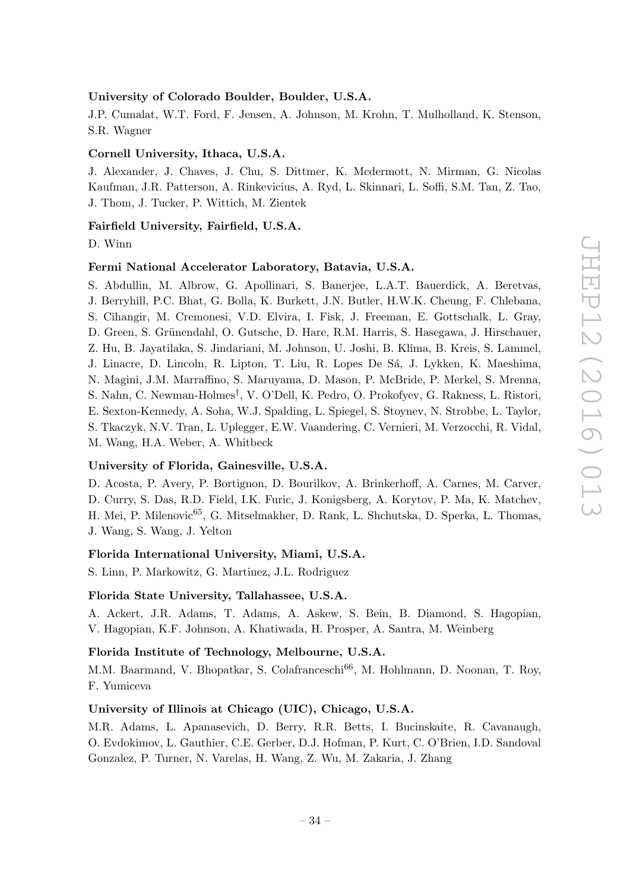**University of Colorado Boulder, Boulder, U.S.A.**

J.P. Cumalat, W.T. Ford, F. Jensen, A. Johnson, M. Krohn, T. Mulholland, K. Stenson, S.R. Wagner

**Cornell University, Ithaca, U.S.A.**

J. Alexander, J. Chaves, J. Chu, S. Dittmer, K. Mcdermott, N. Mirman, G. Nicolas Kaufman, J.R. Patterson, A. Rinkevicius, A. Ryd, L. Skinnari, L. Soffi, S.M. Tan, Z. Tao, J. Thom, J. Tucker, P. Wittich, M. Zientek

**Fairfield University, Fairfield, U.S.A.**

D. Winn

**Fermi National Accelerator Laboratory, Batavia, U.S.A.**

S. Abdullin, M. Albrow, G. Apollinari, S. Banerjee, L.A.T. Bauerdick, A. Beretvas, J. Berryhill, P.C. Bhat, G. Bolla, K. Burkett, J.N. Butler, H.W.K. Cheung, F. Chlebana, S. Cihangir, M. Cremonesi, V.D. Elvira, I. Fisk, J. Freeman, E. Gottschalk, L. Gray, D. Green, S. Grünendahl, O. Gutsche, D. Hare, R.M. Harris, S. Hasegawa, J. Hirschauer, Z. Hu, B. Jayatilaka, S. Jindariani, M. Johnson, U. Joshi, B. Klima, B. Kreis, S. Lammel, J. Linacre, D. Lincoln, R. Lipton, T. Liu, R. Lopes De Sá, J. Lykken, K. Maeshima, N. Magini, J.M. Marraffino, S. Maruyama, D. Mason, P. McBride, P. Merkel, S. Mrenna, S. Nahn, C. Newman-Holmes[†], V. O'Dell, K. Pedro, O. Prokofyev, G. Rakness, L. Ristori, E. Sexton-Kennedy, A. Soha, W.J. Spalding, L. Spiegel, S. Stoynev, N. Strobbe, L. Taylor, S. Tkaczyk, N.V. Tran, L. Uplegger, E.W. Vaandering, C. Vernieri, M. Verzocchi, R. Vidal, M. Wang, H.A. Weber, A. Whitbeck

**University of Florida, Gainesville, U.S.A.**

D. Acosta, P. Avery, P. Bortignon, D. Bourilkov, A. Brinkerhoff, A. Carnes, M. Carver, D. Curry, S. Das, R.D. Field, I.K. Furic, J. Konigsberg, A. Korytov, P. Ma, K. Matchev, H. Mei, P. Milenovic[65], G. Mitselmakher, D. Rank, L. Shchutska, D. Sperka, L. Thomas, J. Wang, S. Wang, J. Yelton

**Florida International University, Miami, U.S.A.**

S. Linn, P. Markowitz, G. Martinez, J.L. Rodriguez

**Florida State University, Tallahassee, U.S.A.**

A. Ackert, J.R. Adams, T. Adams, A. Askew, S. Bein, B. Diamond, S. Hagopian, V. Hagopian, K.F. Johnson, A. Khatiwada, H. Prosper, A. Santra, M. Weinberg

**Florida Institute of Technology, Melbourne, U.S.A.**

M.M. Baarmand, V. Bhopatkar, S. Colafranceschi[66], M. Hohlmann, D. Noonan, T. Roy, F. Yumiceva

**University of Illinois at Chicago (UIC), Chicago, U.S.A.**

M.R. Adams, L. Apanasevich, D. Berry, R.R. Betts, I. Bucinskaite, R. Cavanaugh, O. Evdokimov, L. Gauthier, C.E. Gerber, D.J. Hofman, P. Kurt, C. O'Brien, I.D. Sandoval Gonzalez, P. Turner, N. Varelas, H. Wang, Z. Wu, M. Zakaria, J. Zhang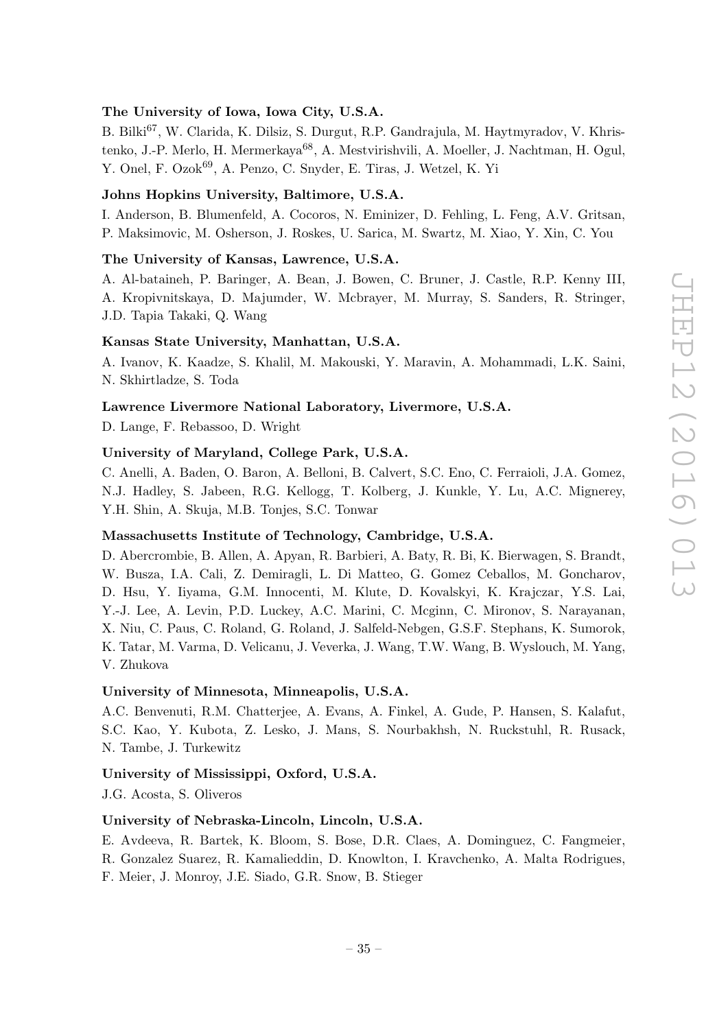**The University of Iowa, Iowa City, U.S.A.**

B. Bilki[67], W. Clarida, K. Dilsiz, S. Durgut, R.P. Gandrajula, M. Haytmyradov, V. Khristenko, J.-P. Merlo, H. Mermerkaya[68], A. Mestvirishvili, A. Moeller, J. Nachtman, H. Ogul, Y. Onel, F. Ozok[69], A. Penzo, C. Snyder, E. Tiras, J. Wetzel, K. Yi

**Johns Hopkins University, Baltimore, U.S.A.**

I. Anderson, B. Blumenfeld, A. Cocoros, N. Eminizer, D. Fehling, L. Feng, A.V. Gritsan, P. Maksimovic, M. Osherson, J. Roskes, U. Sarica, M. Swartz, M. Xiao, Y. Xin, C. You

**The University of Kansas, Lawrence, U.S.A.**

A. Al-bataineh, P. Baringer, A. Bean, J. Bowen, C. Bruner, J. Castle, R.P. Kenny III, A. Kropivnitskaya, D. Majumder, W. Mcbrayer, M. Murray, S. Sanders, R. Stringer, J.D. Tapia Takaki, Q. Wang

**Kansas State University, Manhattan, U.S.A.**

A. Ivanov, K. Kaadze, S. Khalil, M. Makouski, Y. Maravin, A. Mohammadi, L.K. Saini, N. Skhirtladze, S. Toda

**Lawrence Livermore National Laboratory, Livermore, U.S.A.**

D. Lange, F. Rebassoo, D. Wright

**University of Maryland, College Park, U.S.A.**

C. Anelli, A. Baden, O. Baron, A. Belloni, B. Calvert, S.C. Eno, C. Ferraioli, J.A. Gomez, N.J. Hadley, S. Jabeen, R.G. Kellogg, T. Kolberg, J. Kunkle, Y. Lu, A.C. Mignerey, Y.H. Shin, A. Skuja, M.B. Tonjes, S.C. Tonwar

**Massachusetts Institute of Technology, Cambridge, U.S.A.**

D. Abercrombie, B. Allen, A. Apyan, R. Barbieri, A. Baty, R. Bi, K. Bierwagen, S. Brandt, W. Busza, I.A. Cali, Z. Demiragli, L. Di Matteo, G. Gomez Ceballos, M. Goncharov, D. Hsu, Y. Iiyama, G.M. Innocenti, M. Klute, D. Kovalskyi, K. Krajczar, Y.S. Lai, Y.-J. Lee, A. Levin, P.D. Luckey, A.C. Marini, C. Mcginn, C. Mironov, S. Narayanan, X. Niu, C. Paus, C. Roland, G. Roland, J. Salfeld-Nebgen, G.S.F. Stephans, K. Sumorok, K. Tatar, M. Varma, D. Velicanu, J. Veverka, J. Wang, T.W. Wang, B. Wyslouch, M. Yang, V. Zhukova

**University of Minnesota, Minneapolis, U.S.A.**

A.C. Benvenuti, R.M. Chatterjee, A. Evans, A. Finkel, A. Gude, P. Hansen, S. Kalafut, S.C. Kao, Y. Kubota, Z. Lesko, J. Mans, S. Nourbakhsh, N. Ruckstuhl, R. Rusack, N. Tambe, J. Turkewitz

**University of Mississippi, Oxford, U.S.A.**

J.G. Acosta, S. Oliveros

**University of Nebraska-Lincoln, Lincoln, U.S.A.**

E. Avdeeva, R. Bartek, K. Bloom, S. Bose, D.R. Claes, A. Dominguez, C. Fangmeier, R. Gonzalez Suarez, R. Kamalieddin, D. Knowlton, I. Kravchenko, A. Malta Rodrigues, F. Meier, J. Monroy, J.E. Siado, G.R. Snow, B. Stieger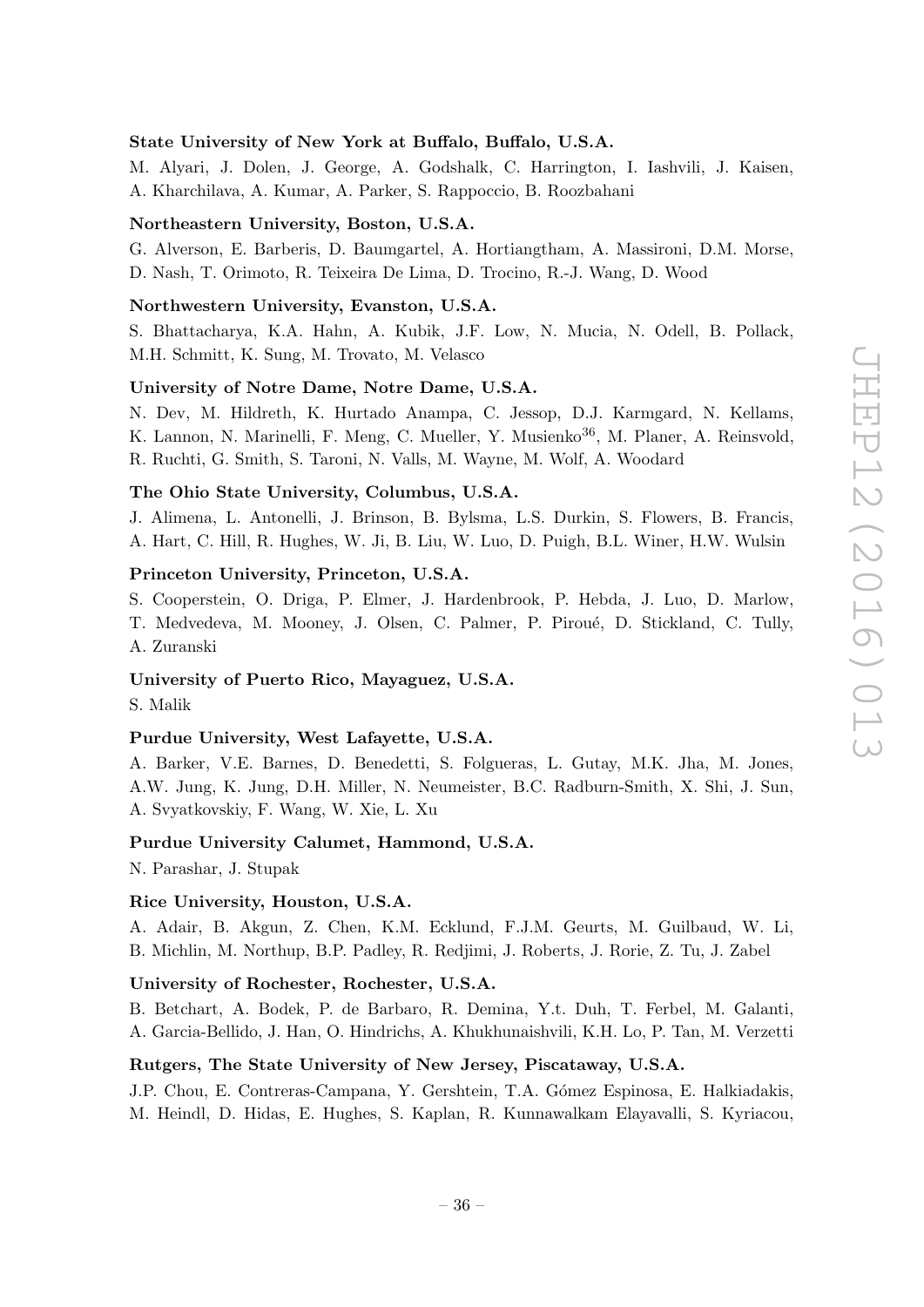**State University of New York at Buffalo, Buffalo, U.S.A.**

M. Alyari, J. Dolen, J. George, A. Godshalk, C. Harrington, I. Iashvili, J. Kaisen, A. Kharchilava, A. Kumar, A. Parker, S. Rappoccio, B. Roozbahani

**Northeastern University, Boston, U.S.A.**

G. Alverson, E. Barberis, D. Baumgartel, A. Hortiangtham, A. Massironi, D.M. Morse, D. Nash, T. Orimoto, R. Teixeira De Lima, D. Trocino, R.-J. Wang, D. Wood

**Northwestern University, Evanston, U.S.A.**

S. Bhattacharya, K.A. Hahn, A. Kubik, J.F. Low, N. Mucia, N. Odell, B. Pollack, M.H. Schmitt, K. Sung, M. Trovato, M. Velasco

**University of Notre Dame, Notre Dame, U.S.A.**

N. Dev, M. Hildreth, K. Hurtado Anampa, C. Jessop, D.J. Karmgard, N. Kellams, K. Lannon, N. Marinelli, F. Meng, C. Mueller, Y. Musienko[36], M. Planer, A. Reinsvold, R. Ruchti, G. Smith, S. Taroni, N. Valls, M. Wayne, M. Wolf, A. Woodard

**The Ohio State University, Columbus, U.S.A.**

J. Alimena, L. Antonelli, J. Brinson, B. Bylsma, L.S. Durkin, S. Flowers, B. Francis, A. Hart, C. Hill, R. Hughes, W. Ji, B. Liu, W. Luo, D. Puigh, B.L. Winer, H.W. Wulsin

**Princeton University, Princeton, U.S.A.**

S. Cooperstein, O. Driga, P. Elmer, J. Hardenbrook, P. Hebda, J. Luo, D. Marlow, T. Medvedeva, M. Mooney, J. Olsen, C. Palmer, P. Piroué, D. Stickland, C. Tully, A. Zuranski

**University of Puerto Rico, Mayaguez, U.S.A.**

S. Malik

**Purdue University, West Lafayette, U.S.A.**

A. Barker, V.E. Barnes, D. Benedetti, S. Folgueras, L. Gutay, M.K. Jha, M. Jones, A.W. Jung, K. Jung, D.H. Miller, N. Neumeister, B.C. Radburn-Smith, X. Shi, J. Sun, A. Svyatkovskiy, F. Wang, W. Xie, L. Xu

**Purdue University Calumet, Hammond, U.S.A.**

N. Parashar, J. Stupak

**Rice University, Houston, U.S.A.**

A. Adair, B. Akgun, Z. Chen, K.M. Ecklund, F.J.M. Geurts, M. Guilbaud, W. Li, B. Michlin, M. Northup, B.P. Padley, R. Redjimi, J. Roberts, J. Rorie, Z. Tu, J. Zabel

**University of Rochester, Rochester, U.S.A.**

B. Betchart, A. Bodek, P. de Barbaro, R. Demina, Y.t. Duh, T. Ferbel, M. Galanti, A. Garcia-Bellido, J. Han, O. Hindrichs, A. Khukhunaishvili, K.H. Lo, P. Tan, M. Verzetti

**Rutgers, The State University of New Jersey, Piscataway, U.S.A.**

J.P. Chou, E. Contreras-Campana, Y. Gershtein, T.A. Gómez Espinosa, E. Halkiadakis, M. Heindl, D. Hidas, E. Hughes, S. Kaplan, R. Kunnawalkam Elayavalli, S. Kyriacou,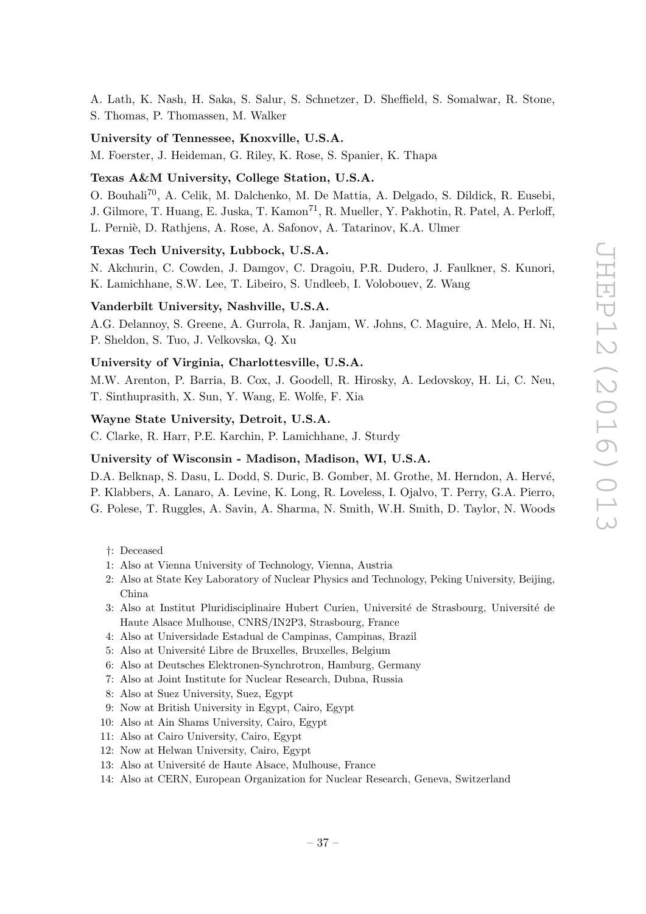A. Lath, K. Nash, H. Saka, S. Salur, S. Schnetzer, D. Sheffield, S. Somalwar, R. Stone, S. Thomas, P. Thomassen, M. Walker

**University of Tennessee, Knoxville, U.S.A.**

M. Foerster, J. Heideman, G. Riley, K. Rose, S. Spanier, K. Thapa

**Texas A&M University, College Station, U.S.A.**

O. Bouhali[70], A. Celik, M. Dalchenko, M. De Mattia, A. Delgado, S. Dildick, R. Eusebi, J. Gilmore, T. Huang, E. Juska, T. Kamon[71], R. Mueller, Y. Pakhotin, R. Patel, A. Perloff, L. Perniè, D. Rathjens, A. Rose, A. Safonov, A. Tatarinov, K.A. Ulmer

**Texas Tech University, Lubbock, U.S.A.**

N. Akchurin, C. Cowden, J. Damgov, C. Dragoiu, P.R. Dudero, J. Faulkner, S. Kunori, K. Lamichhane, S.W. Lee, T. Libeiro, S. Undleeb, I. Volobouev, Z. Wang

**Vanderbilt University, Nashville, U.S.A.**

A.G. Delannoy, S. Greene, A. Gurrola, R. Janjam, W. Johns, C. Maguire, A. Melo, H. Ni, P. Sheldon, S. Tuo, J. Velkovska, Q. Xu

**University of Virginia, Charlottesville, U.S.A.**

M.W. Arenton, P. Barria, B. Cox, J. Goodell, R. Hirosky, A. Ledovskoy, H. Li, C. Neu, T. Sinthuprasith, X. Sun, Y. Wang, E. Wolfe, F. Xia

**Wayne State University, Detroit, U.S.A.**

C. Clarke, R. Harr, P.E. Karchin, P. Lamichhane, J. Sturdy

**University of Wisconsin - Madison, Madison, WI, U.S.A.**

D.A. Belknap, S. Dasu, L. Dodd, S. Duric, B. Gomber, M. Grothe, M. Herndon, A. Hervé, P. Klabbers, A. Lanaro, A. Levine, K. Long, R. Loveless, I. Ojalvo, T. Perry, G.A. Pierro, G. Polese, T. Ruggles, A. Savin, A. Sharma, N. Smith, W.H. Smith, D. Taylor, N. Woods

†: Deceased
1: Also at Vienna University of Technology, Vienna, Austria
2: Also at State Key Laboratory of Nuclear Physics and Technology, Peking University, Beijing, China
3: Also at Institut Pluridisciplinaire Hubert Curien, Université de Strasbourg, Université de Haute Alsace Mulhouse, CNRS/IN2P3, Strasbourg, France
4: Also at Universidade Estadual de Campinas, Campinas, Brazil
5: Also at Université Libre de Bruxelles, Bruxelles, Belgium
6: Also at Deutsches Elektronen-Synchrotron, Hamburg, Germany
7: Also at Joint Institute for Nuclear Research, Dubna, Russia
8: Also at Suez University, Suez, Egypt
9: Now at British University in Egypt, Cairo, Egypt
10: Also at Ain Shams University, Cairo, Egypt
11: Also at Cairo University, Cairo, Egypt
12: Now at Helwan University, Cairo, Egypt
13: Also at Université de Haute Alsace, Mulhouse, France
14: Also at CERN, European Organization for Nuclear Research, Geneva, Switzerland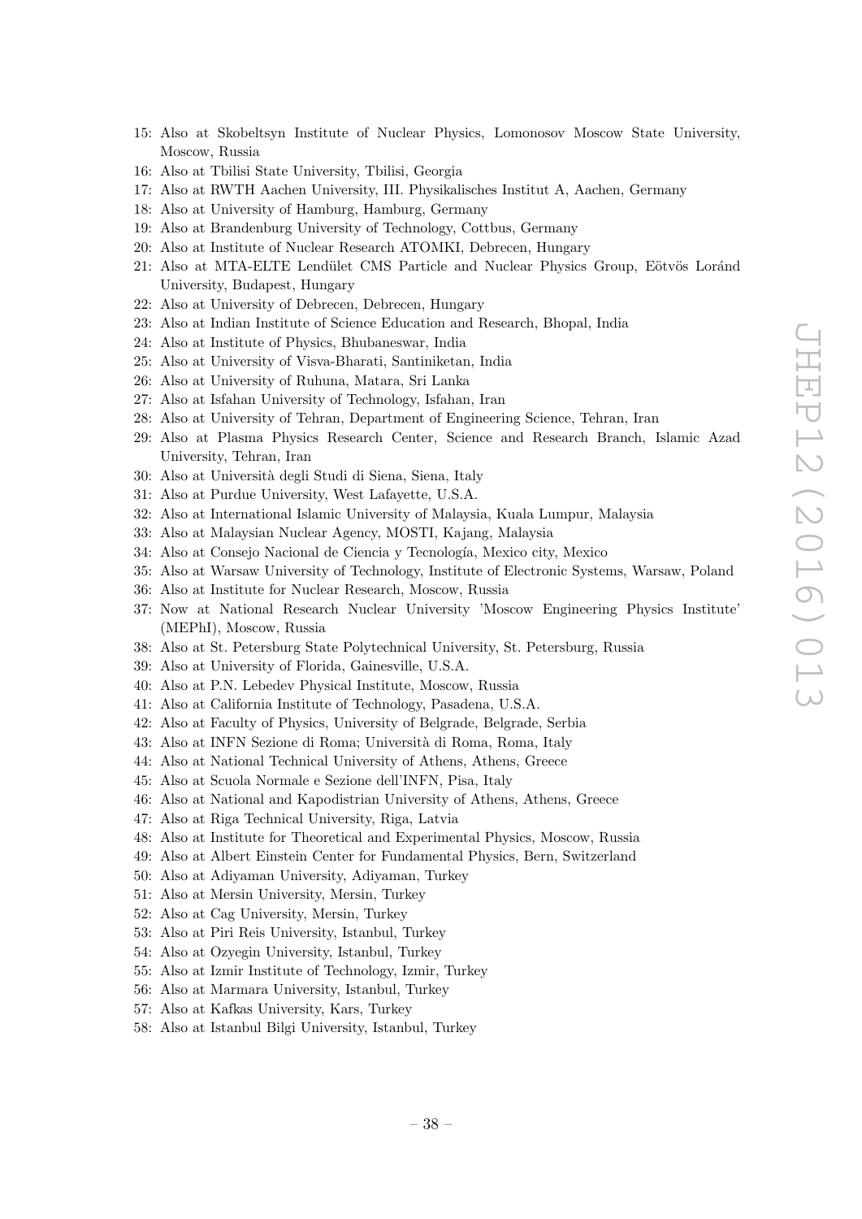15: Also at Skobeltsyn Institute of Nuclear Physics, Lomonosov Moscow State University, Moscow, Russia
16: Also at Tbilisi State University, Tbilisi, Georgia
17: Also at RWTH Aachen University, III. Physikalisches Institut A, Aachen, Germany
18: Also at University of Hamburg, Hamburg, Germany
19: Also at Brandenburg University of Technology, Cottbus, Germany
20: Also at Institute of Nuclear Research ATOMKI, Debrecen, Hungary
21: Also at MTA-ELTE Lendület CMS Particle and Nuclear Physics Group, Eötvös Loránd University, Budapest, Hungary
22: Also at University of Debrecen, Debrecen, Hungary
23: Also at Indian Institute of Science Education and Research, Bhopal, India
24: Also at Institute of Physics, Bhubaneswar, India
25: Also at University of Visva-Bharati, Santiniketan, India
26: Also at University of Ruhuna, Matara, Sri Lanka
27: Also at Isfahan University of Technology, Isfahan, Iran
28: Also at University of Tehran, Department of Engineering Science, Tehran, Iran
29: Also at Plasma Physics Research Center, Science and Research Branch, Islamic Azad University, Tehran, Iran
30: Also at Università degli Studi di Siena, Siena, Italy
31: Also at Purdue University, West Lafayette, U.S.A.
32: Also at International Islamic University of Malaysia, Kuala Lumpur, Malaysia
33: Also at Malaysian Nuclear Agency, MOSTI, Kajang, Malaysia
34: Also at Consejo Nacional de Ciencia y Tecnología, Mexico city, Mexico
35: Also at Warsaw University of Technology, Institute of Electronic Systems, Warsaw, Poland
36: Also at Institute for Nuclear Research, Moscow, Russia
37: Now at National Research Nuclear University 'Moscow Engineering Physics Institute' (MEPhI), Moscow, Russia
38: Also at St. Petersburg State Polytechnical University, St. Petersburg, Russia
39: Also at University of Florida, Gainesville, U.S.A.
40: Also at P.N. Lebedev Physical Institute, Moscow, Russia
41: Also at California Institute of Technology, Pasadena, U.S.A.
42: Also at Faculty of Physics, University of Belgrade, Belgrade, Serbia
43: Also at INFN Sezione di Roma; Università di Roma, Roma, Italy
44: Also at National Technical University of Athens, Athens, Greece
45: Also at Scuola Normale e Sezione dell'INFN, Pisa, Italy
46: Also at National and Kapodistrian University of Athens, Athens, Greece
47: Also at Riga Technical University, Riga, Latvia
48: Also at Institute for Theoretical and Experimental Physics, Moscow, Russia
49: Also at Albert Einstein Center for Fundamental Physics, Bern, Switzerland
50: Also at Adiyaman University, Adiyaman, Turkey
51: Also at Mersin University, Mersin, Turkey
52: Also at Cag University, Mersin, Turkey
53: Also at Piri Reis University, Istanbul, Turkey
54: Also at Ozyegin University, Istanbul, Turkey
55: Also at Izmir Institute of Technology, Izmir, Turkey
56: Also at Marmara University, Istanbul, Turkey
57: Also at Kafkas University, Kars, Turkey
58: Also at Istanbul Bilgi University, Istanbul, Turkey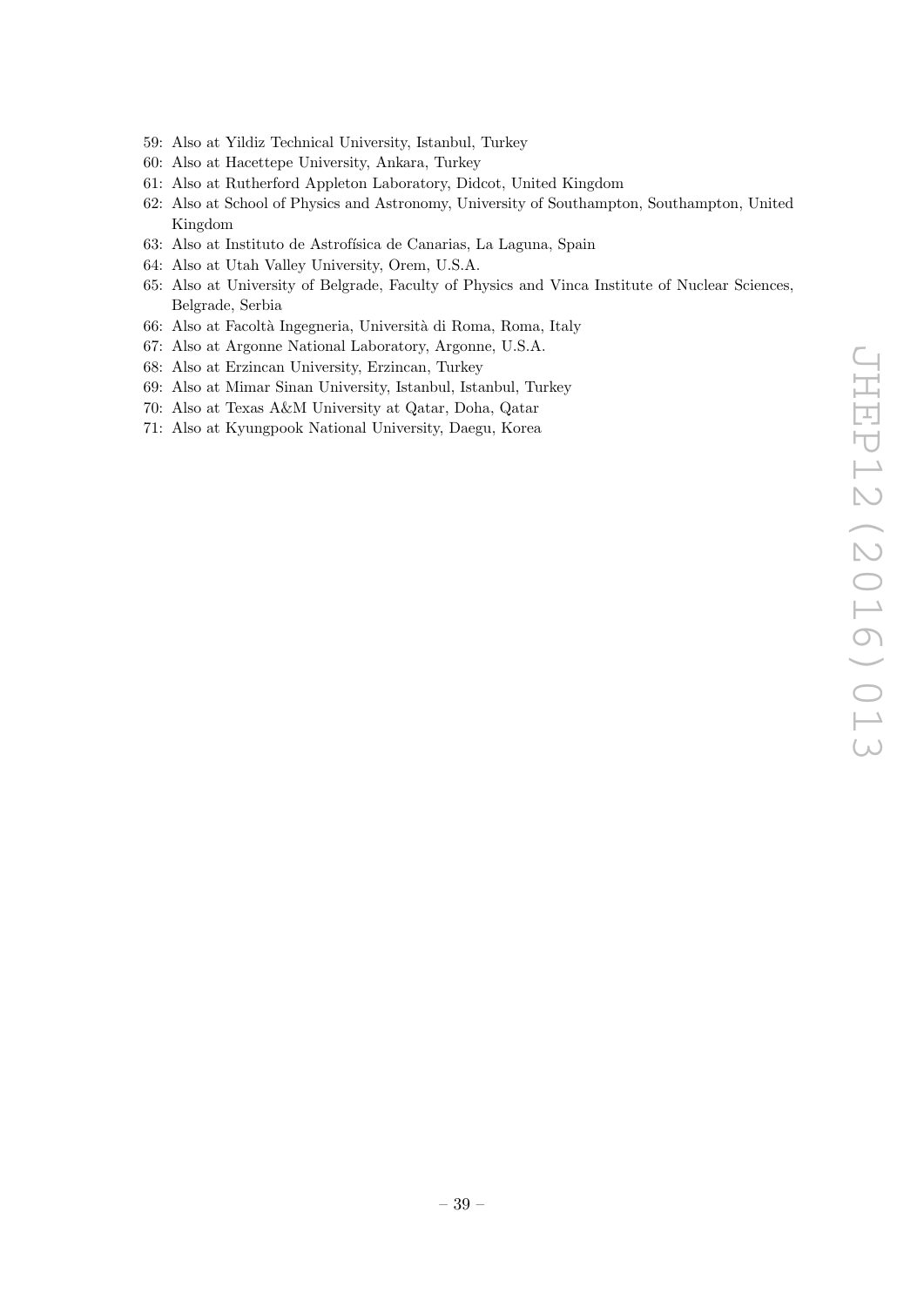59: Also at Yildiz Technical University, Istanbul, Turkey
60: Also at Hacettepe University, Ankara, Turkey
61: Also at Rutherford Appleton Laboratory, Didcot, United Kingdom
62: Also at School of Physics and Astronomy, University of Southampton, Southampton, United Kingdom
63: Also at Instituto de Astrofísica de Canarias, La Laguna, Spain
64: Also at Utah Valley University, Orem, U.S.A.
65: Also at University of Belgrade, Faculty of Physics and Vinca Institute of Nuclear Sciences, Belgrade, Serbia
66: Also at Facoltà Ingegneria, Università di Roma, Roma, Italy
67: Also at Argonne National Laboratory, Argonne, U.S.A.
68: Also at Erzincan University, Erzincan, Turkey
69: Also at Mimar Sinan University, Istanbul, Istanbul, Turkey
70: Also at Texas A&M University at Qatar, Doha, Qatar
71: Also at Kyungpook National University, Daegu, Korea